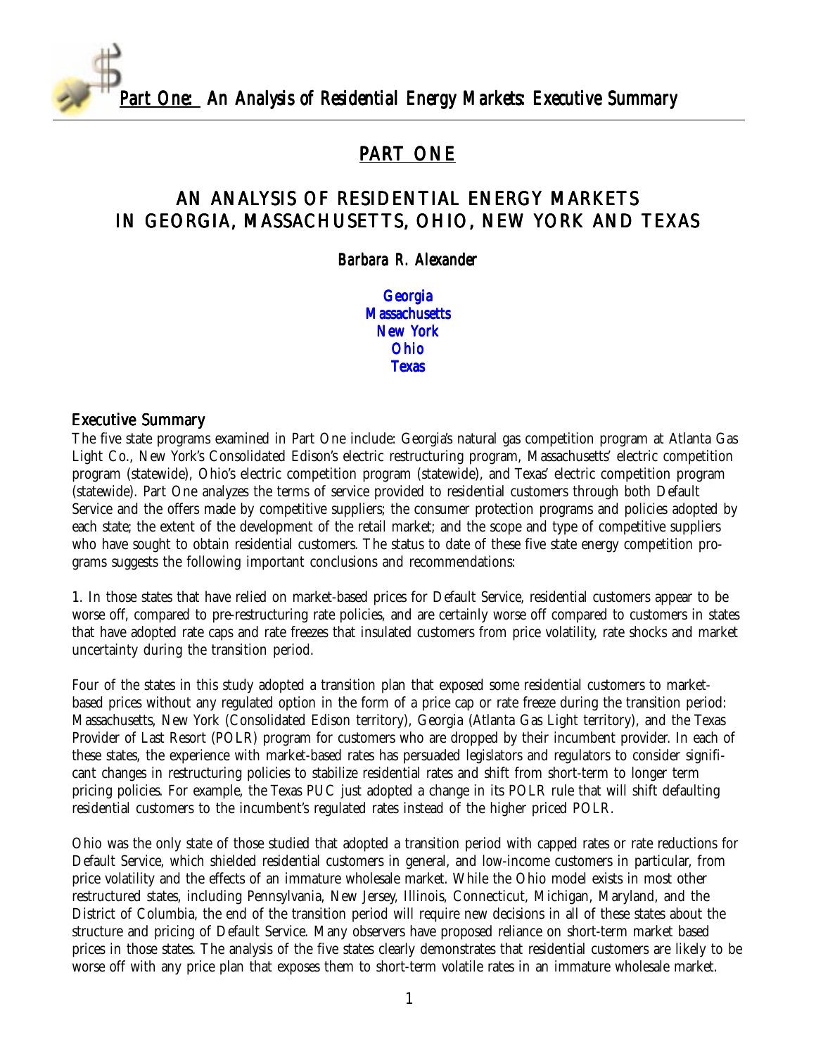# PART ONE

## AN ANALYSIS OF RESIDENTIAL ENERGY MARKETS IN GEORGIA, MASSACHUSETTS, OHIO, NEW YORK AND TEXAS

*Barbara R. Alexander*

Georgia
Massachusetts
New York
Ohio
Texas

### Executive Summary

The five state programs examined in Part One include: Georgia's natural gas competition program at Atlanta Gas Light Co., New York's Consolidated Edison's electric restructuring program, Massachusetts' electric competition program (statewide), Ohio's electric competition program (statewide), and Texas' electric competition program (statewide). Part One analyzes the terms of service provided to residential customers through both Default Service and the offers made by competitive suppliers; the consumer protection programs and policies adopted by each state; the extent of the development of the retail market; and the scope and type of competitive suppliers who have sought to obtain residential customers. The status to date of these five state energy competition programs suggests the following important conclusions and recommendations:

1. In those states that have relied on market-based prices for Default Service, residential customers appear to be worse off, compared to pre-restructuring rate policies, and are certainly worse off compared to customers in states that have adopted rate caps and rate freezes that insulated customers from price volatility, rate shocks and market uncertainty during the transition period.

Four of the states in this study adopted a transition plan that exposed some residential customers to market-based prices without any regulated option in the form of a price cap or rate freeze during the transition period: Massachusetts, New York (Consolidated Edison territory), Georgia (Atlanta Gas Light territory), and the Texas Provider of Last Resort (POLR) program for customers who are dropped by their incumbent provider. In each of these states, the experience with market-based rates has persuaded legislators and regulators to consider significant changes in restructuring policies to stabilize residential rates and shift from short-term to longer term pricing policies. For example, the Texas PUC just adopted a change in its POLR rule that will shift defaulting residential customers to the incumbent's regulated rates instead of the higher priced POLR.

Ohio was the only state of those studied that adopted a transition period with capped rates or rate reductions for Default Service, which shielded residential customers in general, and low-income customers in particular, from price volatility and the effects of an immature wholesale market. While the Ohio model exists in most other restructured states, including Pennsylvania, New Jersey, Illinois, Connecticut, Michigan, Maryland, and the District of Columbia, the end of the transition period will require new decisions in all of these states about the structure and pricing of Default Service. Many observers have proposed reliance on short-term market based prices in those states. The analysis of the five states clearly demonstrates that residential customers are likely to be worse off with any price plan that exposes them to short-term volatile rates in an immature wholesale market.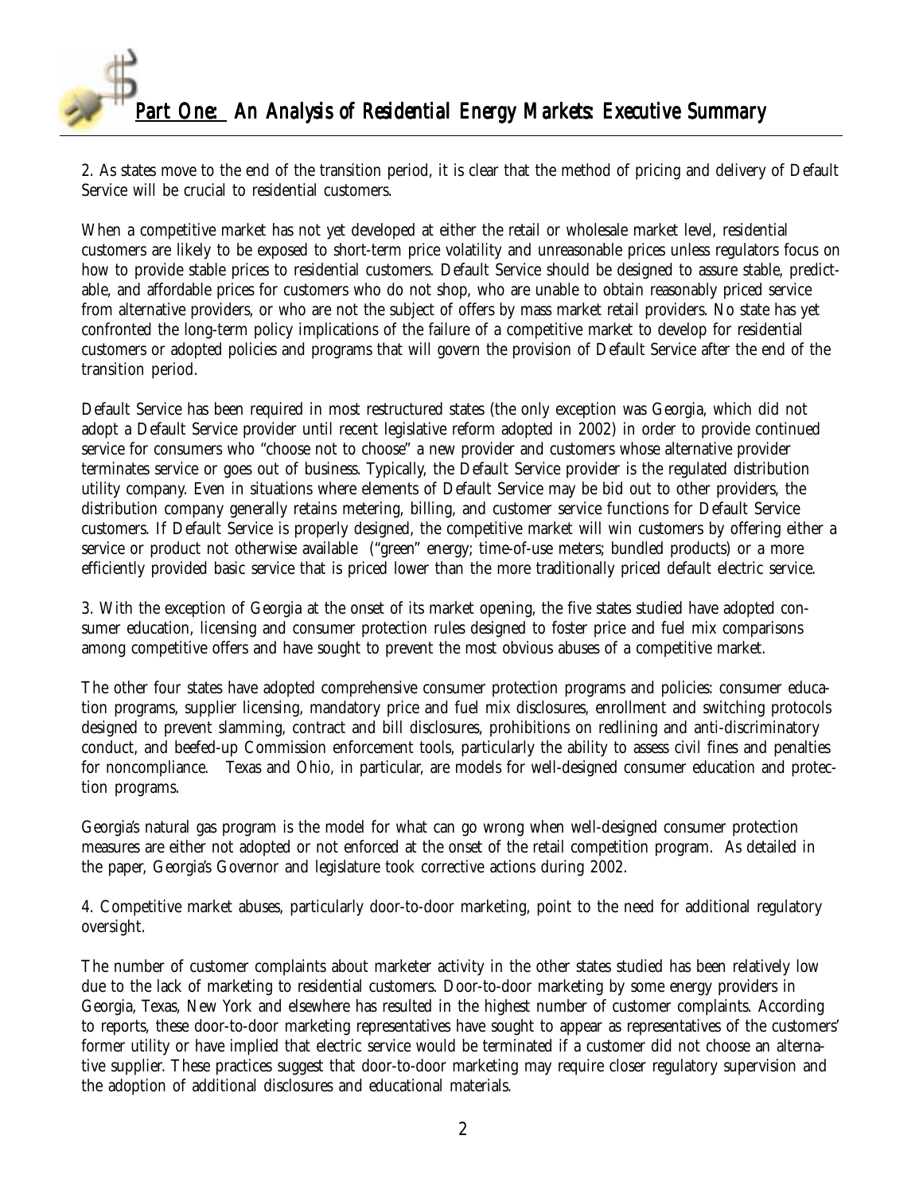2. As states move to the end of the transition period, it is clear that the method of pricing and delivery of Default Service will be crucial to residential customers.

When a competitive market has not yet developed at either the retail or wholesale market level, residential customers are likely to be exposed to short-term price volatility and unreasonable prices unless regulators focus on how to provide stable prices to residential customers. Default Service should be designed to assure stable, predictable, and affordable prices for customers who do not shop, who are unable to obtain reasonably priced service from alternative providers, or who are not the subject of offers by mass market retail providers. No state has yet confronted the long-term policy implications of the failure of a competitive market to develop for residential customers or adopted policies and programs that will govern the provision of Default Service after the end of the transition period.

Default Service has been required in most restructured states (the only exception was Georgia, which did not adopt a Default Service provider until recent legislative reform adopted in 2002) in order to provide continued service for consumers who "choose not to choose" a new provider and customers whose alternative provider terminates service or goes out of business. Typically, the Default Service provider is the regulated distribution utility company. Even in situations where elements of Default Service may be bid out to other providers, the distribution company generally retains metering, billing, and customer service functions for Default Service customers. If Default Service is properly designed, the competitive market will win customers by offering either a service or product not otherwise available ("green" energy; time-of-use meters; bundled products) or a more efficiently provided basic service that is priced lower than the more traditionally priced default electric service.

3. With the exception of Georgia at the onset of its market opening, the five states studied have adopted consumer education, licensing and consumer protection rules designed to foster price and fuel mix comparisons among competitive offers and have sought to prevent the most obvious abuses of a competitive market.

The other four states have adopted comprehensive consumer protection programs and policies: consumer education programs, supplier licensing, mandatory price and fuel mix disclosures, enrollment and switching protocols designed to prevent slamming, contract and bill disclosures, prohibitions on redlining and anti-discriminatory conduct, and beefed-up Commission enforcement tools, particularly the ability to assess civil fines and penalties for noncompliance. Texas and Ohio, in particular, are models for well-designed consumer education and protection programs.

Georgia's natural gas program is the model for what can go wrong when well-designed consumer protection measures are either not adopted or not enforced at the onset of the retail competition program. As detailed in the paper, Georgia's Governor and legislature took corrective actions during 2002.

4. Competitive market abuses, particularly door-to-door marketing, point to the need for additional regulatory oversight.

The number of customer complaints about marketer activity in the other states studied has been relatively low due to the lack of marketing to residential customers. Door-to-door marketing by some energy providers in Georgia, Texas, New York and elsewhere has resulted in the highest number of customer complaints. According to reports, these door-to-door marketing representatives have sought to appear as representatives of the customers' former utility or have implied that electric service would be terminated if a customer did not choose an alternative supplier. These practices suggest that door-to-door marketing may require closer regulatory supervision and the adoption of additional disclosures and educational materials.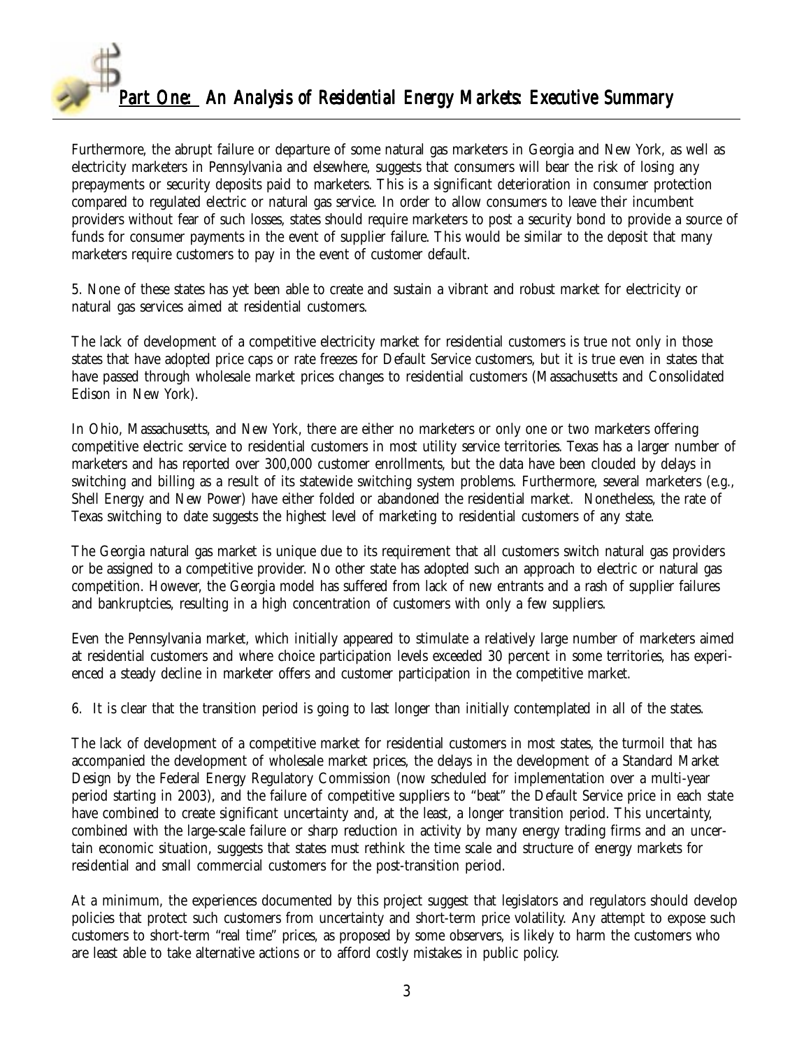Furthermore, the abrupt failure or departure of some natural gas marketers in Georgia and New York, as well as electricity marketers in Pennsylvania and elsewhere, suggests that consumers will bear the risk of losing any prepayments or security deposits paid to marketers. This is a significant deterioration in consumer protection compared to regulated electric or natural gas service. In order to allow consumers to leave their incumbent providers without fear of such losses, states should require marketers to post a security bond to provide a source of funds for consumer payments in the event of supplier failure. This would be similar to the deposit that many marketers require customers to pay in the event of customer default.

5. None of these states has yet been able to create and sustain a vibrant and robust market for electricity or natural gas services aimed at residential customers.

The lack of development of a competitive electricity market for residential customers is true not only in those states that have adopted price caps or rate freezes for Default Service customers, but it is true even in states that have passed through wholesale market prices changes to residential customers (Massachusetts and Consolidated Edison in New York).

In Ohio, Massachusetts, and New York, there are either no marketers or only one or two marketers offering competitive electric service to residential customers in most utility service territories. Texas has a larger number of marketers and has reported over 300,000 customer enrollments, but the data have been clouded by delays in switching and billing as a result of its statewide switching system problems. Furthermore, several marketers (e.g., Shell Energy and New Power) have either folded or abandoned the residential market. Nonetheless, the rate of Texas switching to date suggests the highest level of marketing to residential customers of any state.

The Georgia natural gas market is unique due to its requirement that all customers switch natural gas providers or be assigned to a competitive provider. No other state has adopted such an approach to electric or natural gas competition. However, the Georgia model has suffered from lack of new entrants and a rash of supplier failures and bankruptcies, resulting in a high concentration of customers with only a few suppliers.

Even the Pennsylvania market, which initially appeared to stimulate a relatively large number of marketers aimed at residential customers and where choice participation levels exceeded 30 percent in some territories, has experienced a steady decline in marketer offers and customer participation in the competitive market.

6. It is clear that the transition period is going to last longer than initially contemplated in all of the states.

The lack of development of a competitive market for residential customers in most states, the turmoil that has accompanied the development of wholesale market prices, the delays in the development of a Standard Market Design by the Federal Energy Regulatory Commission (now scheduled for implementation over a multi-year period starting in 2003), and the failure of competitive suppliers to "beat" the Default Service price in each state have combined to create significant uncertainty and, at the least, a longer transition period. This uncertainty, combined with the large-scale failure or sharp reduction in activity by many energy trading firms and an uncertain economic situation, suggests that states must rethink the time scale and structure of energy markets for residential and small commercial customers for the post-transition period.

At a minimum, the experiences documented by this project suggest that legislators and regulators should develop policies that protect such customers from uncertainty and short-term price volatility. Any attempt to expose such customers to short-term "real time" prices, as proposed by some observers, is likely to harm the customers who are least able to take alternative actions or to afford costly mistakes in public policy.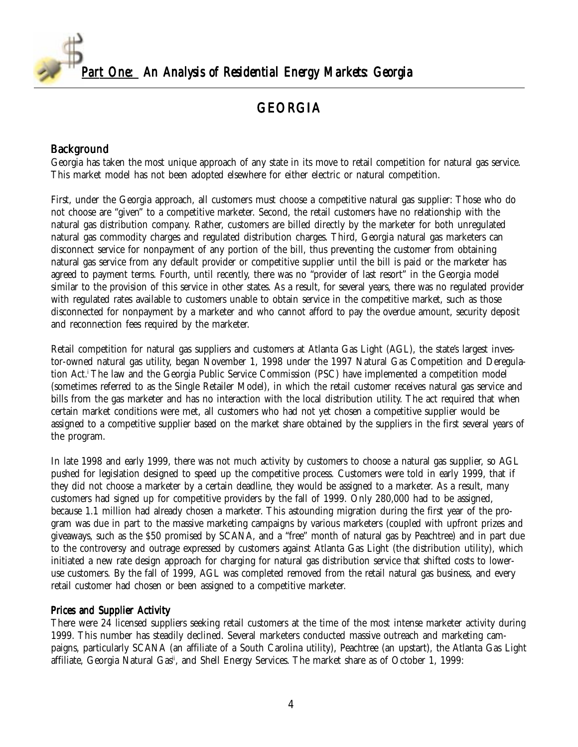# GEORGIA

## Background

Georgia has taken the most unique approach of any state in its move to retail competition for natural gas service. This market model has not been adopted elsewhere for either electric or natural competition.

First, under the Georgia approach, all customers must choose a competitive natural gas supplier: Those who do not choose are "given" to a competitive marketer. Second, the retail customers have no relationship with the natural gas distribution company. Rather, customers are billed directly by the marketer for both unregulated natural gas commodity charges and regulated distribution charges. Third, Georgia natural gas marketers can disconnect service for nonpayment of any portion of the bill, thus preventing the customer from obtaining natural gas service from any default provider or competitive supplier until the bill is paid or the marketer has agreed to payment terms. Fourth, until recently, there was no "provider of last resort" in the Georgia model similar to the provision of this service in other states. As a result, for several years, there was no regulated provider with regulated rates available to customers unable to obtain service in the competitive market, such as those disconnected for nonpayment by a marketer and who cannot afford to pay the overdue amount, security deposit and reconnection fees required by the marketer.

Retail competition for natural gas suppliers and customers at Atlanta Gas Light (AGL), the state's largest investor-owned natural gas utility, began November 1, 1998 under the 1997 Natural Gas Competition and Deregulation Act.[i] The law and the Georgia Public Service Commission (PSC) have implemented a competition model (sometimes referred to as the Single Retailer Model), in which the retail customer receives natural gas service and bills from the gas marketer and has no interaction with the local distribution utility. The act required that when certain market conditions were met, all customers who had not yet chosen a competitive supplier would be assigned to a competitive supplier based on the market share obtained by the suppliers in the first several years of the program.

In late 1998 and early 1999, there was not much activity by customers to choose a natural gas supplier, so AGL pushed for legislation designed to speed up the competitive process. Customers were told in early 1999, that if they did not choose a marketer by a certain deadline, they would be assigned to a marketer. As a result, many customers had signed up for competitive providers by the fall of 1999. Only 280,000 had to be assigned, because 1.1 million had already chosen a marketer. This astounding migration during the first year of the program was due in part to the massive marketing campaigns by various marketers (coupled with upfront prizes and giveaways, such as the $50 promised by SCANA, and a "free" month of natural gas by Peachtree) and in part due to the controversy and outrage expressed by customers against Atlanta Gas Light (the distribution utility), which initiated a new rate design approach for charging for natural gas distribution service that shifted costs to lower-use customers. By the fall of 1999, AGL was completed removed from the retail natural gas business, and every retail customer had chosen or been assigned to a competitive marketer.

## Prices and Supplier Activity

There were 24 licensed suppliers seeking retail customers at the time of the most intense marketer activity during 1999. This number has steadily declined. Several marketers conducted massive outreach and marketing campaigns, particularly SCANA (an affiliate of a South Carolina utility), Peachtree (an upstart), the Atlanta Gas Light affiliate, Georgia Natural Gas[ii], and Shell Energy Services. The market share as of October 1, 1999: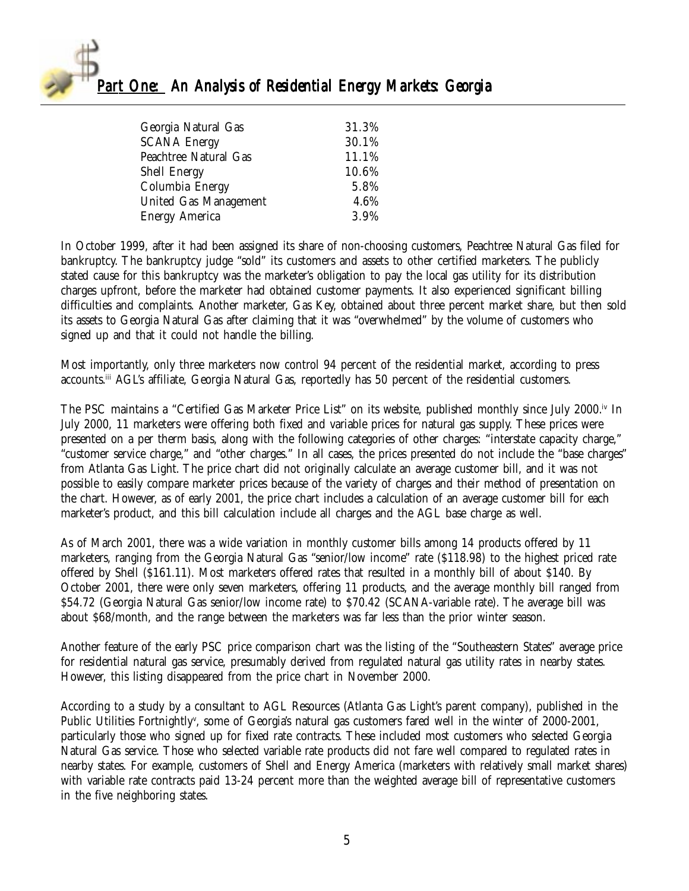| | |
|---|---|
| Georgia Natural Gas | 31.3% |
| SCANA Energy | 30.1% |
| Peachtree Natural Gas | 11.1% |
| Shell Energy | 10.6% |
| Columbia Energy | 5.8% |
| United Gas Management | 4.6% |
| Energy America | 3.9% |

In October 1999, after it had been assigned its share of non-choosing customers, Peachtree Natural Gas filed for bankruptcy. The bankruptcy judge "sold" its customers and assets to other certified marketers. The publicly stated cause for this bankruptcy was the marketer's obligation to pay the local gas utility for its distribution charges upfront, before the marketer had obtained customer payments. It also experienced significant billing difficulties and complaints. Another marketer, Gas Key, obtained about three percent market share, but then sold its assets to Georgia Natural Gas after claiming that it was "overwhelmed" by the volume of customers who signed up and that it could not handle the billing.

Most importantly, only three marketers now control 94 percent of the residential market, according to press accounts.[iii] AGL's affiliate, Georgia Natural Gas, reportedly has 50 percent of the residential customers.

The PSC maintains a "Certified Gas Marketer Price List" on its website, published monthly since July 2000.[iv] In July 2000, 11 marketers were offering both fixed and variable prices for natural gas supply. These prices were presented on a per therm basis, along with the following categories of other charges: "interstate capacity charge," "customer service charge," and "other charges." In all cases, the prices presented do not include the "base charges" from Atlanta Gas Light. The price chart did not originally calculate an average customer bill, and it was not possible to easily compare marketer prices because of the variety of charges and their method of presentation on the chart. However, as of early 2001, the price chart includes a calculation of an average customer bill for each marketer's product, and this bill calculation include all charges and the AGL base charge as well.

As of March 2001, there was a wide variation in monthly customer bills among 14 products offered by 11 marketers, ranging from the Georgia Natural Gas "senior/low income" rate ($118.98) to the highest priced rate offered by Shell ($161.11). Most marketers offered rates that resulted in a monthly bill of about $140. By October 2001, there were only seven marketers, offering 11 products, and the average monthly bill ranged from $54.72 (Georgia Natural Gas senior/low income rate) to $70.42 (SCANA-variable rate). The average bill was about $68/month, and the range between the marketers was far less than the prior winter season.

Another feature of the early PSC price comparison chart was the listing of the "Southeastern States" average price for residential natural gas service, presumably derived from regulated natural gas utility rates in nearby states. However, this listing disappeared from the price chart in November 2000.

According to a study by a consultant to AGL Resources (Atlanta Gas Light's parent company), published in the Public Utilities Fortnightly[v], some of Georgia's natural gas customers fared well in the winter of 2000-2001, particularly those who signed up for fixed rate contracts. These included most customers who selected Georgia Natural Gas service. Those who selected variable rate products did not fare well compared to regulated rates in nearby states. For example, customers of Shell and Energy America (marketers with relatively small market shares) with variable rate contracts paid 13-24 percent more than the weighted average bill of representative customers in the five neighboring states.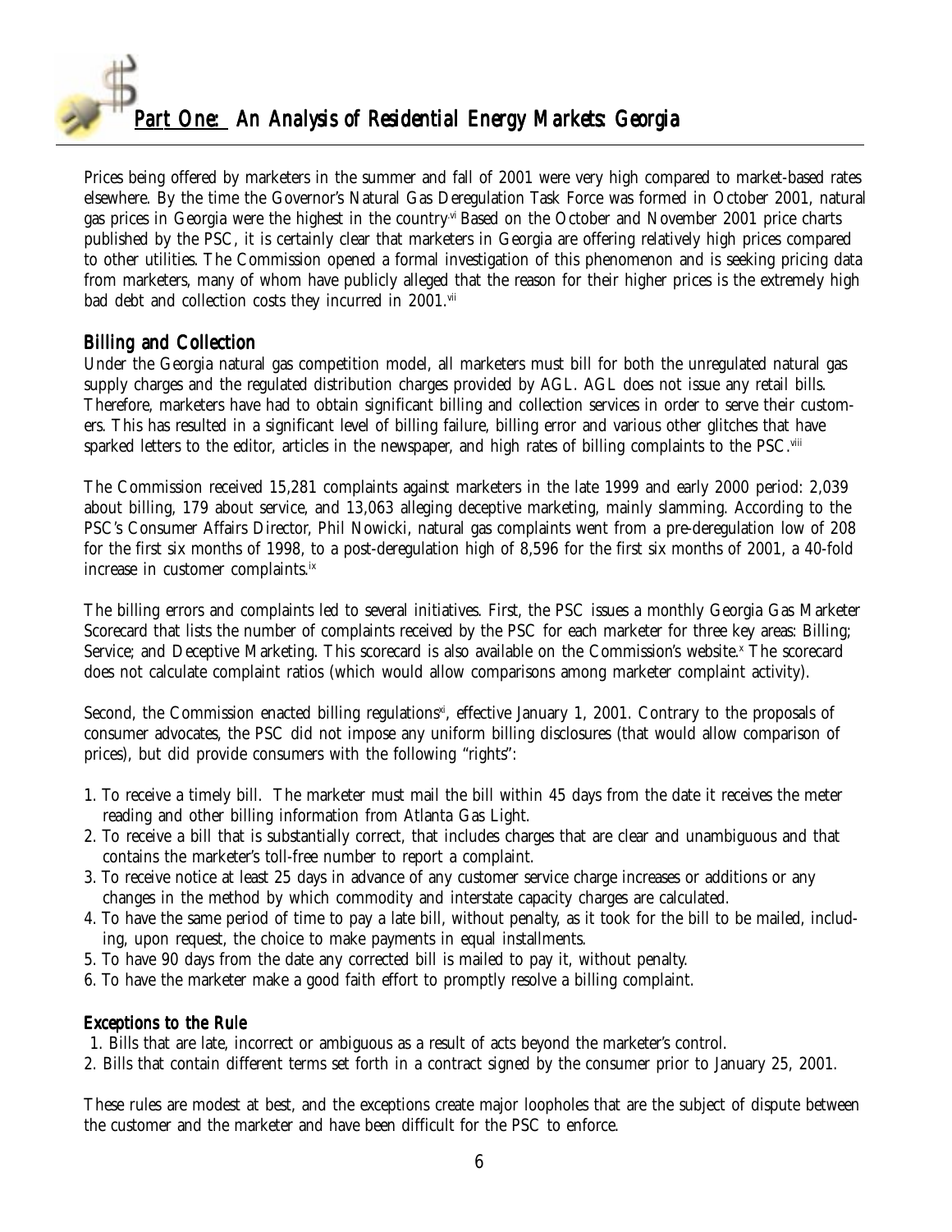Prices being offered by marketers in the summer and fall of 2001 were very high compared to market-based rates elsewhere. By the time the Governor's Natural Gas Deregulation Task Force was formed in October 2001, natural gas prices in Georgia were the highest in the country.[vi] Based on the October and November 2001 price charts published by the PSC, it is certainly clear that marketers in Georgia are offering relatively high prices compared to other utilities. The Commission opened a formal investigation of this phenomenon and is seeking pricing data from marketers, many of whom have publicly alleged that the reason for their higher prices is the extremely high bad debt and collection costs they incurred in 2001.[vii]

## Billing and Collection

Under the Georgia natural gas competition model, all marketers must bill for both the unregulated natural gas supply charges and the regulated distribution charges provided by AGL. AGL does not issue any retail bills. Therefore, marketers have had to obtain significant billing and collection services in order to serve their customers. This has resulted in a significant level of billing failure, billing error and various other glitches that have sparked letters to the editor, articles in the newspaper, and high rates of billing complaints to the PSC.[viii]

The Commission received 15,281 complaints against marketers in the late 1999 and early 2000 period: 2,039 about billing, 179 about service, and 13,063 alleging deceptive marketing, mainly slamming. According to the PSC's Consumer Affairs Director, Phil Nowicki, natural gas complaints went from a pre-deregulation low of 208 for the first six months of 1998, to a post-deregulation high of 8,596 for the first six months of 2001, a 40-fold increase in customer complaints.[ix]

The billing errors and complaints led to several initiatives. First, the PSC issues a monthly Georgia Gas Marketer Scorecard that lists the number of complaints received by the PSC for each marketer for three key areas: Billing; Service; and Deceptive Marketing. This scorecard is also available on the Commission's website.[x] The scorecard does not calculate complaint ratios (which would allow comparisons among marketer complaint activity).

Second, the Commission enacted billing regulations[xi], effective January 1, 2001. Contrary to the proposals of consumer advocates, the PSC did not impose any uniform billing disclosures (that would allow comparison of prices), but did provide consumers with the following "rights":

1. To receive a timely bill. The marketer must mail the bill within 45 days from the date it receives the meter reading and other billing information from Atlanta Gas Light.
2. To receive a bill that is substantially correct, that includes charges that are clear and unambiguous and that contains the marketer's toll-free number to report a complaint.
3. To receive notice at least 25 days in advance of any customer service charge increases or additions or any changes in the method by which commodity and interstate capacity charges are calculated.
4. To have the same period of time to pay a late bill, without penalty, as it took for the bill to be mailed, including, upon request, the choice to make payments in equal installments.
5. To have 90 days from the date any corrected bill is mailed to pay it, without penalty.
6. To have the marketer make a good faith effort to promptly resolve a billing complaint.

## Exceptions to the Rule

1. Bills that are late, incorrect or ambiguous as a result of acts beyond the marketer's control.
2. Bills that contain different terms set forth in a contract signed by the consumer prior to January 25, 2001.

These rules are modest at best, and the exceptions create major loopholes that are the subject of dispute between the customer and the marketer and have been difficult for the PSC to enforce.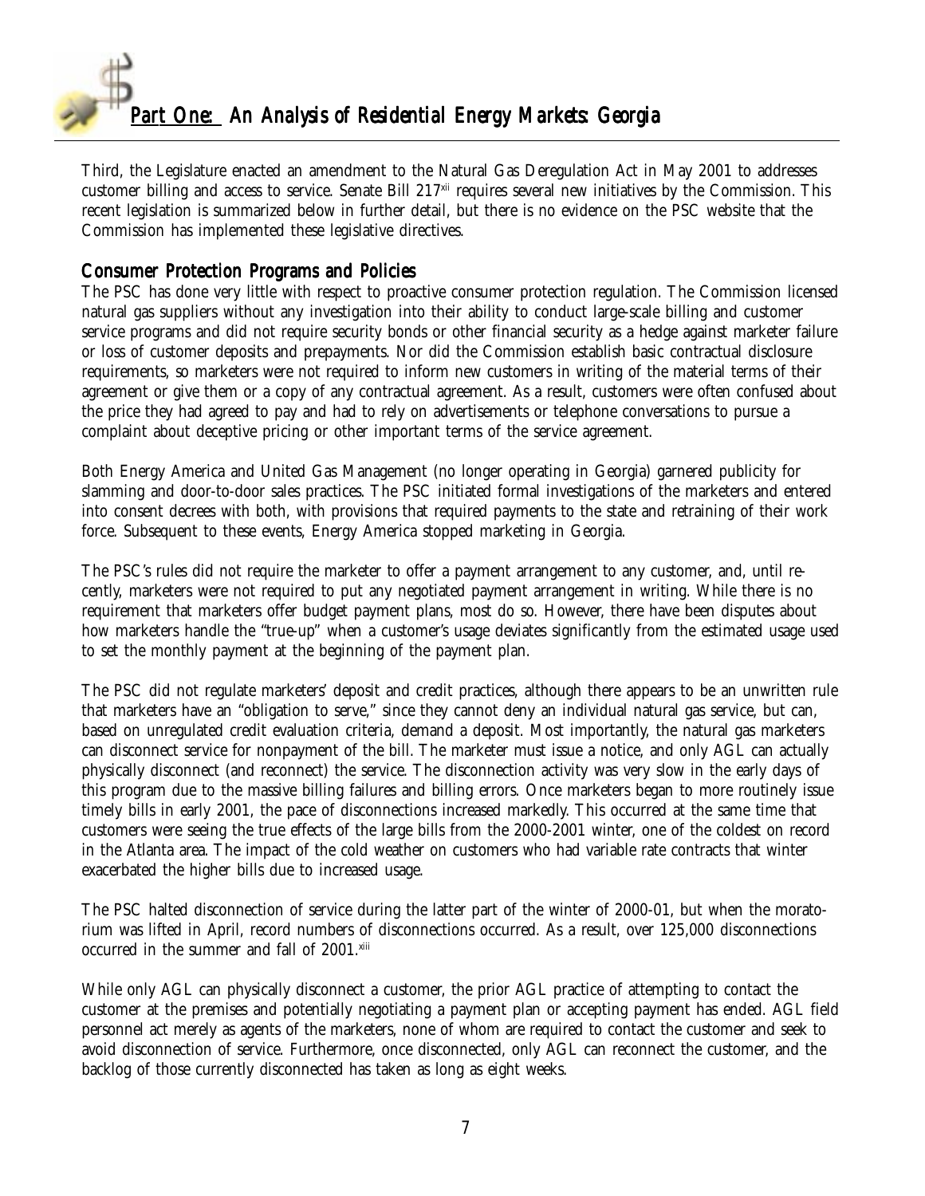Third, the Legislature enacted an amendment to the Natural Gas Deregulation Act in May 2001 to addresses customer billing and access to service. Senate Bill 217[xii] requires several new initiatives by the Commission. This recent legislation is summarized below in further detail, but there is no evidence on the PSC website that the Commission has implemented these legislative directives.

## Consumer Protection Programs and Policies

The PSC has done very little with respect to proactive consumer protection regulation. The Commission licensed natural gas suppliers without any investigation into their ability to conduct large-scale billing and customer service programs and did not require security bonds or other financial security as a hedge against marketer failure or loss of customer deposits and prepayments. Nor did the Commission establish basic contractual disclosure requirements, so marketers were not required to inform new customers in writing of the material terms of their agreement or give them or a copy of any contractual agreement. As a result, customers were often confused about the price they had agreed to pay and had to rely on advertisements or telephone conversations to pursue a complaint about deceptive pricing or other important terms of the service agreement.

Both Energy America and United Gas Management (no longer operating in Georgia) garnered publicity for slamming and door-to-door sales practices. The PSC initiated formal investigations of the marketers and entered into consent decrees with both, with provisions that required payments to the state and retraining of their work force. Subsequent to these events, Energy America stopped marketing in Georgia.

The PSC's rules did not require the marketer to offer a payment arrangement to any customer, and, until recently, marketers were not required to put any negotiated payment arrangement in writing. While there is no requirement that marketers offer budget payment plans, most do so. However, there have been disputes about how marketers handle the "true-up" when a customer's usage deviates significantly from the estimated usage used to set the monthly payment at the beginning of the payment plan.

The PSC did not regulate marketers' deposit and credit practices, although there appears to be an unwritten rule that marketers have an "obligation to serve," since they cannot deny an individual natural gas service, but can, based on unregulated credit evaluation criteria, demand a deposit. Most importantly, the natural gas marketers can disconnect service for nonpayment of the bill. The marketer must issue a notice, and only AGL can actually physically disconnect (and reconnect) the service. The disconnection activity was very slow in the early days of this program due to the massive billing failures and billing errors. Once marketers began to more routinely issue timely bills in early 2001, the pace of disconnections increased markedly. This occurred at the same time that customers were seeing the true effects of the large bills from the 2000-2001 winter, one of the coldest on record in the Atlanta area. The impact of the cold weather on customers who had variable rate contracts that winter exacerbated the higher bills due to increased usage.

The PSC halted disconnection of service during the latter part of the winter of 2000-01, but when the moratorium was lifted in April, record numbers of disconnections occurred. As a result, over 125,000 disconnections occurred in the summer and fall of 2001.[xiii]

While only AGL can physically disconnect a customer, the prior AGL practice of attempting to contact the customer at the premises and potentially negotiating a payment plan or accepting payment has ended. AGL field personnel act merely as agents of the marketers, none of whom are required to contact the customer and seek to avoid disconnection of service. Furthermore, once disconnected, only AGL can reconnect the customer, and the backlog of those currently disconnected has taken as long as eight weeks.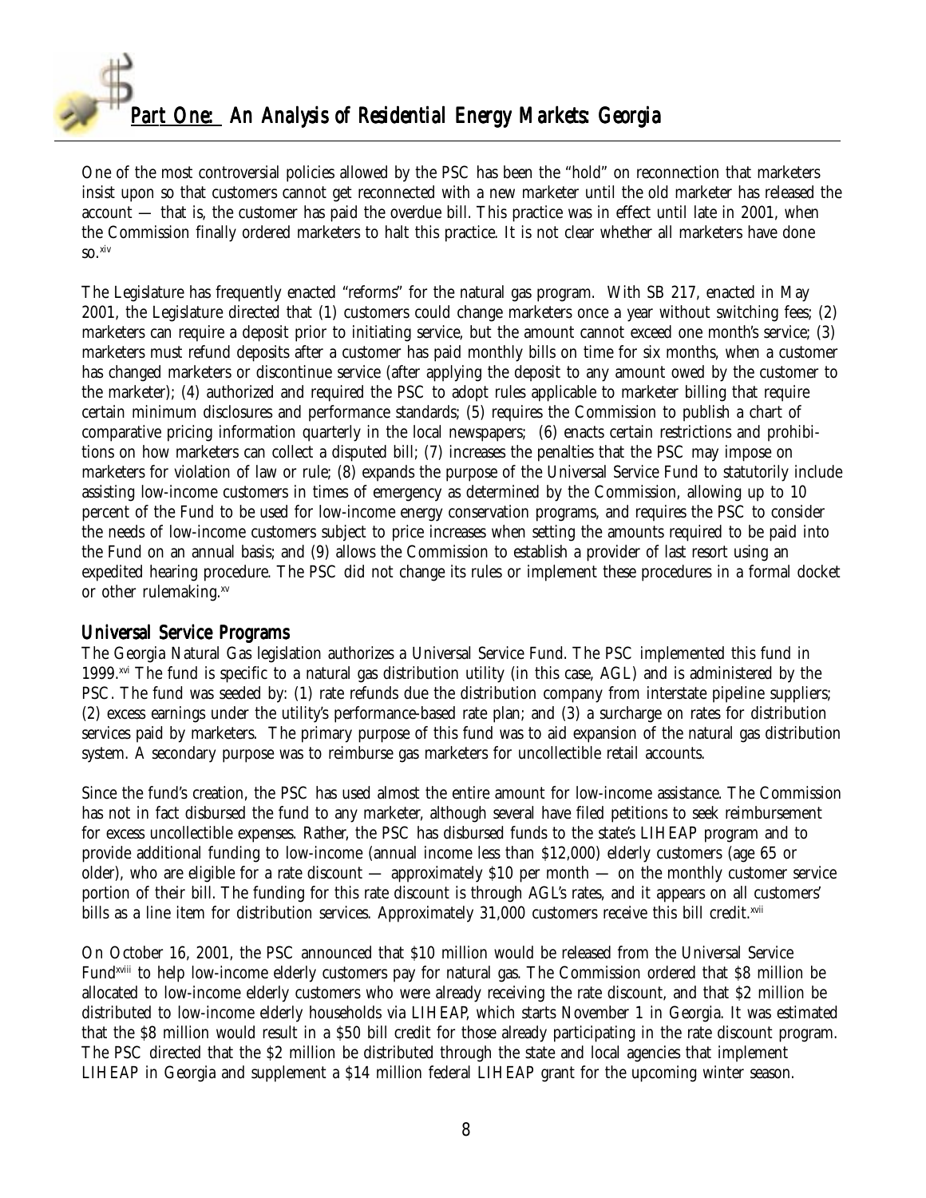One of the most controversial policies allowed by the PSC has been the "hold" on reconnection that marketers insist upon so that customers cannot get reconnected with a new marketer until the old marketer has released the account — that is, the customer has paid the overdue bill. This practice was in effect until late in 2001, when the Commission finally ordered marketers to halt this practice. It is not clear whether all marketers have done so.[xiv]

The Legislature has frequently enacted "reforms" for the natural gas program. With SB 217, enacted in May 2001, the Legislature directed that (1) customers could change marketers once a year without switching fees; (2) marketers can require a deposit prior to initiating service, but the amount cannot exceed one month's service; (3) marketers must refund deposits after a customer has paid monthly bills on time for six months, when a customer has changed marketers or discontinue service (after applying the deposit to any amount owed by the customer to the marketer); (4) authorized and required the PSC to adopt rules applicable to marketer billing that require certain minimum disclosures and performance standards; (5) requires the Commission to publish a chart of comparative pricing information quarterly in the local newspapers; (6) enacts certain restrictions and prohibitions on how marketers can collect a disputed bill; (7) increases the penalties that the PSC may impose on marketers for violation of law or rule; (8) expands the purpose of the Universal Service Fund to statutorily include assisting low-income customers in times of emergency as determined by the Commission, allowing up to 10 percent of the Fund to be used for low-income energy conservation programs, and requires the PSC to consider the needs of low-income customers subject to price increases when setting the amounts required to be paid into the Fund on an annual basis; and (9) allows the Commission to establish a provider of last resort using an expedited hearing procedure. The PSC did not change its rules or implement these procedures in a formal docket or other rulemaking.[xv]

## Universal Service Programs

The Georgia Natural Gas legislation authorizes a Universal Service Fund. The PSC implemented this fund in 1999.[xvi] The fund is specific to a natural gas distribution utility (in this case, AGL) and is administered by the PSC. The fund was seeded by: (1) rate refunds due the distribution company from interstate pipeline suppliers; (2) excess earnings under the utility's performance-based rate plan; and (3) a surcharge on rates for distribution services paid by marketers. The primary purpose of this fund was to aid expansion of the natural gas distribution system. A secondary purpose was to reimburse gas marketers for uncollectible retail accounts.

Since the fund's creation, the PSC has used almost the entire amount for low-income assistance. The Commission has not in fact disbursed the fund to any marketer, although several have filed petitions to seek reimbursement for excess uncollectible expenses. Rather, the PSC has disbursed funds to the state's LIHEAP program and to provide additional funding to low-income (annual income less than $12,000) elderly customers (age 65 or older), who are eligible for a rate discount — approximately $10 per month — on the monthly customer service portion of their bill. The funding for this rate discount is through AGL's rates, and it appears on all customers' bills as a line item for distribution services. Approximately 31,000 customers receive this bill credit.[xvii]

On October 16, 2001, the PSC announced that $10 million would be released from the Universal Service Fund[xviii] to help low-income elderly customers pay for natural gas. The Commission ordered that $8 million be allocated to low-income elderly customers who were already receiving the rate discount, and that $2 million be distributed to low-income elderly households via LIHEAP, which starts November 1 in Georgia. It was estimated that the $8 million would result in a $50 bill credit for those already participating in the rate discount program. The PSC directed that the $2 million be distributed through the state and local agencies that implement LIHEAP in Georgia and supplement a $14 million federal LIHEAP grant for the upcoming winter season.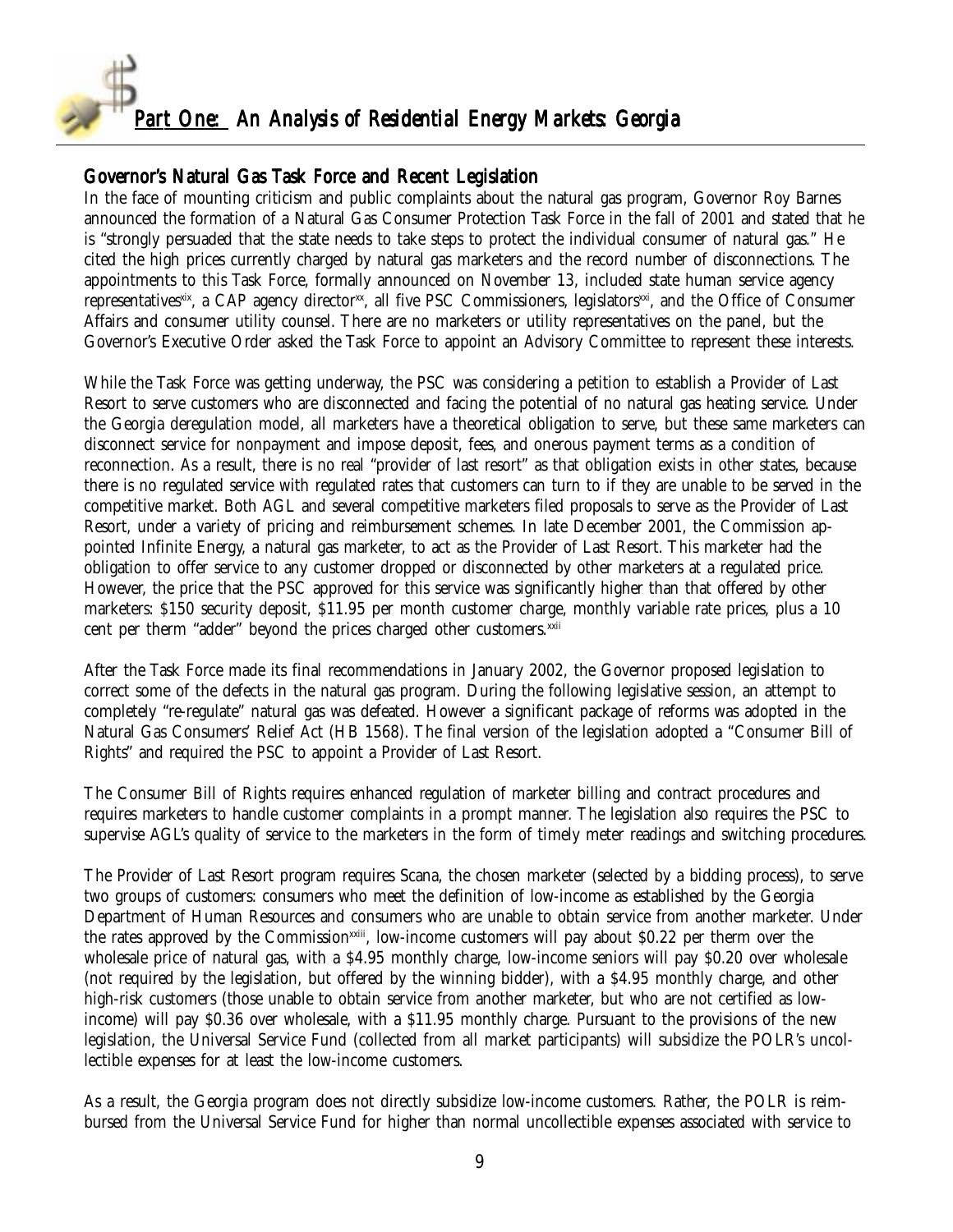## Governor's Natural Gas Task Force and Recent Legislation

In the face of mounting criticism and public complaints about the natural gas program, Governor Roy Barnes announced the formation of a Natural Gas Consumer Protection Task Force in the fall of 2001 and stated that he is "strongly persuaded that the state needs to take steps to protect the individual consumer of natural gas." He cited the high prices currently charged by natural gas marketers and the record number of disconnections. The appointments to this Task Force, formally announced on November 13, included state human service agency representatives[xix], a CAP agency director[xx], all five PSC Commissioners, legislators[xxi], and the Office of Consumer Affairs and consumer utility counsel. There are no marketers or utility representatives on the panel, but the Governor's Executive Order asked the Task Force to appoint an Advisory Committee to represent these interests.

While the Task Force was getting underway, the PSC was considering a petition to establish a Provider of Last Resort to serve customers who are disconnected and facing the potential of no natural gas heating service. Under the Georgia deregulation model, all marketers have a theoretical obligation to serve, but these same marketers can disconnect service for nonpayment and impose deposit, fees, and onerous payment terms as a condition of reconnection. As a result, there is no real "provider of last resort" as that obligation exists in other states, because there is no regulated service with regulated rates that customers can turn to if they are unable to be served in the competitive market. Both AGL and several competitive marketers filed proposals to serve as the Provider of Last Resort, under a variety of pricing and reimbursement schemes. In late December 2001, the Commission appointed Infinite Energy, a natural gas marketer, to act as the Provider of Last Resort. This marketer had the obligation to offer service to any customer dropped or disconnected by other marketers at a regulated price. However, the price that the PSC approved for this service was significantly higher than that offered by other marketers: $150 security deposit, $11.95 per month customer charge, monthly variable rate prices, plus a 10 cent per therm "adder" beyond the prices charged other customers.[xxii]

After the Task Force made its final recommendations in January 2002, the Governor proposed legislation to correct some of the defects in the natural gas program. During the following legislative session, an attempt to completely "re-regulate" natural gas was defeated. However a significant package of reforms was adopted in the Natural Gas Consumers' Relief Act (HB 1568). The final version of the legislation adopted a "Consumer Bill of Rights" and required the PSC to appoint a Provider of Last Resort.

The Consumer Bill of Rights requires enhanced regulation of marketer billing and contract procedures and requires marketers to handle customer complaints in a prompt manner. The legislation also requires the PSC to supervise AGL's quality of service to the marketers in the form of timely meter readings and switching procedures.

The Provider of Last Resort program requires Scana, the chosen marketer (selected by a bidding process), to serve two groups of customers: consumers who meet the definition of low-income as established by the Georgia Department of Human Resources and consumers who are unable to obtain service from another marketer. Under the rates approved by the Commission[xxiii], low-income customers will pay about $0.22 per therm over the wholesale price of natural gas, with a $4.95 monthly charge, low-income seniors will pay $0.20 over wholesale (not required by the legislation, but offered by the winning bidder), with a $4.95 monthly charge, and other high-risk customers (those unable to obtain service from another marketer, but who are not certified as low-income) will pay $0.36 over wholesale, with a $11.95 monthly charge. Pursuant to the provisions of the new legislation, the Universal Service Fund (collected from all market participants) will subsidize the POLR's uncollectible expenses for at least the low-income customers.

As a result, the Georgia program does not directly subsidize low-income customers. Rather, the POLR is reimbursed from the Universal Service Fund for higher than normal uncollectible expenses associated with service to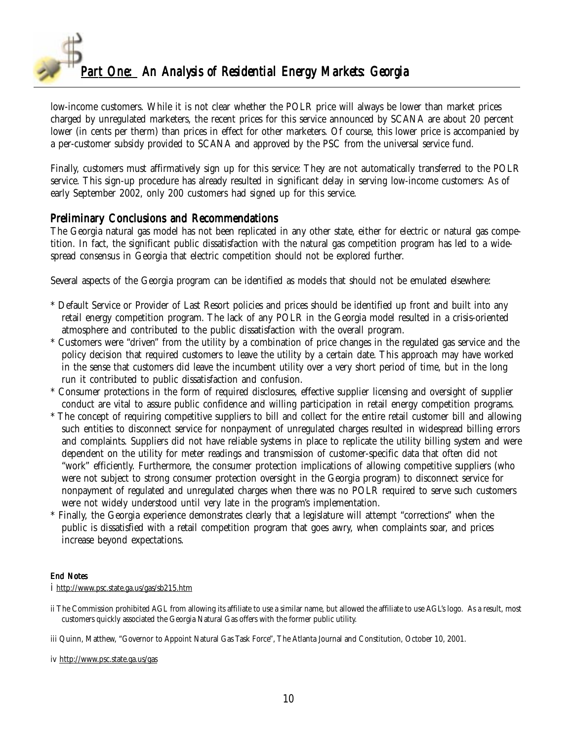low-income customers. While it is not clear whether the POLR price will always be lower than market prices charged by unregulated marketers, the recent prices for this service announced by SCANA are about 20 percent lower (in cents per therm) than prices in effect for other marketers. Of course, this lower price is accompanied by a per-customer subsidy provided to SCANA and approved by the PSC from the universal service fund.

Finally, customers must affirmatively sign up for this service: They are not automatically transferred to the POLR service. This sign-up procedure has already resulted in significant delay in serving low-income customers: As of early September 2002, only 200 customers had signed up for this service.

## Preliminary Conclusions and Recommendations

The Georgia natural gas model has not been replicated in any other state, either for electric or natural gas competition. In fact, the significant public dissatisfaction with the natural gas competition program has led to a widespread consensus in Georgia that electric competition should not be explored further.

Several aspects of the Georgia program can be identified as models that should not be emulated elsewhere:

* Default Service or Provider of Last Resort policies and prices should be identified up front and built into any retail energy competition program. The lack of any POLR in the Georgia model resulted in a crisis-oriented atmosphere and contributed to the public dissatisfaction with the overall program.
* Customers were "driven" from the utility by a combination of price changes in the regulated gas service and the policy decision that required customers to leave the utility by a certain date. This approach may have worked in the sense that customers did leave the incumbent utility over a very short period of time, but in the long run it contributed to public dissatisfaction and confusion.
* Consumer protections in the form of required disclosures, effective supplier licensing and oversight of supplier conduct are vital to assure public confidence and willing participation in retail energy competition programs.
* The concept of requiring competitive suppliers to bill and collect for the entire retail customer bill and allowing such entities to disconnect service for nonpayment of unregulated charges resulted in widespread billing errors and complaints. Suppliers did not have reliable systems in place to replicate the utility billing system and were dependent on the utility for meter readings and transmission of customer-specific data that often did not "work" efficiently. Furthermore, the consumer protection implications of allowing competitive suppliers (who were not subject to strong consumer protection oversight in the Georgia program) to disconnect service for nonpayment of regulated and unregulated charges when there was no POLR required to serve such customers were not widely understood until very late in the program's implementation.
* Finally, the Georgia experience demonstrates clearly that a legislature will attempt "corrections" when the public is dissatisfied with a retail competition program that goes awry, when complaints soar, and prices increase beyond expectations.

#### End Notes

i http://www.psc.state.ga.us/gas/sb215.htm

ii The Commission prohibited AGL from allowing its affiliate to use a similar name, but allowed the affiliate to use AGL's logo. As a result, most customers quickly associated the Georgia Natural Gas offers with the former public utility.

iii Quinn, Matthew, "Governor to Appoint Natural Gas Task Force", The Atlanta Journal and Constitution, October 10, 2001.

iv http://www.psc.state.ga.us/gas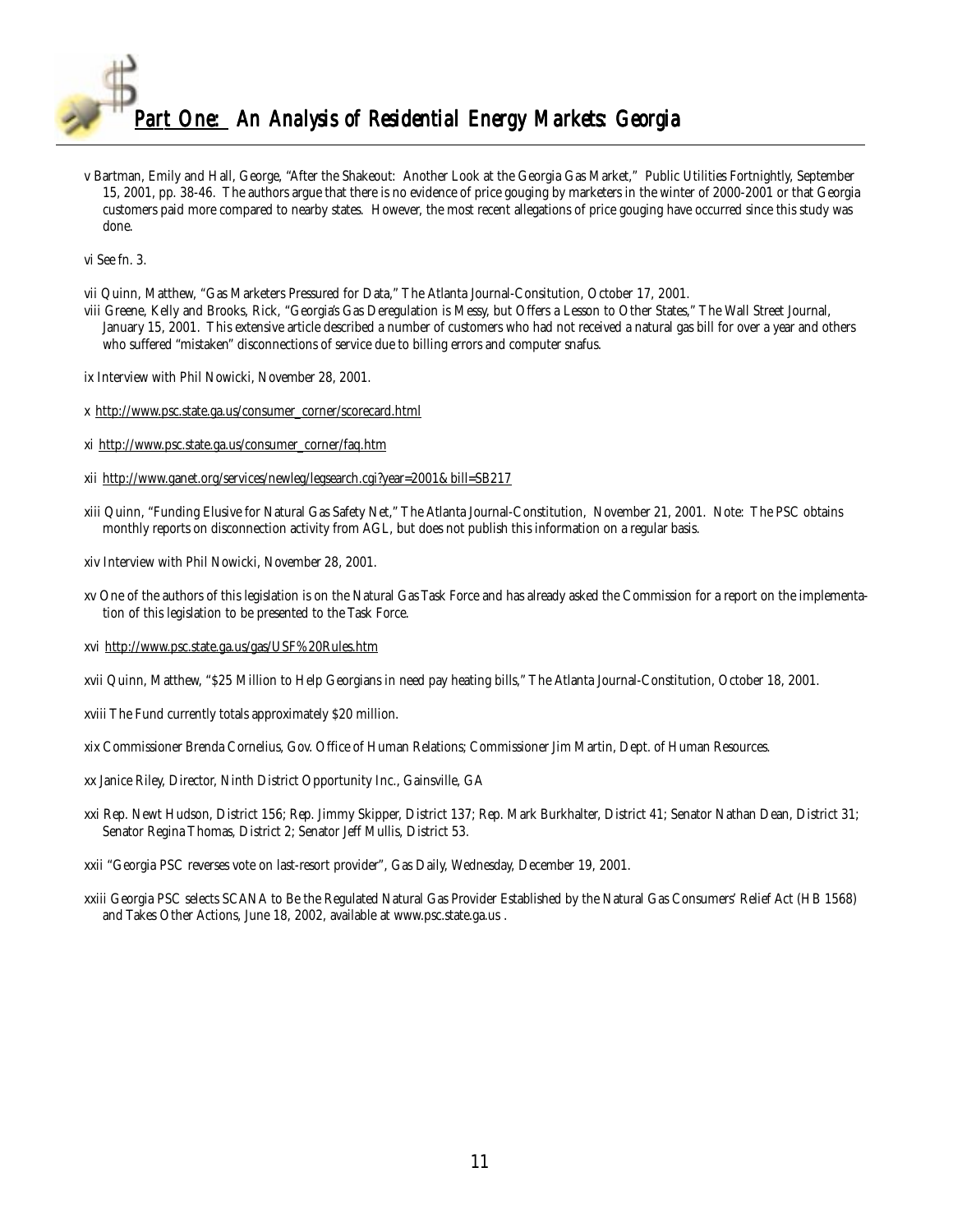v Bartman, Emily and Hall, George, "After the Shakeout: Another Look at the Georgia Gas Market," Public Utilities Fortnightly, September 15, 2001, pp. 38-46. The authors argue that there is no evidence of price gouging by marketers in the winter of 2000-2001 or that Georgia customers paid more compared to nearby states. However, the most recent allegations of price gouging have occurred since this study was done.

vi See fn. 3.

vii Quinn, Matthew, "Gas Marketers Pressured for Data," The Atlanta Journal-Consitution, October 17, 2001.

viii Greene, Kelly and Brooks, Rick, "Georgia's Gas Deregulation is Messy, but Offers a Lesson to Other States," The Wall Street Journal, January 15, 2001. This extensive article described a number of customers who had not received a natural gas bill for over a year and others who suffered "mistaken" disconnections of service due to billing errors and computer snafus.

ix Interview with Phil Nowicki, November 28, 2001.

x http://www.psc.state.ga.us/consumer_corner/scorecard.html

xi http://www.psc.state.ga.us/consumer_corner/faq.htm

xii http://www.ganet.org/services/newleg/legsearch.cgi?year=2001&bill=SB217

xiii Quinn, "Funding Elusive for Natural Gas Safety Net," The Atlanta Journal-Constitution, November 21, 2001. Note: The PSC obtains monthly reports on disconnection activity from AGL, but does not publish this information on a regular basis.

xiv Interview with Phil Nowicki, November 28, 2001.

xv One of the authors of this legislation is on the Natural Gas Task Force and has already asked the Commission for a report on the implementation of this legislation to be presented to the Task Force.

xvi http://www.psc.state.ga.us/gas/USF%20Rules.htm

xvii Quinn, Matthew, "$25 Million to Help Georgians in need pay heating bills," The Atlanta Journal-Constitution, October 18, 2001.

xviii The Fund currently totals approximately $20 million.

xix Commissioner Brenda Cornelius, Gov. Office of Human Relations; Commissioner Jim Martin, Dept. of Human Resources.

xx Janice Riley, Director, Ninth District Opportunity Inc., Gainsville, GA

xxi Rep. Newt Hudson, District 156; Rep. Jimmy Skipper, District 137; Rep. Mark Burkhalter, District 41; Senator Nathan Dean, District 31; Senator Regina Thomas, District 2; Senator Jeff Mullis, District 53.

xxii "Georgia PSC reverses vote on last-resort provider", Gas Daily, Wednesday, December 19, 2001.

xxiii Georgia PSC selects SCANA to Be the Regulated Natural Gas Provider Established by the Natural Gas Consumers' Relief Act (HB 1568) and Takes Other Actions, June 18, 2002, available at www.psc.state.ga.us .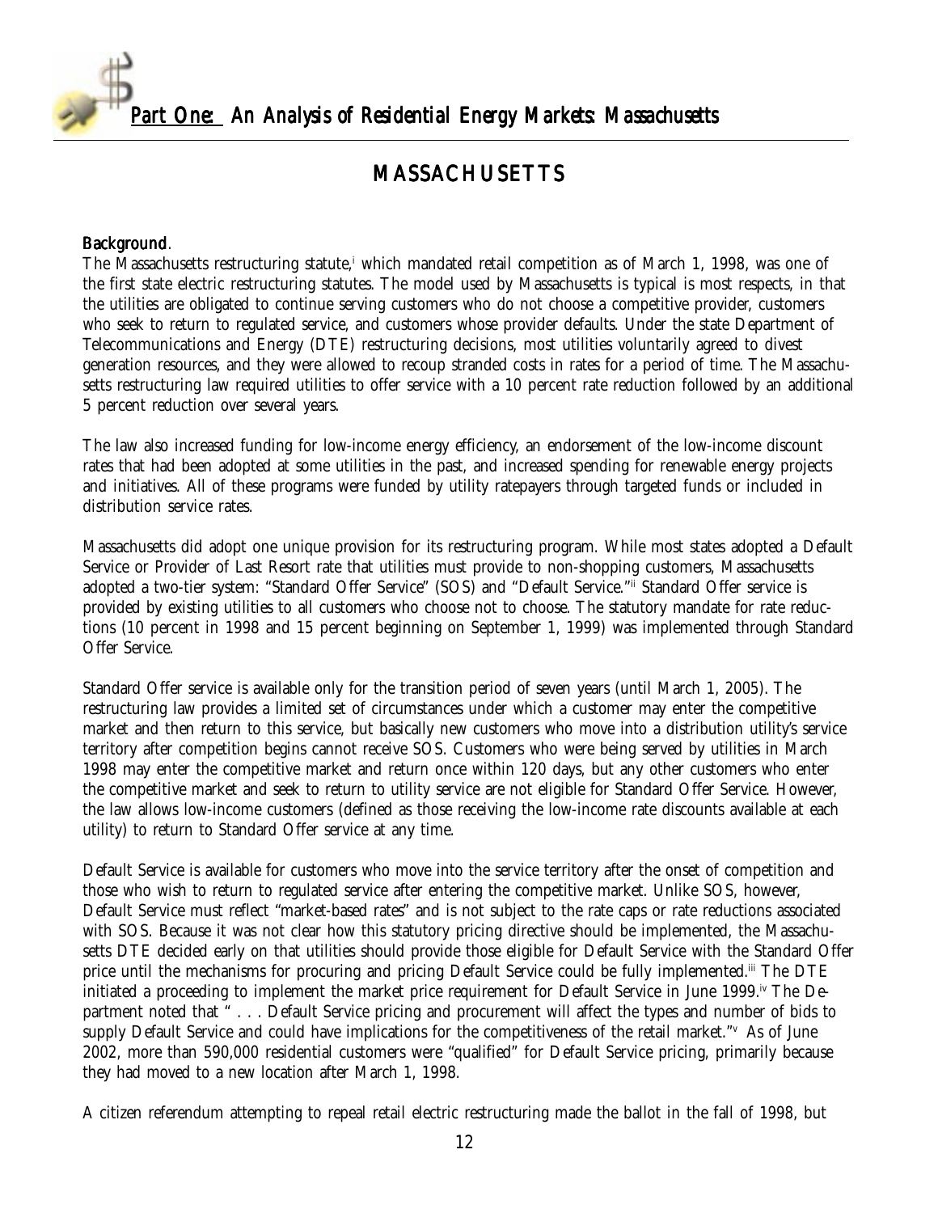# MASSACHUSETTS

**Background**.

The Massachusetts restructuring statute,[i] which mandated retail competition as of March 1, 1998, was one of the first state electric restructuring statutes. The model used by Massachusetts is typical is most respects, in that the utilities are obligated to continue serving customers who do not choose a competitive provider, customers who seek to return to regulated service, and customers whose provider defaults. Under the state Department of Telecommunications and Energy (DTE) restructuring decisions, most utilities voluntarily agreed to divest generation resources, and they were allowed to recoup stranded costs in rates for a period of time. The Massachusetts restructuring law required utilities to offer service with a 10 percent rate reduction followed by an additional 5 percent reduction over several years.

The law also increased funding for low-income energy efficiency, an endorsement of the low-income discount rates that had been adopted at some utilities in the past, and increased spending for renewable energy projects and initiatives. All of these programs were funded by utility ratepayers through targeted funds or included in distribution service rates.

Massachusetts did adopt one unique provision for its restructuring program. While most states adopted a Default Service or Provider of Last Resort rate that utilities must provide to non-shopping customers, Massachusetts adopted a two-tier system: "Standard Offer Service" (SOS) and "Default Service."[ii] Standard Offer service is provided by existing utilities to all customers who choose not to choose. The statutory mandate for rate reductions (10 percent in 1998 and 15 percent beginning on September 1, 1999) was implemented through Standard Offer Service.

Standard Offer service is available only for the transition period of seven years (until March 1, 2005). The restructuring law provides a limited set of circumstances under which a customer may enter the competitive market and then return to this service, but basically new customers who move into a distribution utility's service territory after competition begins cannot receive SOS. Customers who were being served by utilities in March 1998 may enter the competitive market and return once within 120 days, but any other customers who enter the competitive market and seek to return to utility service are not eligible for Standard Offer Service. However, the law allows low-income customers (defined as those receiving the low-income rate discounts available at each utility) to return to Standard Offer service at any time.

Default Service is available for customers who move into the service territory after the onset of competition and those who wish to return to regulated service after entering the competitive market. Unlike SOS, however, Default Service must reflect "market-based rates" and is not subject to the rate caps or rate reductions associated with SOS. Because it was not clear how this statutory pricing directive should be implemented, the Massachusetts DTE decided early on that utilities should provide those eligible for Default Service with the Standard Offer price until the mechanisms for procuring and pricing Default Service could be fully implemented.[iii] The DTE initiated a proceeding to implement the market price requirement for Default Service in June 1999.[iv] The Department noted that " . . . Default Service pricing and procurement will affect the types and number of bids to supply Default Service and could have implications for the competitiveness of the retail market."[v] As of June 2002, more than 590,000 residential customers were "qualified" for Default Service pricing, primarily because they had moved to a new location after March 1, 1998.

A citizen referendum attempting to repeal retail electric restructuring made the ballot in the fall of 1998, but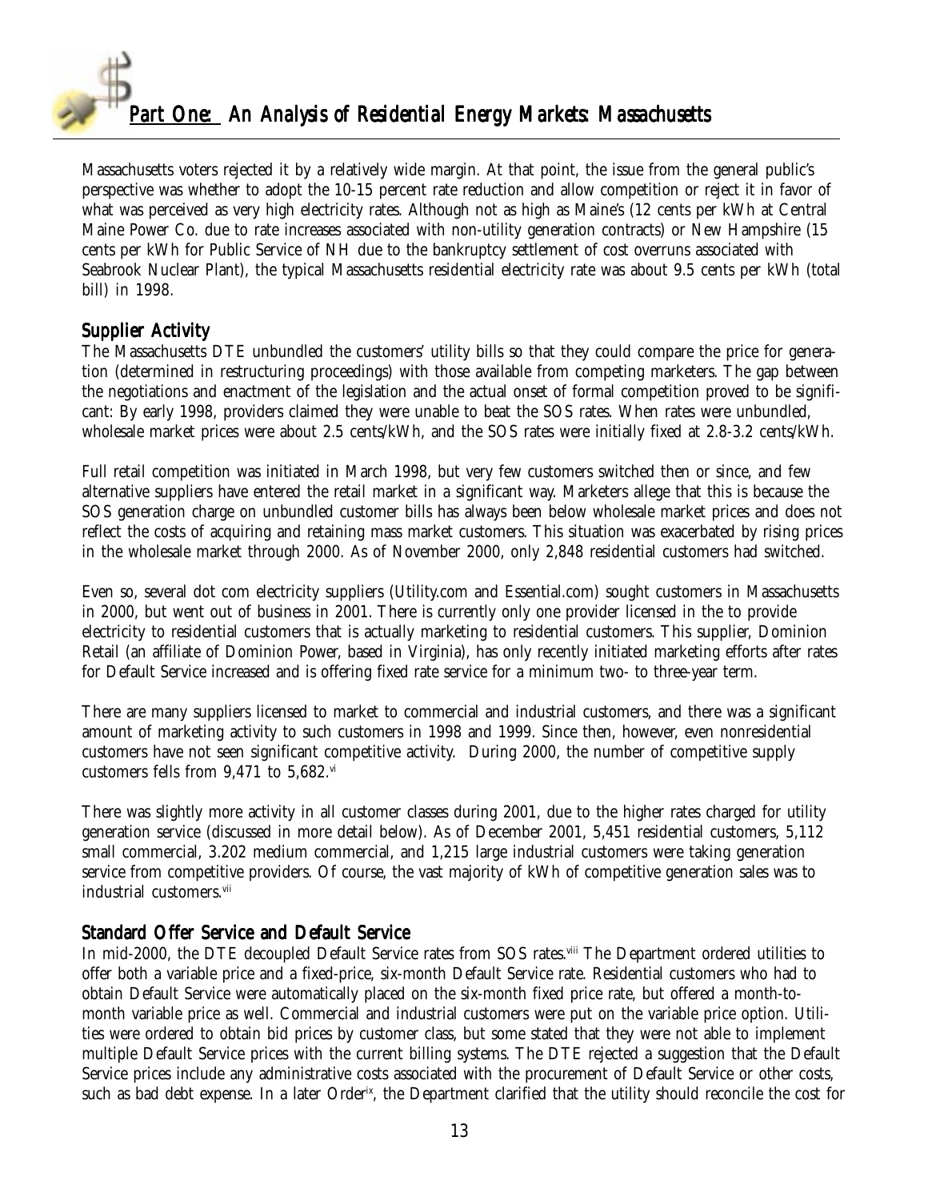Massachusetts voters rejected it by a relatively wide margin. At that point, the issue from the general public's perspective was whether to adopt the 10-15 percent rate reduction and allow competition or reject it in favor of what was perceived as very high electricity rates. Although not as high as Maine's (12 cents per kWh at Central Maine Power Co. due to rate increases associated with non-utility generation contracts) or New Hampshire (15 cents per kWh for Public Service of NH due to the bankruptcy settlement of cost overruns associated with Seabrook Nuclear Plant), the typical Massachusetts residential electricity rate was about 9.5 cents per kWh (total bill) in 1998.

## Supplier Activity

The Massachusetts DTE unbundled the customers' utility bills so that they could compare the price for generation (determined in restructuring proceedings) with those available from competing marketers. The gap between the negotiations and enactment of the legislation and the actual onset of formal competition proved to be significant: By early 1998, providers claimed they were unable to beat the SOS rates. When rates were unbundled, wholesale market prices were about 2.5 cents/kWh, and the SOS rates were initially fixed at 2.8-3.2 cents/kWh.

Full retail competition was initiated in March 1998, but very few customers switched then or since, and few alternative suppliers have entered the retail market in a significant way. Marketers allege that this is because the SOS generation charge on unbundled customer bills has always been below wholesale market prices and does not reflect the costs of acquiring and retaining mass market customers. This situation was exacerbated by rising prices in the wholesale market through 2000. As of November 2000, only 2,848 residential customers had switched.

Even so, several dot com electricity suppliers (Utility.com and Essential.com) sought customers in Massachusetts in 2000, but went out of business in 2001. There is currently only one provider licensed in the to provide electricity to residential customers that is actually marketing to residential customers. This supplier, Dominion Retail (an affiliate of Dominion Power, based in Virginia), has only recently initiated marketing efforts after rates for Default Service increased and is offering fixed rate service for a minimum two- to three-year term.

There are many suppliers licensed to market to commercial and industrial customers, and there was a significant amount of marketing activity to such customers in 1998 and 1999. Since then, however, even nonresidential customers have not seen significant competitive activity. During 2000, the number of competitive supply customers fells from 9,471 to 5,682.[vi]

There was slightly more activity in all customer classes during 2001, due to the higher rates charged for utility generation service (discussed in more detail below). As of December 2001, 5,451 residential customers, 5,112 small commercial, 3.202 medium commercial, and 1,215 large industrial customers were taking generation service from competitive providers. Of course, the vast majority of kWh of competitive generation sales was to industrial customers.[vii]

## Standard Offer Service and Default Service

In mid-2000, the DTE decoupled Default Service rates from SOS rates.[viii] The Department ordered utilities to offer both a variable price and a fixed-price, six-month Default Service rate. Residential customers who had to obtain Default Service were automatically placed on the six-month fixed price rate, but offered a month-to-month variable price as well. Commercial and industrial customers were put on the variable price option. Utilities were ordered to obtain bid prices by customer class, but some stated that they were not able to implement multiple Default Service prices with the current billing systems. The DTE rejected a suggestion that the Default Service prices include any administrative costs associated with the procurement of Default Service or other costs, such as bad debt expense. In a later Order[ix], the Department clarified that the utility should reconcile the cost for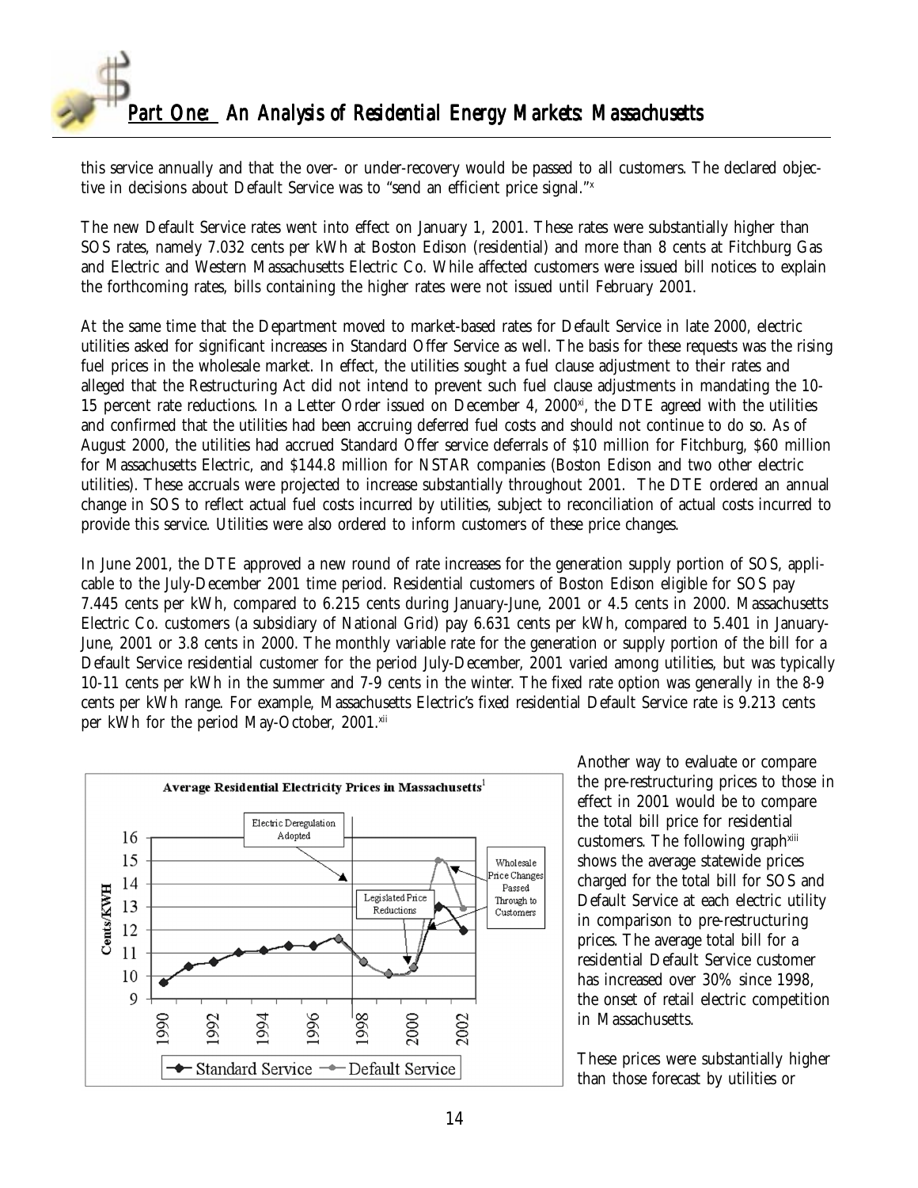this service annually and that the over- or under-recovery would be passed to all customers. The declared objective in decisions about Default Service was to "send an efficient price signal."[x]

The new Default Service rates went into effect on January 1, 2001. These rates were substantially higher than SOS rates, namely 7.032 cents per kWh at Boston Edison (residential) and more than 8 cents at Fitchburg Gas and Electric and Western Massachusetts Electric Co. While affected customers were issued bill notices to explain the forthcoming rates, bills containing the higher rates were not issued until February 2001.

At the same time that the Department moved to market-based rates for Default Service in late 2000, electric utilities asked for significant increases in Standard Offer Service as well. The basis for these requests was the rising fuel prices in the wholesale market. In effect, the utilities sought a fuel clause adjustment to their rates and alleged that the Restructuring Act did not intend to prevent such fuel clause adjustments in mandating the 10-15 percent rate reductions. In a Letter Order issued on December 4, 2000[xi], the DTE agreed with the utilities and confirmed that the utilities had been accruing deferred fuel costs and should not continue to do so. As of August 2000, the utilities had accrued Standard Offer service deferrals of $10 million for Fitchburg, $60 million for Massachusetts Electric, and $144.8 million for NSTAR companies (Boston Edison and two other electric utilities). These accruals were projected to increase substantially throughout 2001. The DTE ordered an annual change in SOS to reflect actual fuel costs incurred by utilities, subject to reconciliation of actual costs incurred to provide this service. Utilities were also ordered to inform customers of these price changes.

In June 2001, the DTE approved a new round of rate increases for the generation supply portion of SOS, applicable to the July-December 2001 time period. Residential customers of Boston Edison eligible for SOS pay 7.445 cents per kWh, compared to 6.215 cents during January-June, 2001 or 4.5 cents in 2000. Massachusetts Electric Co. customers (a subsidiary of National Grid) pay 6.631 cents per kWh, compared to 5.401 in January-June, 2001 or 3.8 cents in 2000. The monthly variable rate for the generation or supply portion of the bill for a Default Service residential customer for the period July-December, 2001 varied among utilities, but was typically 10-11 cents per kWh in the summer and 7-9 cents in the winter. The fixed rate option was generally in the 8-9 cents per kWh range. For example, Massachusetts Electric's fixed residential Default Service rate is 9.213 cents per kWh for the period May-October, 2001.[xii]

Average Residential Electricity Prices in Massachusetts[1]

Another way to evaluate or compare the pre-restructuring prices to those in effect in 2001 would be to compare the total bill price for residential customers. The following graph[xiii] shows the average statewide prices charged for the total bill for SOS and Default Service at each electric utility in comparison to pre-restructuring prices. The average total bill for a residential Default Service customer has increased over 30% since 1998, the onset of retail electric competition in Massachusetts.

These prices were substantially higher than those forecast by utilities or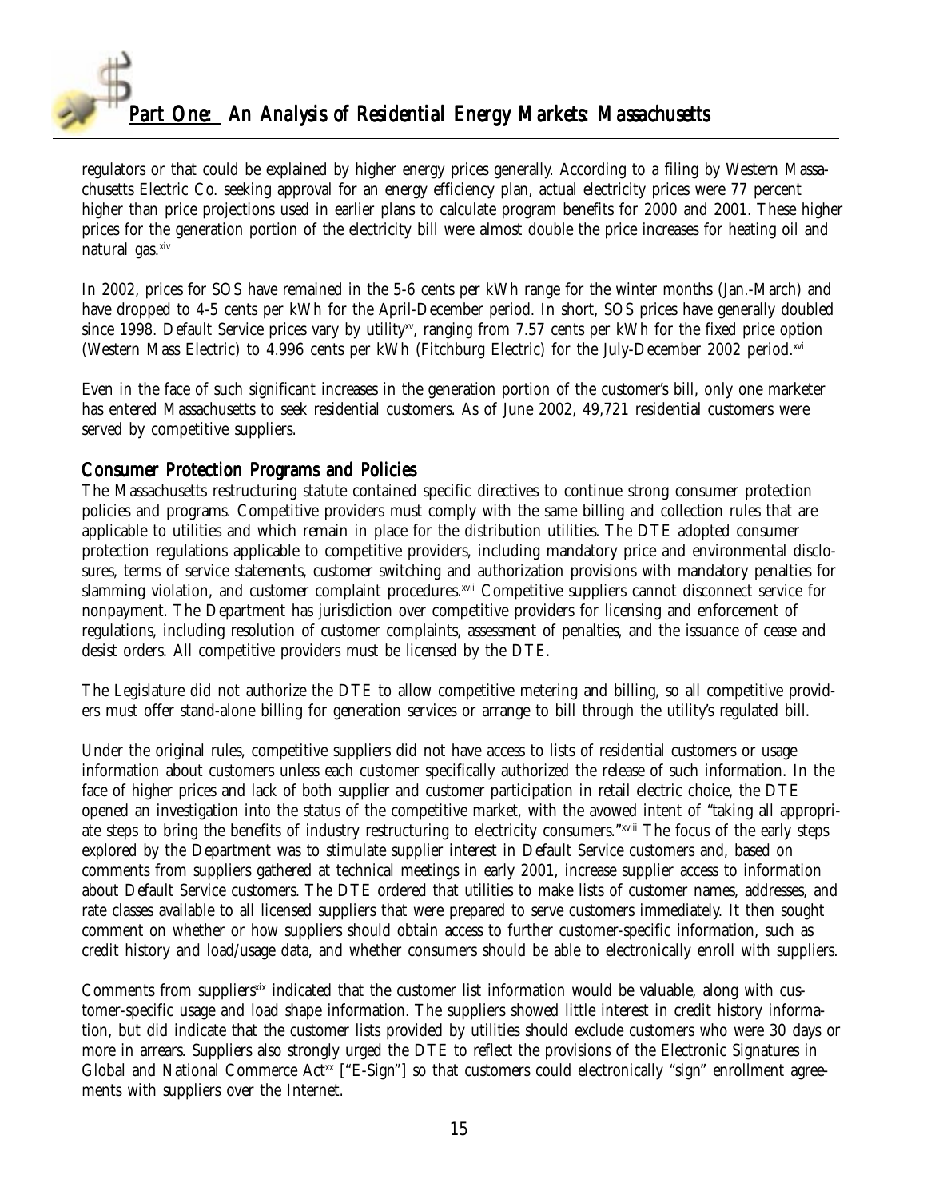regulators or that could be explained by higher energy prices generally. According to a filing by Western Massachusetts Electric Co. seeking approval for an energy efficiency plan, actual electricity prices were 77 percent higher than price projections used in earlier plans to calculate program benefits for 2000 and 2001. These higher prices for the generation portion of the electricity bill were almost double the price increases for heating oil and natural gas.[xiv]

In 2002, prices for SOS have remained in the 5-6 cents per kWh range for the winter months (Jan.-March) and have dropped to 4-5 cents per kWh for the April-December period. In short, SOS prices have generally doubled since 1998. Default Service prices vary by utility[xv], ranging from 7.57 cents per kWh for the fixed price option (Western Mass Electric) to 4.996 cents per kWh (Fitchburg Electric) for the July-December 2002 period.[xvi]

Even in the face of such significant increases in the generation portion of the customer's bill, only one marketer has entered Massachusetts to seek residential customers. As of June 2002, 49,721 residential customers were served by competitive suppliers.

## Consumer Protection Programs and Policies

The Massachusetts restructuring statute contained specific directives to continue strong consumer protection policies and programs. Competitive providers must comply with the same billing and collection rules that are applicable to utilities and which remain in place for the distribution utilities. The DTE adopted consumer protection regulations applicable to competitive providers, including mandatory price and environmental disclosures, terms of service statements, customer switching and authorization provisions with mandatory penalties for slamming violation, and customer complaint procedures.[xvii] Competitive suppliers cannot disconnect service for nonpayment. The Department has jurisdiction over competitive providers for licensing and enforcement of regulations, including resolution of customer complaints, assessment of penalties, and the issuance of cease and desist orders. All competitive providers must be licensed by the DTE.

The Legislature did not authorize the DTE to allow competitive metering and billing, so all competitive providers must offer stand-alone billing for generation services or arrange to bill through the utility's regulated bill.

Under the original rules, competitive suppliers did not have access to lists of residential customers or usage information about customers unless each customer specifically authorized the release of such information. In the face of higher prices and lack of both supplier and customer participation in retail electric choice, the DTE opened an investigation into the status of the competitive market, with the avowed intent of "taking all appropriate steps to bring the benefits of industry restructuring to electricity consumers."[xviii] The focus of the early steps explored by the Department was to stimulate supplier interest in Default Service customers and, based on comments from suppliers gathered at technical meetings in early 2001, increase supplier access to information about Default Service customers. The DTE ordered that utilities to make lists of customer names, addresses, and rate classes available to all licensed suppliers that were prepared to serve customers immediately. It then sought comment on whether or how suppliers should obtain access to further customer-specific information, such as credit history and load/usage data, and whether consumers should be able to electronically enroll with suppliers.

Comments from suppliers[xix] indicated that the customer list information would be valuable, along with customer-specific usage and load shape information. The suppliers showed little interest in credit history information, but did indicate that the customer lists provided by utilities should exclude customers who were 30 days or more in arrears. Suppliers also strongly urged the DTE to reflect the provisions of the Electronic Signatures in Global and National Commerce Act[xx] ["E-Sign"] so that customers could electronically "sign" enrollment agreements with suppliers over the Internet.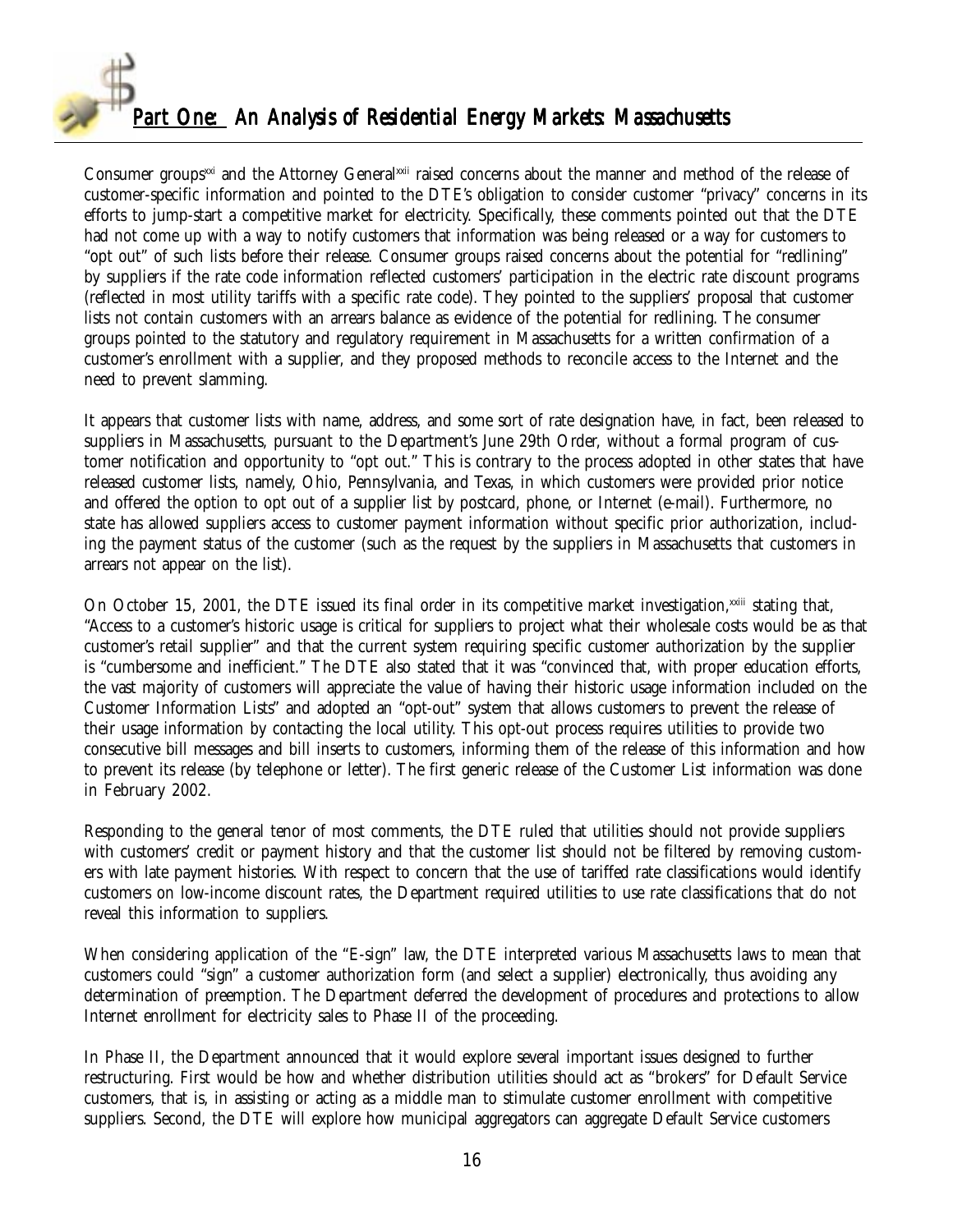Consumer groups[xxi] and the Attorney General[xxii] raised concerns about the manner and method of the release of customer-specific information and pointed to the DTE's obligation to consider customer "privacy" concerns in its efforts to jump-start a competitive market for electricity. Specifically, these comments pointed out that the DTE had not come up with a way to notify customers that information was being released or a way for customers to "opt out" of such lists before their release. Consumer groups raised concerns about the potential for "redlining" by suppliers if the rate code information reflected customers' participation in the electric rate discount programs (reflected in most utility tariffs with a specific rate code). They pointed to the suppliers' proposal that customer lists not contain customers with an arrears balance as evidence of the potential for redlining. The consumer groups pointed to the statutory and regulatory requirement in Massachusetts for a written confirmation of a customer's enrollment with a supplier, and they proposed methods to reconcile access to the Internet and the need to prevent slamming.

It appears that customer lists with name, address, and some sort of rate designation have, in fact, been released to suppliers in Massachusetts, pursuant to the Department's June 29th Order, without a formal program of customer notification and opportunity to "opt out." This is contrary to the process adopted in other states that have released customer lists, namely, Ohio, Pennsylvania, and Texas, in which customers were provided prior notice and offered the option to opt out of a supplier list by postcard, phone, or Internet (e-mail). Furthermore, no state has allowed suppliers access to customer payment information without specific prior authorization, including the payment status of the customer (such as the request by the suppliers in Massachusetts that customers in arrears not appear on the list).

On October 15, 2001, the DTE issued its final order in its competitive market investigation,[xxiii] stating that, "Access to a customer's historic usage is critical for suppliers to project what their wholesale costs would be as that customer's retail supplier" and that the current system requiring specific customer authorization by the supplier is "cumbersome and inefficient." The DTE also stated that it was "convinced that, with proper education efforts, the vast majority of customers will appreciate the value of having their historic usage information included on the Customer Information Lists" and adopted an "opt-out" system that allows customers to prevent the release of their usage information by contacting the local utility. This opt-out process requires utilities to provide two consecutive bill messages and bill inserts to customers, informing them of the release of this information and how to prevent its release (by telephone or letter). The first generic release of the Customer List information was done in February 2002.

Responding to the general tenor of most comments, the DTE ruled that utilities should not provide suppliers with customers' credit or payment history and that the customer list should not be filtered by removing customers with late payment histories. With respect to concern that the use of tariffed rate classifications would identify customers on low-income discount rates, the Department required utilities to use rate classifications that do not reveal this information to suppliers.

When considering application of the "E-sign" law, the DTE interpreted various Massachusetts laws to mean that customers could "sign" a customer authorization form (and select a supplier) electronically, thus avoiding any determination of preemption. The Department deferred the development of procedures and protections to allow Internet enrollment for electricity sales to Phase II of the proceeding.

In Phase II, the Department announced that it would explore several important issues designed to further restructuring. First would be how and whether distribution utilities should act as "brokers" for Default Service customers, that is, in assisting or acting as a middle man to stimulate customer enrollment with competitive suppliers. Second, the DTE will explore how municipal aggregators can aggregate Default Service customers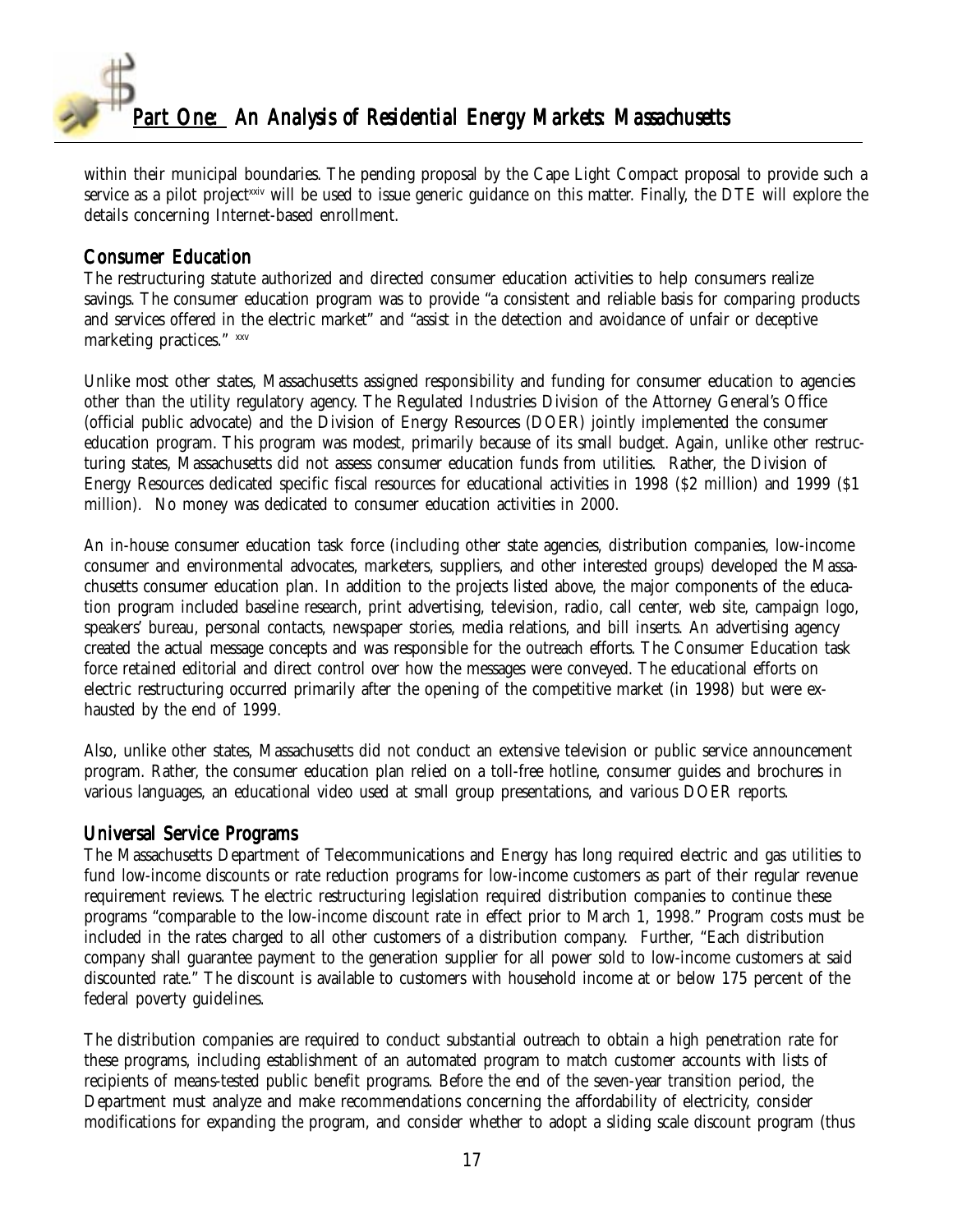within their municipal boundaries. The pending proposal by the Cape Light Compact proposal to provide such a service as a pilot project[xxiv] will be used to issue generic guidance on this matter. Finally, the DTE will explore the details concerning Internet-based enrollment.

## Consumer Education

The restructuring statute authorized and directed consumer education activities to help consumers realize savings. The consumer education program was to provide "a consistent and reliable basis for comparing products and services offered in the electric market" and "assist in the detection and avoidance of unfair or deceptive marketing practices." [xxv]

Unlike most other states, Massachusetts assigned responsibility and funding for consumer education to agencies other than the utility regulatory agency. The Regulated Industries Division of the Attorney General's Office (official public advocate) and the Division of Energy Resources (DOER) jointly implemented the consumer education program. This program was modest, primarily because of its small budget. Again, unlike other restructuring states, Massachusetts did not assess consumer education funds from utilities. Rather, the Division of Energy Resources dedicated specific fiscal resources for educational activities in 1998 ($2 million) and 1999 ($1 million). No money was dedicated to consumer education activities in 2000.

An in-house consumer education task force (including other state agencies, distribution companies, low-income consumer and environmental advocates, marketers, suppliers, and other interested groups) developed the Massachusetts consumer education plan. In addition to the projects listed above, the major components of the education program included baseline research, print advertising, television, radio, call center, web site, campaign logo, speakers' bureau, personal contacts, newspaper stories, media relations, and bill inserts. An advertising agency created the actual message concepts and was responsible for the outreach efforts. The Consumer Education task force retained editorial and direct control over how the messages were conveyed. The educational efforts on electric restructuring occurred primarily after the opening of the competitive market (in 1998) but were exhausted by the end of 1999.

Also, unlike other states, Massachusetts did not conduct an extensive television or public service announcement program. Rather, the consumer education plan relied on a toll-free hotline, consumer guides and brochures in various languages, an educational video used at small group presentations, and various DOER reports.

## Universal Service Programs

The Massachusetts Department of Telecommunications and Energy has long required electric and gas utilities to fund low-income discounts or rate reduction programs for low-income customers as part of their regular revenue requirement reviews. The electric restructuring legislation required distribution companies to continue these programs "comparable to the low-income discount rate in effect prior to March 1, 1998." Program costs must be included in the rates charged to all other customers of a distribution company. Further, "Each distribution company shall guarantee payment to the generation supplier for all power sold to low-income customers at said discounted rate." The discount is available to customers with household income at or below 175 percent of the federal poverty guidelines.

The distribution companies are required to conduct substantial outreach to obtain a high penetration rate for these programs, including establishment of an automated program to match customer accounts with lists of recipients of means-tested public benefit programs. Before the end of the seven-year transition period, the Department must analyze and make recommendations concerning the affordability of electricity, consider modifications for expanding the program, and consider whether to adopt a sliding scale discount program (thus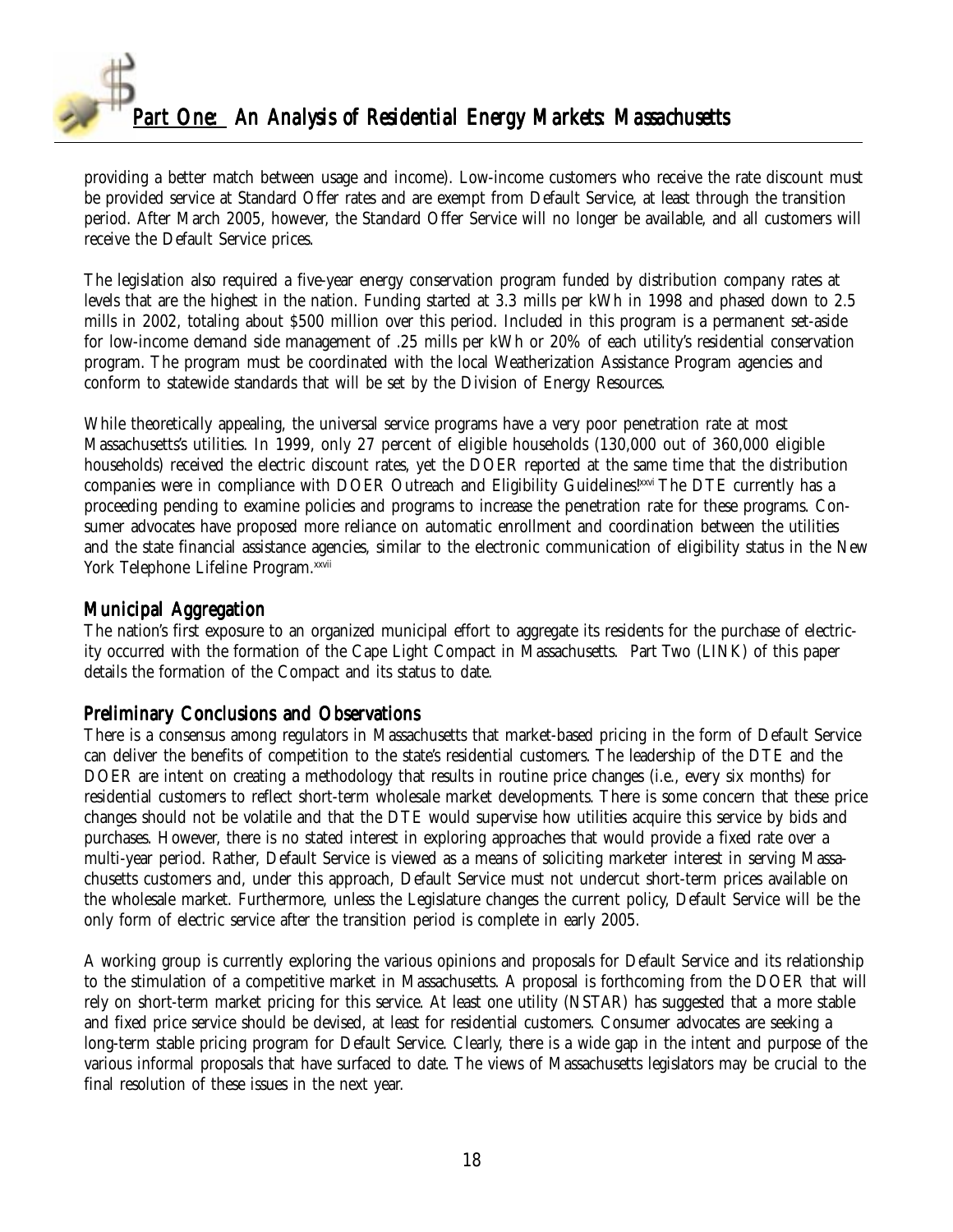providing a better match between usage and income). Low-income customers who receive the rate discount must be provided service at Standard Offer rates and are exempt from Default Service, at least through the transition period. After March 2005, however, the Standard Offer Service will no longer be available, and all customers will receive the Default Service prices.

The legislation also required a five-year energy conservation program funded by distribution company rates at levels that are the highest in the nation. Funding started at 3.3 mills per kWh in 1998 and phased down to 2.5 mills in 2002, totaling about $500 million over this period. Included in this program is a permanent set-aside for low-income demand side management of .25 mills per kWh or 20% of each utility's residential conservation program. The program must be coordinated with the local Weatherization Assistance Program agencies and conform to statewide standards that will be set by the Division of Energy Resources.

While theoretically appealing, the universal service programs have a very poor penetration rate at most Massachusetts's utilities. In 1999, only 27 percent of eligible households (130,000 out of 360,000 eligible households) received the electric discount rates, yet the DOER reported at the same time that the distribution companies were in compliance with DOER Outreach and Eligibility Guidelines![xxvi] The DTE currently has a proceeding pending to examine policies and programs to increase the penetration rate for these programs. Consumer advocates have proposed more reliance on automatic enrollment and coordination between the utilities and the state financial assistance agencies, similar to the electronic communication of eligibility status in the New York Telephone Lifeline Program.[xxvii]

## Municipal Aggregation

The nation's first exposure to an organized municipal effort to aggregate its residents for the purchase of electricity occurred with the formation of the Cape Light Compact in Massachusetts. Part Two (LINK) of this paper details the formation of the Compact and its status to date.

## Preliminary Conclusions and Observations

There is a consensus among regulators in Massachusetts that market-based pricing in the form of Default Service can deliver the benefits of competition to the state's residential customers. The leadership of the DTE and the DOER are intent on creating a methodology that results in routine price changes (i.e., every six months) for residential customers to reflect short-term wholesale market developments. There is some concern that these price changes should not be volatile and that the DTE would supervise how utilities acquire this service by bids and purchases. However, there is no stated interest in exploring approaches that would provide a fixed rate over a multi-year period. Rather, Default Service is viewed as a means of soliciting marketer interest in serving Massachusetts customers and, under this approach, Default Service must not undercut short-term prices available on the wholesale market. Furthermore, unless the Legislature changes the current policy, Default Service will be the only form of electric service after the transition period is complete in early 2005.

A working group is currently exploring the various opinions and proposals for Default Service and its relationship to the stimulation of a competitive market in Massachusetts. A proposal is forthcoming from the DOER that will rely on short-term market pricing for this service. At least one utility (NSTAR) has suggested that a more stable and fixed price service should be devised, at least for residential customers. Consumer advocates are seeking a long-term stable pricing program for Default Service. Clearly, there is a wide gap in the intent and purpose of the various informal proposals that have surfaced to date. The views of Massachusetts legislators may be crucial to the final resolution of these issues in the next year.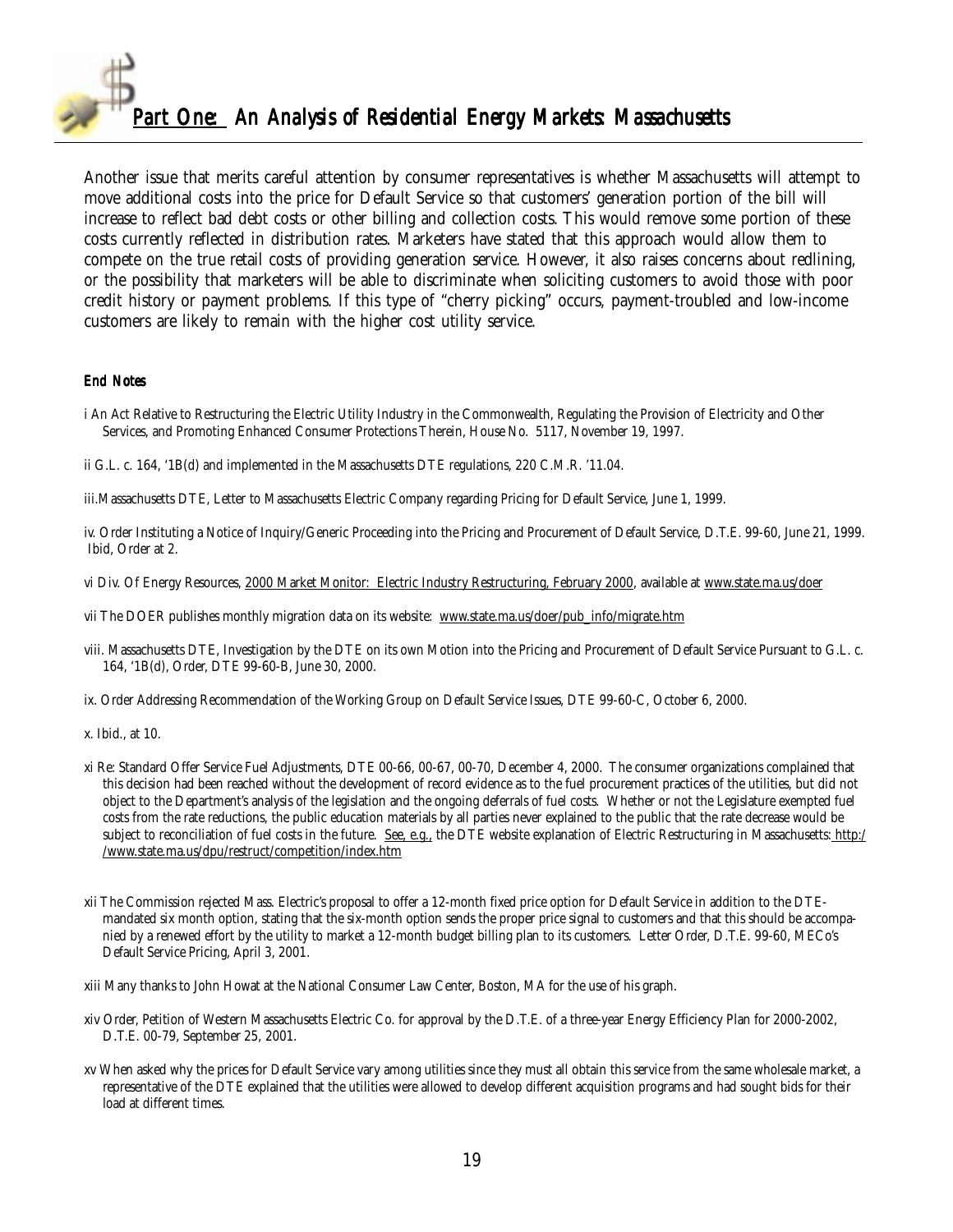Another issue that merits careful attention by consumer representatives is whether Massachusetts will attempt to move additional costs into the price for Default Service so that customers' generation portion of the bill will increase to reflect bad debt costs or other billing and collection costs. This would remove some portion of these costs currently reflected in distribution rates. Marketers have stated that this approach would allow them to compete on the true retail costs of providing generation service. However, it also raises concerns about redlining, or the possibility that marketers will be able to discriminate when soliciting customers to avoid those with poor credit history or payment problems. If this type of "cherry picking" occurs, payment-troubled and low-income customers are likely to remain with the higher cost utility service.

### *End Notes*

i An Act Relative to Restructuring the Electric Utility Industry in the Commonwealth, Regulating the Provision of Electricity and Other Services, and Promoting Enhanced Consumer Protections Therein, House No. 5117, November 19, 1997.

ii G.L. c. 164, '1B(d) and implemented in the Massachusetts DTE regulations, 220 C.M.R. '11.04.

iii.Massachusetts DTE, Letter to Massachusetts Electric Company regarding Pricing for Default Service, June 1, 1999.

iv. Order Instituting a Notice of Inquiry/Generic Proceeding into the Pricing and Procurement of Default Service, D.T.E. 99-60, June 21, 1999. Ibid, Order at 2.

vi Div. Of Energy Resources, 2000 Market Monitor: Electric Industry Restructuring, February 2000, available at www.state.ma.us/doer

vii The DOER publishes monthly migration data on its website: www.state.ma.us/doer/pub_info/migrate.htm

viii. Massachusetts DTE, Investigation by the DTE on its own Motion into the Pricing and Procurement of Default Service Pursuant to G.L. c. 164, '1B(d), Order, DTE 99-60-B, June 30, 2000.

ix. Order Addressing Recommendation of the Working Group on Default Service Issues, DTE 99-60-C, October 6, 2000.

x. Ibid., at 10.

xi Re: Standard Offer Service Fuel Adjustments, DTE 00-66, 00-67, 00-70, December 4, 2000. The consumer organizations complained that this decision had been reached without the development of record evidence as to the fuel procurement practices of the utilities, but did not object to the Department's analysis of the legislation and the ongoing deferrals of fuel costs. Whether or not the Legislature exempted fuel costs from the rate reductions, the public education materials by all parties never explained to the public that the rate decrease would be subject to reconciliation of fuel costs in the future. See, e.g., the DTE website explanation of Electric Restructuring in Massachusetts: http://www.state.ma.us/dpu/restruct/competition/index.htm

xii The Commission rejected Mass. Electric's proposal to offer a 12-month fixed price option for Default Service in addition to the DTE-mandated six month option, stating that the six-month option sends the proper price signal to customers and that this should be accompanied by a renewed effort by the utility to market a 12-month budget billing plan to its customers. Letter Order, D.T.E. 99-60, MECo's Default Service Pricing, April 3, 2001.

xiii Many thanks to John Howat at the National Consumer Law Center, Boston, MA for the use of his graph.

xiv Order, Petition of Western Massachusetts Electric Co. for approval by the D.T.E. of a three-year Energy Efficiency Plan for 2000-2002, D.T.E. 00-79, September 25, 2001.

xv When asked why the prices for Default Service vary among utilities since they must all obtain this service from the same wholesale market, a representative of the DTE explained that the utilities were allowed to develop different acquisition programs and had sought bids for their load at different times.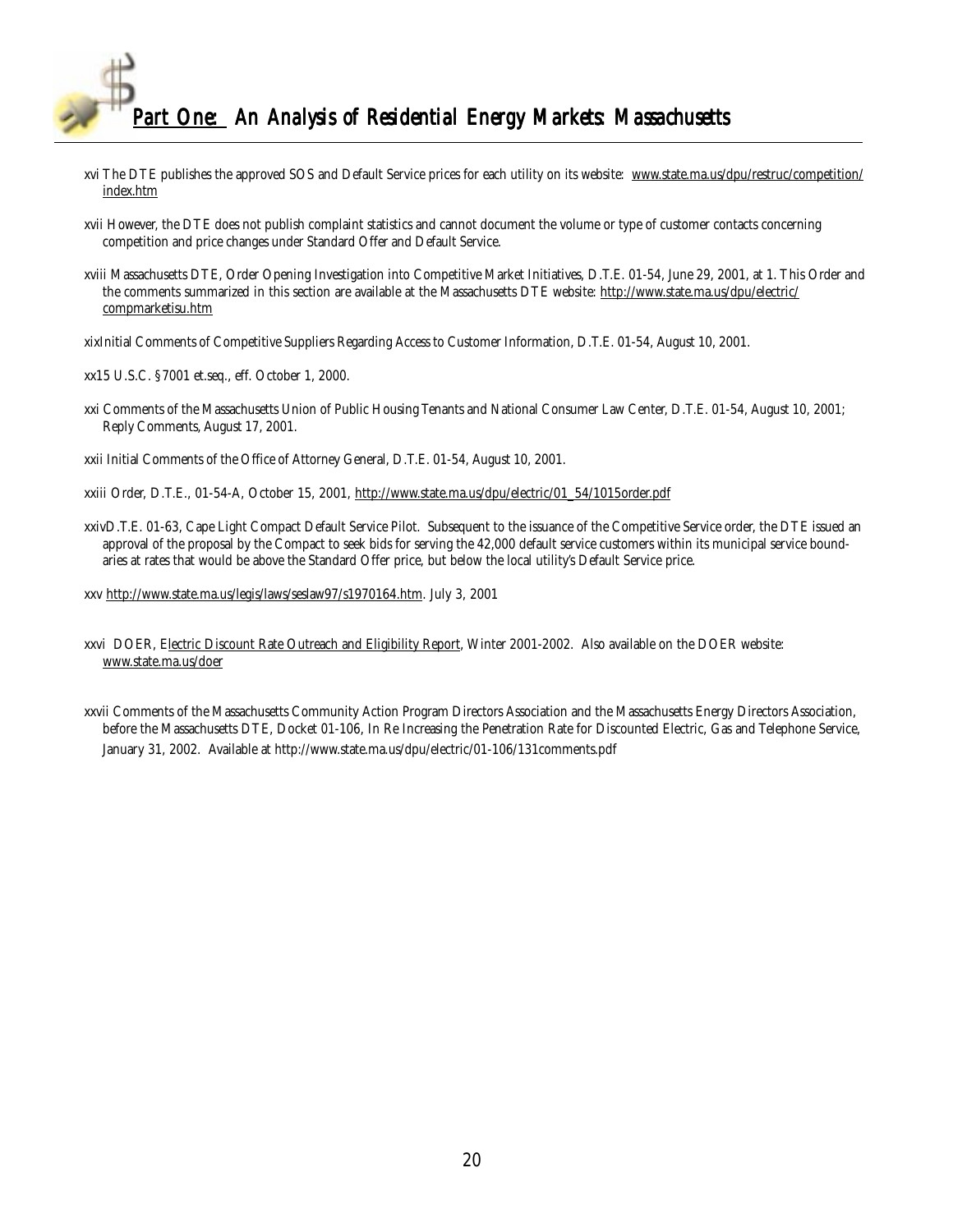xvi The DTE publishes the approved SOS and Default Service prices for each utility on its website: www.state.ma.us/dpu/restruc/competition/index.htm

xvii However, the DTE does not publish complaint statistics and cannot document the volume or type of customer contacts concerning competition and price changes under Standard Offer and Default Service.

xviii Massachusetts DTE, Order Opening Investigation into Competitive Market Initiatives, D.T.E. 01-54, June 29, 2001, at 1. This Order and the comments summarized in this section are available at the Massachusetts DTE website: http://www.state.ma.us/dpu/electric/compmarketisu.htm

xixInitial Comments of Competitive Suppliers Regarding Access to Customer Information, D.T.E. 01-54, August 10, 2001.

xx15 U.S.C. §7001 et.seq., eff. October 1, 2000.

xxi Comments of the Massachusetts Union of Public Housing Tenants and National Consumer Law Center, D.T.E. 01-54, August 10, 2001; Reply Comments, August 17, 2001.

xxii Initial Comments of the Office of Attorney General, D.T.E. 01-54, August 10, 2001.

xxiii Order, D.T.E., 01-54-A, October 15, 2001, http://www.state.ma.us/dpu/electric/01_54/1015order.pdf

xxivD.T.E. 01-63, Cape Light Compact Default Service Pilot. Subsequent to the issuance of the Competitive Service order, the DTE issued an approval of the proposal by the Compact to seek bids for serving the 42,000 default service customers within its municipal service boundaries at rates that would be above the Standard Offer price, but below the local utility's Default Service price.

xxv http://www.state.ma.us/legis/laws/seslaw97/s1970164.htm. July 3, 2001

xxvi DOER, Electric Discount Rate Outreach and Eligibility Report, Winter 2001-2002. Also available on the DOER website: www.state.ma.us/doer

xxvii Comments of the Massachusetts Community Action Program Directors Association and the Massachusetts Energy Directors Association, before the Massachusetts DTE, Docket 01-106, In Re Increasing the Penetration Rate for Discounted Electric, Gas and Telephone Service, January 31, 2002. Available at http://www.state.ma.us/dpu/electric/01-106/131comments.pdf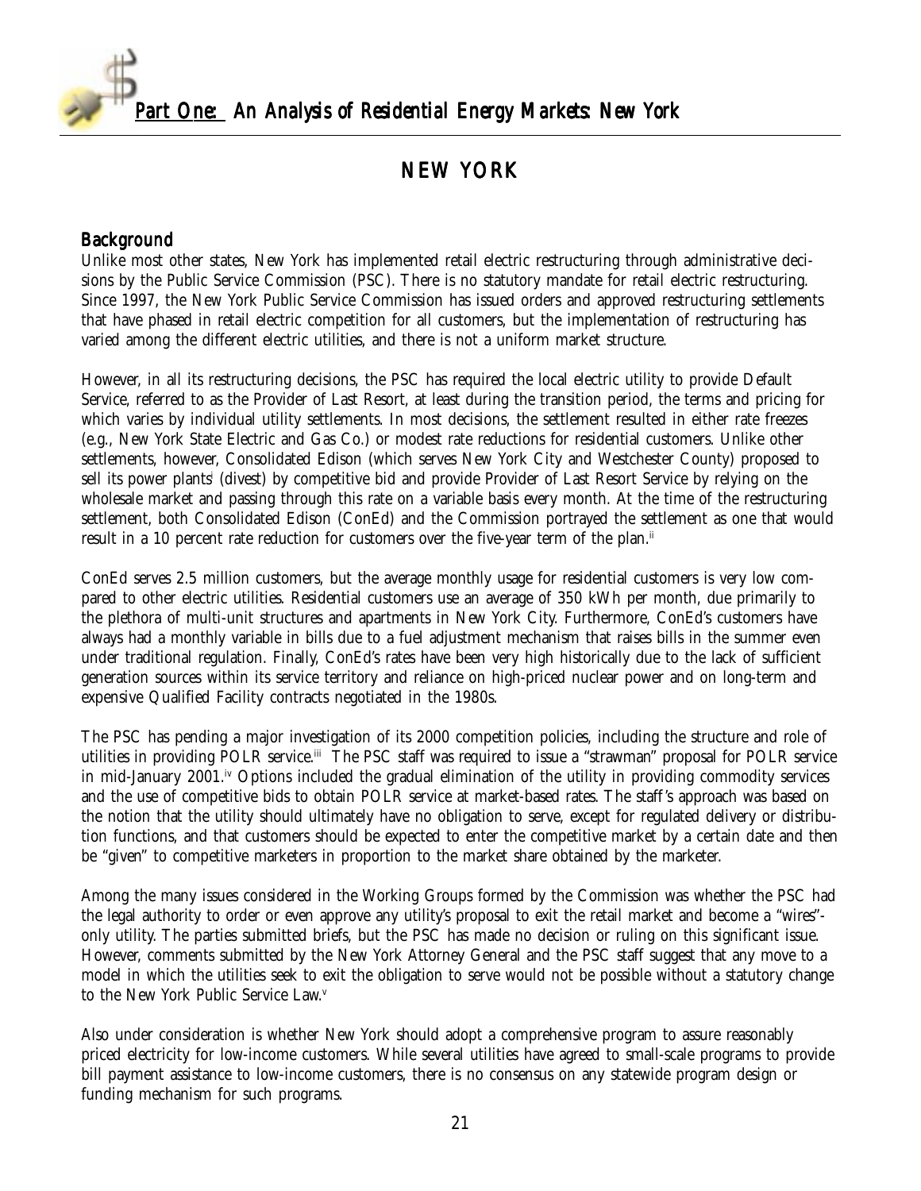# NEW YORK

## Background

Unlike most other states, New York has implemented retail electric restructuring through administrative decisions by the Public Service Commission (PSC). There is no statutory mandate for retail electric restructuring. Since 1997, the New York Public Service Commission has issued orders and approved restructuring settlements that have phased in retail electric competition for all customers, but the implementation of restructuring has varied among the different electric utilities, and there is not a uniform market structure.

However, in all its restructuring decisions, the PSC has required the local electric utility to provide Default Service, referred to as the Provider of Last Resort, at least during the transition period, the terms and pricing for which varies by individual utility settlements. In most decisions, the settlement resulted in either rate freezes (e.g., New York State Electric and Gas Co.) or modest rate reductions for residential customers. Unlike other settlements, however, Consolidated Edison (which serves New York City and Westchester County) proposed to sell its power plants[i] (divest) by competitive bid and provide Provider of Last Resort Service by relying on the wholesale market and passing through this rate on a variable basis every month. At the time of the restructuring settlement, both Consolidated Edison (ConEd) and the Commission portrayed the settlement as one that would result in a 10 percent rate reduction for customers over the five-year term of the plan.[ii]

ConEd serves 2.5 million customers, but the average monthly usage for residential customers is very low compared to other electric utilities. Residential customers use an average of 350 kWh per month, due primarily to the plethora of multi-unit structures and apartments in New York City. Furthermore, ConEd's customers have always had a monthly variable in bills due to a fuel adjustment mechanism that raises bills in the summer even under traditional regulation. Finally, ConEd's rates have been very high historically due to the lack of sufficient generation sources within its service territory and reliance on high-priced nuclear power and on long-term and expensive Qualified Facility contracts negotiated in the 1980s.

The PSC has pending a major investigation of its 2000 competition policies, including the structure and role of utilities in providing POLR service.[iii] The PSC staff was required to issue a "strawman" proposal for POLR service in mid-January 2001.[iv] Options included the gradual elimination of the utility in providing commodity services and the use of competitive bids to obtain POLR service at market-based rates. The staff's approach was based on the notion that the utility should ultimately have no obligation to serve, except for regulated delivery or distribution functions, and that customers should be expected to enter the competitive market by a certain date and then be "given" to competitive marketers in proportion to the market share obtained by the marketer.

Among the many issues considered in the Working Groups formed by the Commission was whether the PSC had the legal authority to order or even approve any utility's proposal to exit the retail market and become a "wires"-only utility. The parties submitted briefs, but the PSC has made no decision or ruling on this significant issue. However, comments submitted by the New York Attorney General and the PSC staff suggest that any move to a model in which the utilities seek to exit the obligation to serve would not be possible without a statutory change to the New York Public Service Law.[v]

Also under consideration is whether New York should adopt a comprehensive program to assure reasonably priced electricity for low-income customers. While several utilities have agreed to small-scale programs to provide bill payment assistance to low-income customers, there is no consensus on any statewide program design or funding mechanism for such programs.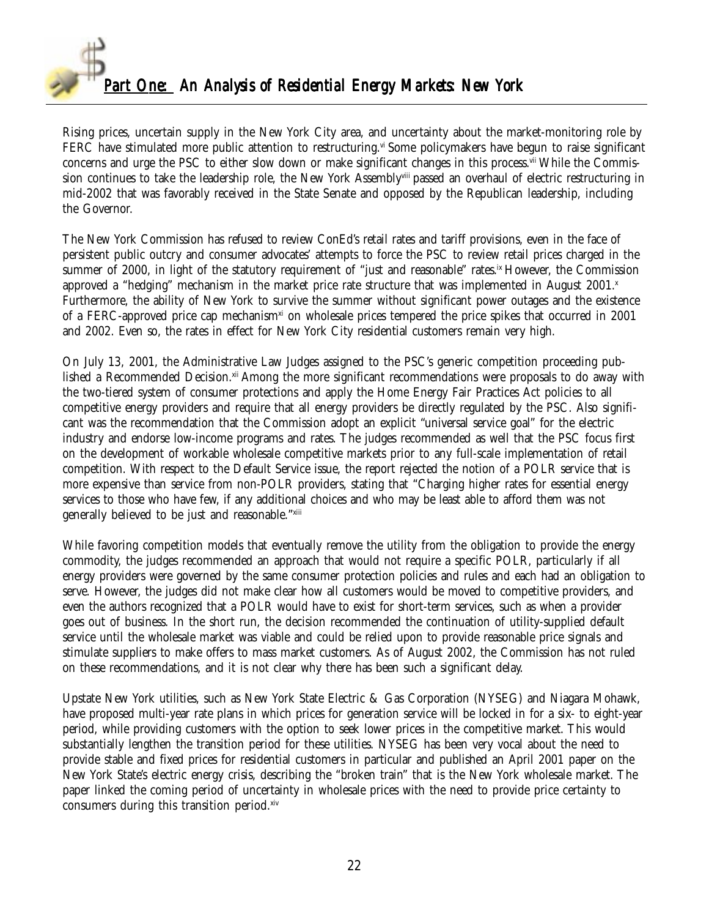Rising prices, uncertain supply in the New York City area, and uncertainty about the market-monitoring role by FERC have stimulated more public attention to restructuring.[vi] Some policymakers have begun to raise significant concerns and urge the PSC to either slow down or make significant changes in this process.[vii] While the Commission continues to take the leadership role, the New York Assembly[viii] passed an overhaul of electric restructuring in mid-2002 that was favorably received in the State Senate and opposed by the Republican leadership, including the Governor.

The New York Commission has refused to review ConEd's retail rates and tariff provisions, even in the face of persistent public outcry and consumer advocates' attempts to force the PSC to review retail prices charged in the summer of 2000, in light of the statutory requirement of "just and reasonable" rates.[ix] However, the Commission approved a "hedging" mechanism in the market price rate structure that was implemented in August 2001.[x] Furthermore, the ability of New York to survive the summer without significant power outages and the existence of a FERC-approved price cap mechanism[xi] on wholesale prices tempered the price spikes that occurred in 2001 and 2002. Even so, the rates in effect for New York City residential customers remain very high.

On July 13, 2001, the Administrative Law Judges assigned to the PSC's generic competition proceeding published a Recommended Decision.[xii] Among the more significant recommendations were proposals to do away with the two-tiered system of consumer protections and apply the Home Energy Fair Practices Act policies to all competitive energy providers and require that all energy providers be directly regulated by the PSC. Also significant was the recommendation that the Commission adopt an explicit "universal service goal" for the electric industry and endorse low-income programs and rates. The judges recommended as well that the PSC focus first on the development of workable wholesale competitive markets prior to any full-scale implementation of retail competition. With respect to the Default Service issue, the report rejected the notion of a POLR service that is more expensive than service from non-POLR providers, stating that "Charging higher rates for essential energy services to those who have few, if any additional choices and who may be least able to afford them was not generally believed to be just and reasonable."[xiii]

While favoring competition models that eventually remove the utility from the obligation to provide the energy commodity, the judges recommended an approach that would not require a specific POLR, particularly if all energy providers were governed by the same consumer protection policies and rules and each had an obligation to serve. However, the judges did not make clear how all customers would be moved to competitive providers, and even the authors recognized that a POLR would have to exist for short-term services, such as when a provider goes out of business. In the short run, the decision recommended the continuation of utility-supplied default service until the wholesale market was viable and could be relied upon to provide reasonable price signals and stimulate suppliers to make offers to mass market customers. As of August 2002, the Commission has not ruled on these recommendations, and it is not clear why there has been such a significant delay.

Upstate New York utilities, such as New York State Electric & Gas Corporation (NYSEG) and Niagara Mohawk, have proposed multi-year rate plans in which prices for generation service will be locked in for a six- to eight-year period, while providing customers with the option to seek lower prices in the competitive market. This would substantially lengthen the transition period for these utilities. NYSEG has been very vocal about the need to provide stable and fixed prices for residential customers in particular and published an April 2001 paper on the New York State's electric energy crisis, describing the "broken train" that is the New York wholesale market. The paper linked the coming period of uncertainty in wholesale prices with the need to provide price certainty to consumers during this transition period.[xiv]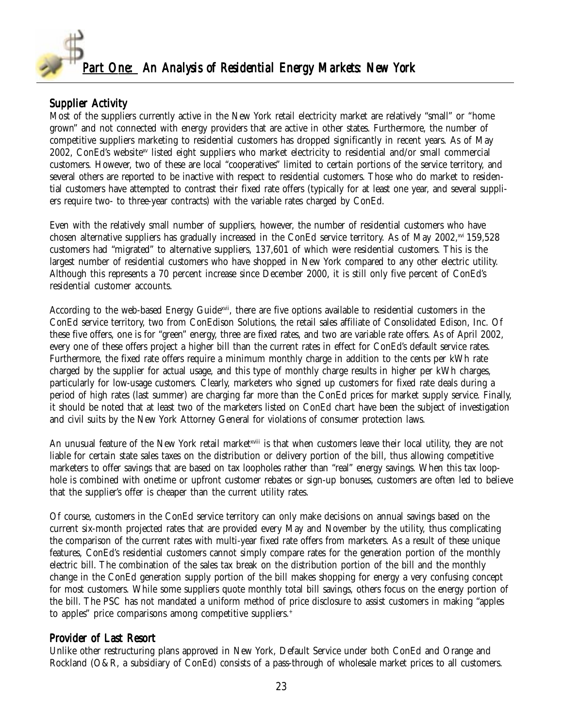## Supplier Activity

Most of the suppliers currently active in the New York retail electricity market are relatively "small" or "home grown" and not connected with energy providers that are active in other states. Furthermore, the number of competitive suppliers marketing to residential customers has dropped significantly in recent years. As of May 2002, ConEd's website[xv] listed eight suppliers who market electricity to residential and/or small commercial customers. However, two of these are local "cooperatives" limited to certain portions of the service territory, and several others are reported to be inactive with respect to residential customers. Those who do market to residential customers have attempted to contrast their fixed rate offers (typically for at least one year, and several suppliers require two- to three-year contracts) with the variable rates charged by ConEd.

Even with the relatively small number of suppliers, however, the number of residential customers who have chosen alternative suppliers has gradually increased in the ConEd service territory. As of May 2002,[xvi] 159,528 customers had "migrated" to alternative suppliers, 137,601 of which were residential customers. This is the largest number of residential customers who have shopped in New York compared to any other electric utility. Although this represents a 70 percent increase since December 2000, it is still only five percent of ConEd's residential customer accounts.

According to the web-based Energy Guide[xvii], there are five options available to residential customers in the ConEd service territory, two from ConEdison Solutions, the retail sales affiliate of Consolidated Edison, Inc. Of these five offers, one is for "green" energy, three are fixed rates, and two are variable rate offers. As of April 2002, every one of these offers project a higher bill than the current rates in effect for ConEd's default service rates. Furthermore, the fixed rate offers require a minimum monthly charge in addition to the cents per kWh rate charged by the supplier for actual usage, and this type of monthly charge results in higher per kWh charges, particularly for low-usage customers. Clearly, marketers who signed up customers for fixed rate deals during a period of high rates (last summer) are charging far more than the ConEd prices for market supply service. Finally, it should be noted that at least two of the marketers listed on ConEd chart have been the subject of investigation and civil suits by the New York Attorney General for violations of consumer protection laws.

An unusual feature of the New York retail market[xviii] is that when customers leave their local utility, they are not liable for certain state sales taxes on the distribution or delivery portion of the bill, thus allowing competitive marketers to offer savings that are based on tax loopholes rather than "real" energy savings. When this tax loophole is combined with onetime or upfront customer rebates or sign-up bonuses, customers are often led to believe that the supplier's offer is cheaper than the current utility rates.

Of course, customers in the ConEd service territory can only make decisions on annual savings based on the current six-month projected rates that are provided every May and November by the utility, thus complicating the comparison of the current rates with multi-year fixed rate offers from marketers. As a result of these unique features, ConEd's residential customers cannot simply compare rates for the generation portion of the monthly electric bill. The combination of the sales tax break on the distribution portion of the bill and the monthly change in the ConEd generation supply portion of the bill makes shopping for energy a very confusing concept for most customers. While some suppliers quote monthly total bill savings, others focus on the energy portion of the bill. The PSC has not mandated a uniform method of price disclosure to assist customers in making "apples to apples" price comparisons among competitive suppliers.[+]

## Provider of Last Resort

Unlike other restructuring plans approved in New York, Default Service under both ConEd and Orange and Rockland (O&R, a subsidiary of ConEd) consists of a pass-through of wholesale market prices to all customers.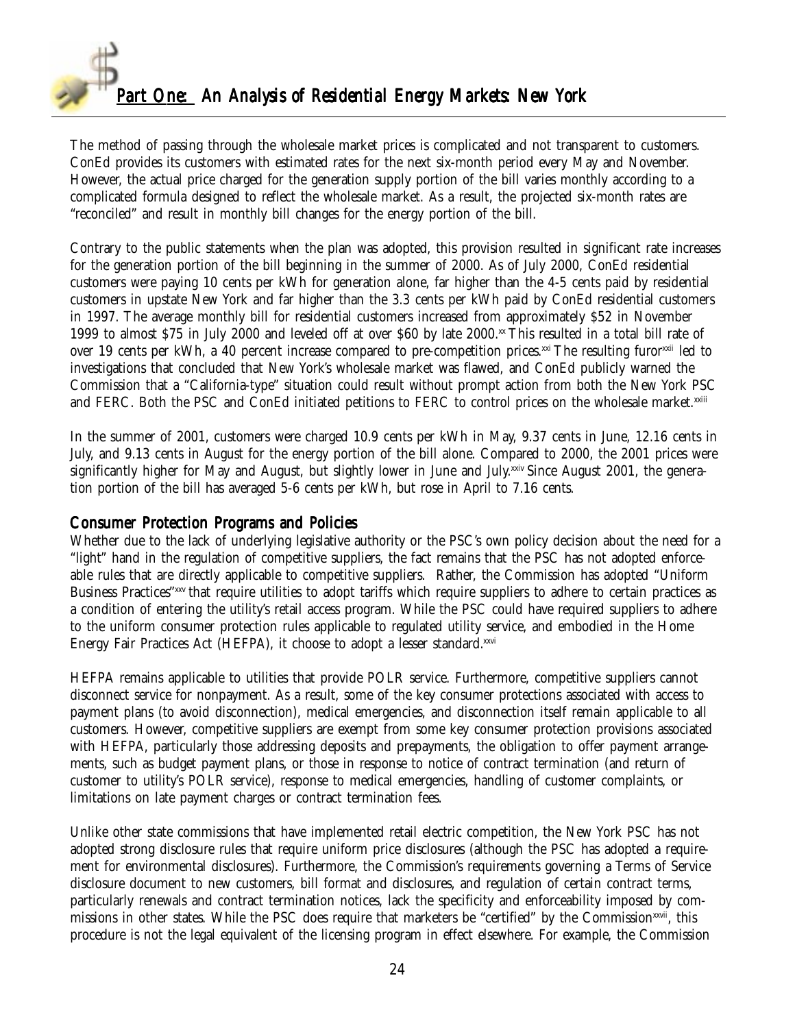The method of passing through the wholesale market prices is complicated and not transparent to customers. ConEd provides its customers with estimated rates for the next six-month period every May and November. However, the actual price charged for the generation supply portion of the bill varies monthly according to a complicated formula designed to reflect the wholesale market. As a result, the projected six-month rates are "reconciled" and result in monthly bill changes for the energy portion of the bill.

Contrary to the public statements when the plan was adopted, this provision resulted in significant rate increases for the generation portion of the bill beginning in the summer of 2000. As of July 2000, ConEd residential customers were paying 10 cents per kWh for generation alone, far higher than the 4-5 cents paid by residential customers in upstate New York and far higher than the 3.3 cents per kWh paid by ConEd residential customers in 1997. The average monthly bill for residential customers increased from approximately $52 in November 1999 to almost $75 in July 2000 and leveled off at over $60 by late 2000.[xx] This resulted in a total bill rate of over 19 cents per kWh, a 40 percent increase compared to pre-competition prices.[xxi] The resulting furor[xxii] led to investigations that concluded that New York's wholesale market was flawed, and ConEd publicly warned the Commission that a "California-type" situation could result without prompt action from both the New York PSC and FERC. Both the PSC and ConEd initiated petitions to FERC to control prices on the wholesale market.[xxiii]

In the summer of 2001, customers were charged 10.9 cents per kWh in May, 9.37 cents in June, 12.16 cents in July, and 9.13 cents in August for the energy portion of the bill alone. Compared to 2000, the 2001 prices were significantly higher for May and August, but slightly lower in June and July.[xxiv] Since August 2001, the generation portion of the bill has averaged 5-6 cents per kWh, but rose in April to 7.16 cents.

## Consumer Protection Programs and Policies

Whether due to the lack of underlying legislative authority or the PSC's own policy decision about the need for a "light" hand in the regulation of competitive suppliers, the fact remains that the PSC has not adopted enforceable rules that are directly applicable to competitive suppliers. Rather, the Commission has adopted "Uniform Business Practices"[xxv] that require utilities to adopt tariffs which require suppliers to adhere to certain practices as a condition of entering the utility's retail access program. While the PSC could have required suppliers to adhere to the uniform consumer protection rules applicable to regulated utility service, and embodied in the Home Energy Fair Practices Act (HEFPA), it choose to adopt a lesser standard.[xxvi]

HEFPA remains applicable to utilities that provide POLR service. Furthermore, competitive suppliers cannot disconnect service for nonpayment. As a result, some of the key consumer protections associated with access to payment plans (to avoid disconnection), medical emergencies, and disconnection itself remain applicable to all customers. However, competitive suppliers are exempt from some key consumer protection provisions associated with HEFPA, particularly those addressing deposits and prepayments, the obligation to offer payment arrangements, such as budget payment plans, or those in response to notice of contract termination (and return of customer to utility's POLR service), response to medical emergencies, handling of customer complaints, or limitations on late payment charges or contract termination fees.

Unlike other state commissions that have implemented retail electric competition, the New York PSC has not adopted strong disclosure rules that require uniform price disclosures (although the PSC has adopted a requirement for environmental disclosures). Furthermore, the Commission's requirements governing a Terms of Service disclosure document to new customers, bill format and disclosures, and regulation of certain contract terms, particularly renewals and contract termination notices, lack the specificity and enforceability imposed by commissions in other states. While the PSC does require that marketers be "certified" by the Commission[xxvii], this procedure is not the legal equivalent of the licensing program in effect elsewhere. For example, the Commission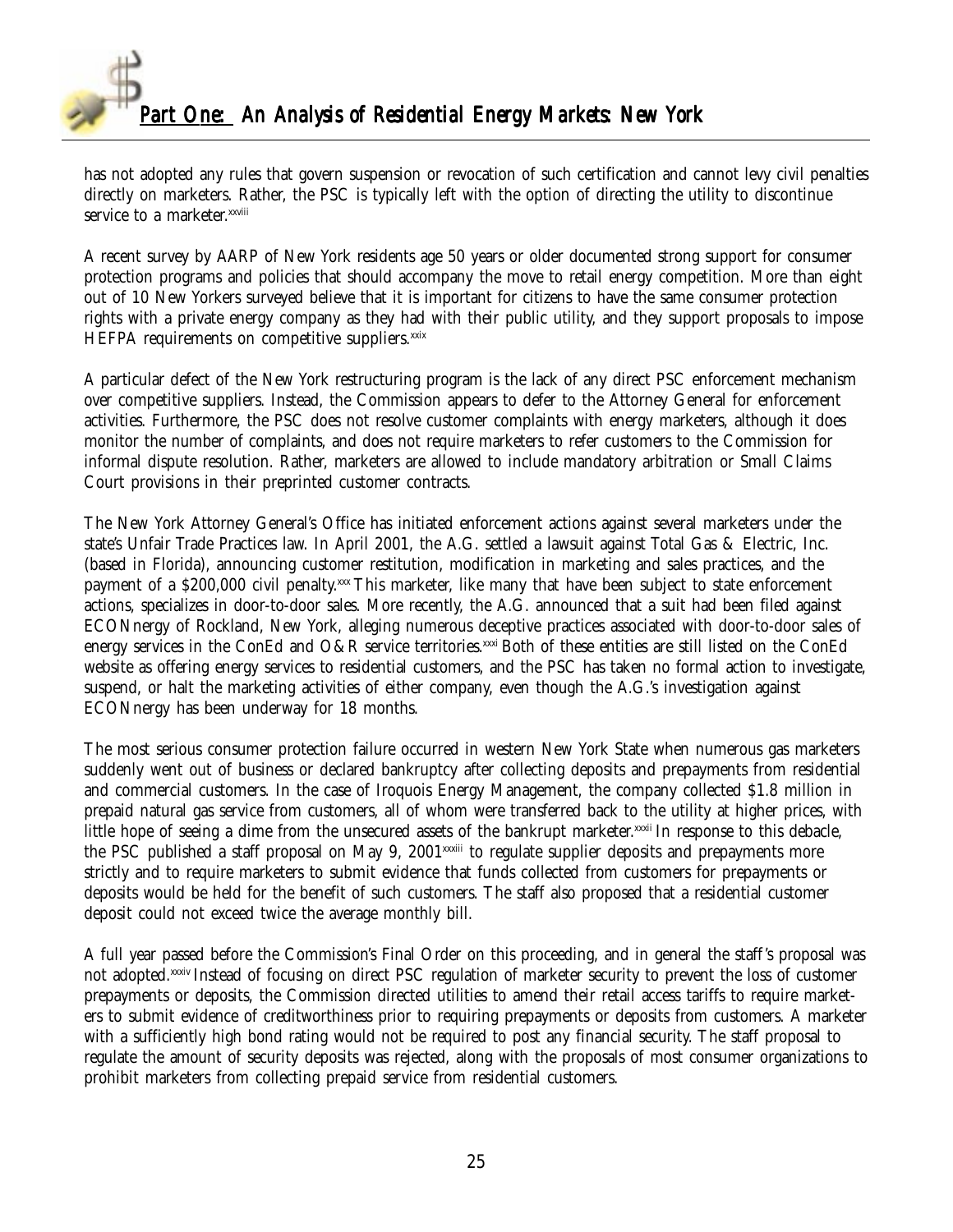has not adopted any rules that govern suspension or revocation of such certification and cannot levy civil penalties directly on marketers. Rather, the PSC is typically left with the option of directing the utility to discontinue service to a marketer.[xxviii]

A recent survey by AARP of New York residents age 50 years or older documented strong support for consumer protection programs and policies that should accompany the move to retail energy competition. More than eight out of 10 New Yorkers surveyed believe that it is important for citizens to have the same consumer protection rights with a private energy company as they had with their public utility, and they support proposals to impose HEFPA requirements on competitive suppliers.[xxix]

A particular defect of the New York restructuring program is the lack of any direct PSC enforcement mechanism over competitive suppliers. Instead, the Commission appears to defer to the Attorney General for enforcement activities. Furthermore, the PSC does not resolve customer complaints with energy marketers, although it does monitor the number of complaints, and does not require marketers to refer customers to the Commission for informal dispute resolution. Rather, marketers are allowed to include mandatory arbitration or Small Claims Court provisions in their preprinted customer contracts.

The New York Attorney General's Office has initiated enforcement actions against several marketers under the state's Unfair Trade Practices law. In April 2001, the A.G. settled a lawsuit against Total Gas & Electric, Inc. (based in Florida), announcing customer restitution, modification in marketing and sales practices, and the payment of a $200,000 civil penalty.[xxx] This marketer, like many that have been subject to state enforcement actions, specializes in door-to-door sales. More recently, the A.G. announced that a suit had been filed against ECONnergy of Rockland, New York, alleging numerous deceptive practices associated with door-to-door sales of energy services in the ConEd and O&R service territories.[xxxi] Both of these entities are still listed on the ConEd website as offering energy services to residential customers, and the PSC has taken no formal action to investigate, suspend, or halt the marketing activities of either company, even though the A.G.'s investigation against ECONnergy has been underway for 18 months.

The most serious consumer protection failure occurred in western New York State when numerous gas marketers suddenly went out of business or declared bankruptcy after collecting deposits and prepayments from residential and commercial customers. In the case of Iroquois Energy Management, the company collected $1.8 million in prepaid natural gas service from customers, all of whom were transferred back to the utility at higher prices, with little hope of seeing a dime from the unsecured assets of the bankrupt marketer.[xxxii] In response to this debacle, the PSC published a staff proposal on May 9, 2001[xxxiii] to regulate supplier deposits and prepayments more strictly and to require marketers to submit evidence that funds collected from customers for prepayments or deposits would be held for the benefit of such customers. The staff also proposed that a residential customer deposit could not exceed twice the average monthly bill.

A full year passed before the Commission's Final Order on this proceeding, and in general the staff's proposal was not adopted.[xxxiv] Instead of focusing on direct PSC regulation of marketer security to prevent the loss of customer prepayments or deposits, the Commission directed utilities to amend their retail access tariffs to require marketers to submit evidence of creditworthiness prior to requiring prepayments or deposits from customers. A marketer with a sufficiently high bond rating would not be required to post any financial security. The staff proposal to regulate the amount of security deposits was rejected, along with the proposals of most consumer organizations to prohibit marketers from collecting prepaid service from residential customers.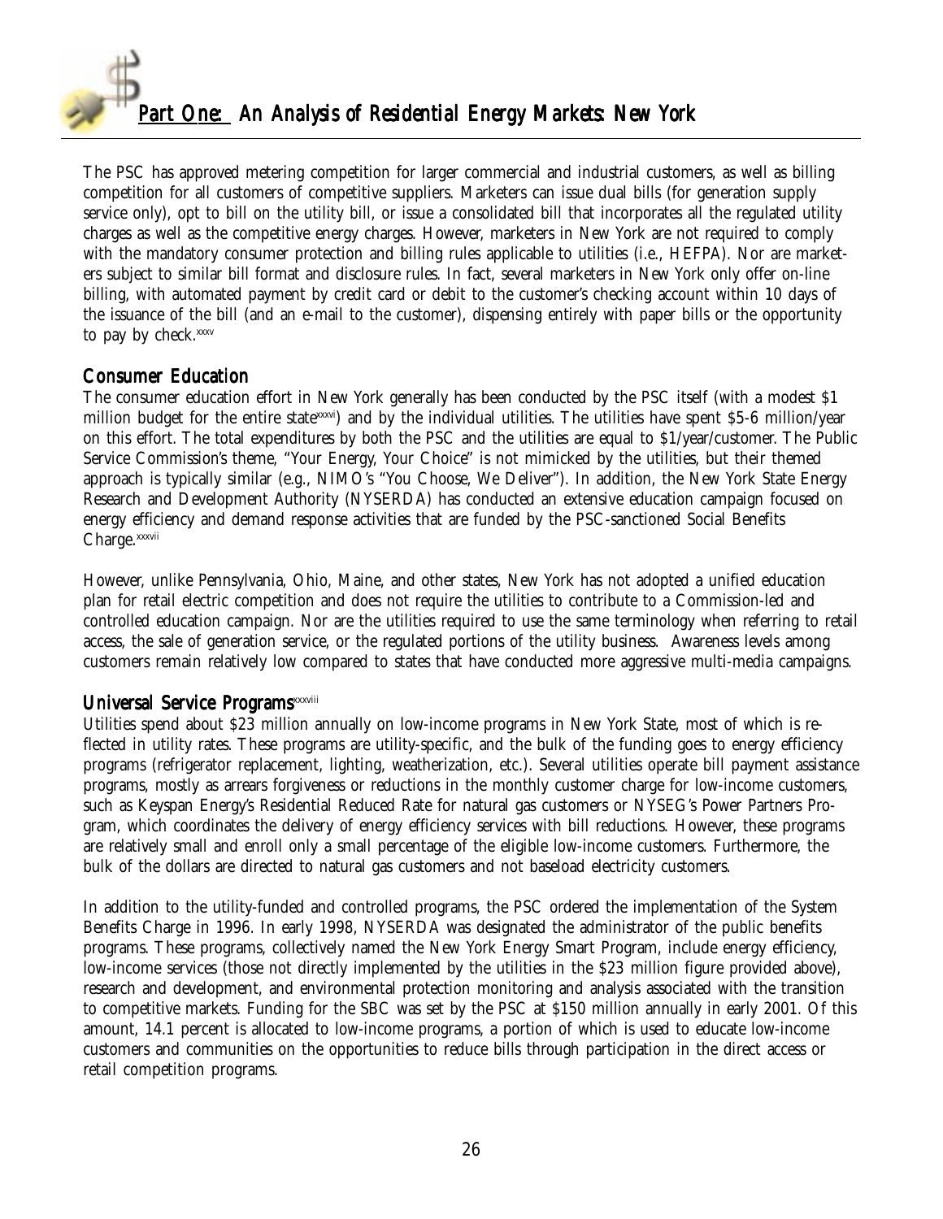The PSC has approved metering competition for larger commercial and industrial customers, as well as billing competition for all customers of competitive suppliers. Marketers can issue dual bills (for generation supply service only), opt to bill on the utility bill, or issue a consolidated bill that incorporates all the regulated utility charges as well as the competitive energy charges. However, marketers in New York are not required to comply with the mandatory consumer protection and billing rules applicable to utilities (i.e., HEFPA). Nor are marketers subject to similar bill format and disclosure rules. In fact, several marketers in New York only offer on-line billing, with automated payment by credit card or debit to the customer's checking account within 10 days of the issuance of the bill (and an e-mail to the customer), dispensing entirely with paper bills or the opportunity to pay by check.[xxxv]

## Consumer Education

The consumer education effort in New York generally has been conducted by the PSC itself (with a modest $1 million budget for the entire state[xxxvi]) and by the individual utilities. The utilities have spent $5-6 million/year on this effort. The total expenditures by both the PSC and the utilities are equal to $1/year/customer. The Public Service Commission's theme, "Your Energy, Your Choice" is not mimicked by the utilities, but their themed approach is typically similar (e.g., NIMO's "You Choose, We Deliver"). In addition, the New York State Energy Research and Development Authority (NYSERDA) has conducted an extensive education campaign focused on energy efficiency and demand response activities that are funded by the PSC-sanctioned Social Benefits Charge.[xxxvii]

However, unlike Pennsylvania, Ohio, Maine, and other states, New York has not adopted a unified education plan for retail electric competition and does not require the utilities to contribute to a Commission-led and controlled education campaign. Nor are the utilities required to use the same terminology when referring to retail access, the sale of generation service, or the regulated portions of the utility business. Awareness levels among customers remain relatively low compared to states that have conducted more aggressive multi-media campaigns.

## Universal Service Programs[xxxviii]

Utilities spend about $23 million annually on low-income programs in New York State, most of which is reflected in utility rates. These programs are utility-specific, and the bulk of the funding goes to energy efficiency programs (refrigerator replacement, lighting, weatherization, etc.). Several utilities operate bill payment assistance programs, mostly as arrears forgiveness or reductions in the monthly customer charge for low-income customers, such as Keyspan Energy's Residential Reduced Rate for natural gas customers or NYSEG's Power Partners Program, which coordinates the delivery of energy efficiency services with bill reductions. However, these programs are relatively small and enroll only a small percentage of the eligible low-income customers. Furthermore, the bulk of the dollars are directed to natural gas customers and not baseload electricity customers.

In addition to the utility-funded and controlled programs, the PSC ordered the implementation of the System Benefits Charge in 1996. In early 1998, NYSERDA was designated the administrator of the public benefits programs. These programs, collectively named the New York Energy Smart Program, include energy efficiency, low-income services (those not directly implemented by the utilities in the $23 million figure provided above), research and development, and environmental protection monitoring and analysis associated with the transition to competitive markets. Funding for the SBC was set by the PSC at $150 million annually in early 2001. Of this amount, 14.1 percent is allocated to low-income programs, a portion of which is used to educate low-income customers and communities on the opportunities to reduce bills through participation in the direct access or retail competition programs.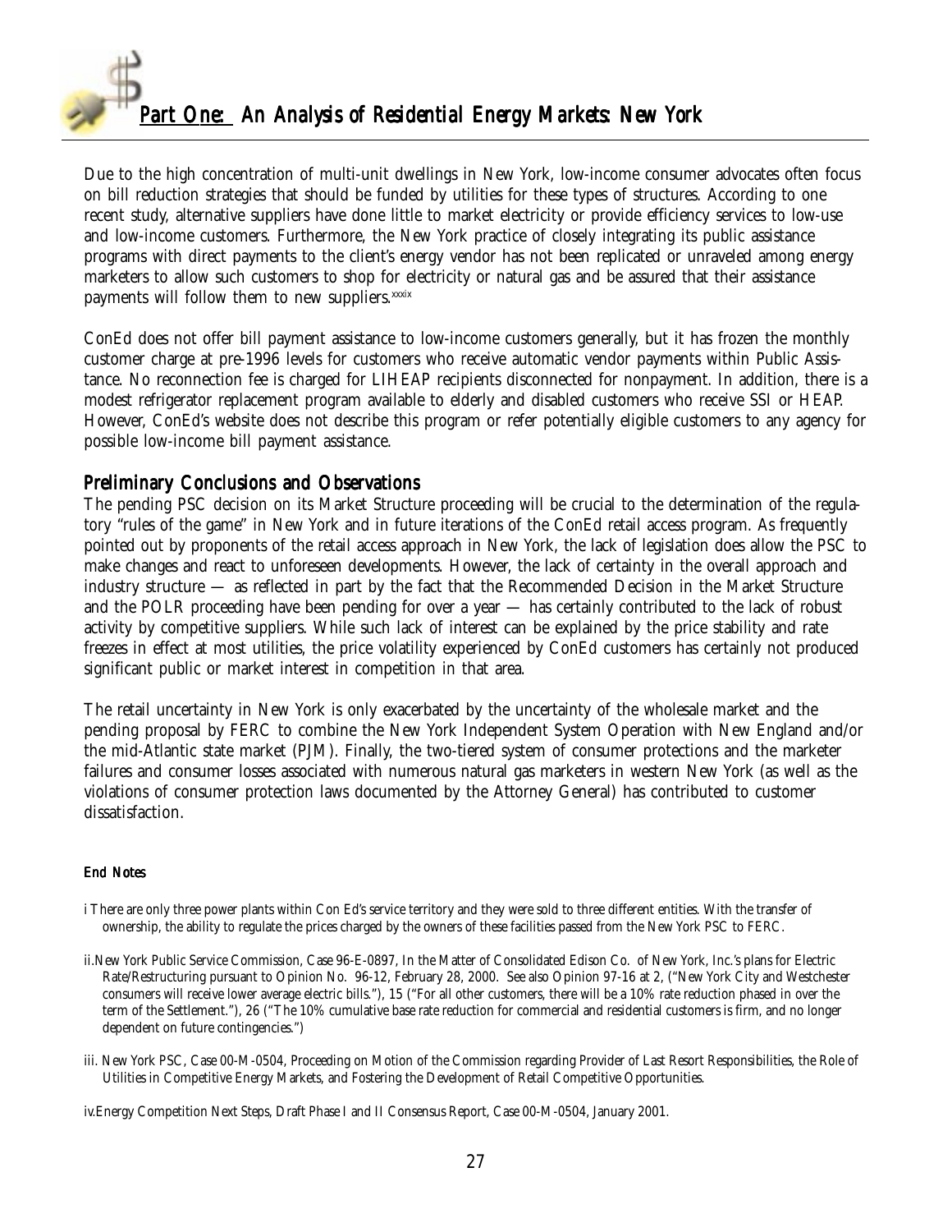Due to the high concentration of multi-unit dwellings in New York, low-income consumer advocates often focus on bill reduction strategies that should be funded by utilities for these types of structures. According to one recent study, alternative suppliers have done little to market electricity or provide efficiency services to low-use and low-income customers. Furthermore, the New York practice of closely integrating its public assistance programs with direct payments to the client's energy vendor has not been replicated or unraveled among energy marketers to allow such customers to shop for electricity or natural gas and be assured that their assistance payments will follow them to new suppliers.[xxxix]

ConEd does not offer bill payment assistance to low-income customers generally, but it has frozen the monthly customer charge at pre-1996 levels for customers who receive automatic vendor payments within Public Assistance. No reconnection fee is charged for LIHEAP recipients disconnected for nonpayment. In addition, there is a modest refrigerator replacement program available to elderly and disabled customers who receive SSI or HEAP. However, ConEd's website does not describe this program or refer potentially eligible customers to any agency for possible low-income bill payment assistance.

## Preliminary Conclusions and Observations

The pending PSC decision on its Market Structure proceeding will be crucial to the determination of the regulatory "rules of the game" in New York and in future iterations of the ConEd retail access program. As frequently pointed out by proponents of the retail access approach in New York, the lack of legislation does allow the PSC to make changes and react to unforeseen developments. However, the lack of certainty in the overall approach and industry structure — as reflected in part by the fact that the Recommended Decision in the Market Structure and the POLR proceeding have been pending for over a year — has certainly contributed to the lack of robust activity by competitive suppliers. While such lack of interest can be explained by the price stability and rate freezes in effect at most utilities, the price volatility experienced by ConEd customers has certainly not produced significant public or market interest in competition in that area.

The retail uncertainty in New York is only exacerbated by the uncertainty of the wholesale market and the pending proposal by FERC to combine the New York Independent System Operation with New England and/or the mid-Atlantic state market (PJM). Finally, the two-tiered system of consumer protections and the marketer failures and consumer losses associated with numerous natural gas marketers in western New York (as well as the violations of consumer protection laws documented by the Attorney General) has contributed to customer dissatisfaction.

#### End Notes

i There are only three power plants within Con Ed's service territory and they were sold to three different entities. With the transfer of ownership, the ability to regulate the prices charged by the owners of these facilities passed from the New York PSC to FERC.

ii.New York Public Service Commission, Case 96-E-0897, In the Matter of Consolidated Edison Co. of New York, Inc.'s plans for Electric Rate/Restructuring pursuant to Opinion No. 96-12, February 28, 2000. See also Opinion 97-16 at 2, ("New York City and Westchester consumers will receive lower average electric bills."), 15 ("For all other customers, there will be a 10% rate reduction phased in over the term of the Settlement."), 26 ("The 10% cumulative base rate reduction for commercial and residential customers is firm, and no longer dependent on future contingencies.")

iii. New York PSC, Case 00-M-0504, Proceeding on Motion of the Commission regarding Provider of Last Resort Responsibilities, the Role of Utilities in Competitive Energy Markets, and Fostering the Development of Retail Competitive Opportunities.

iv.Energy Competition Next Steps, Draft Phase I and II Consensus Report, Case 00-M-0504, January 2001.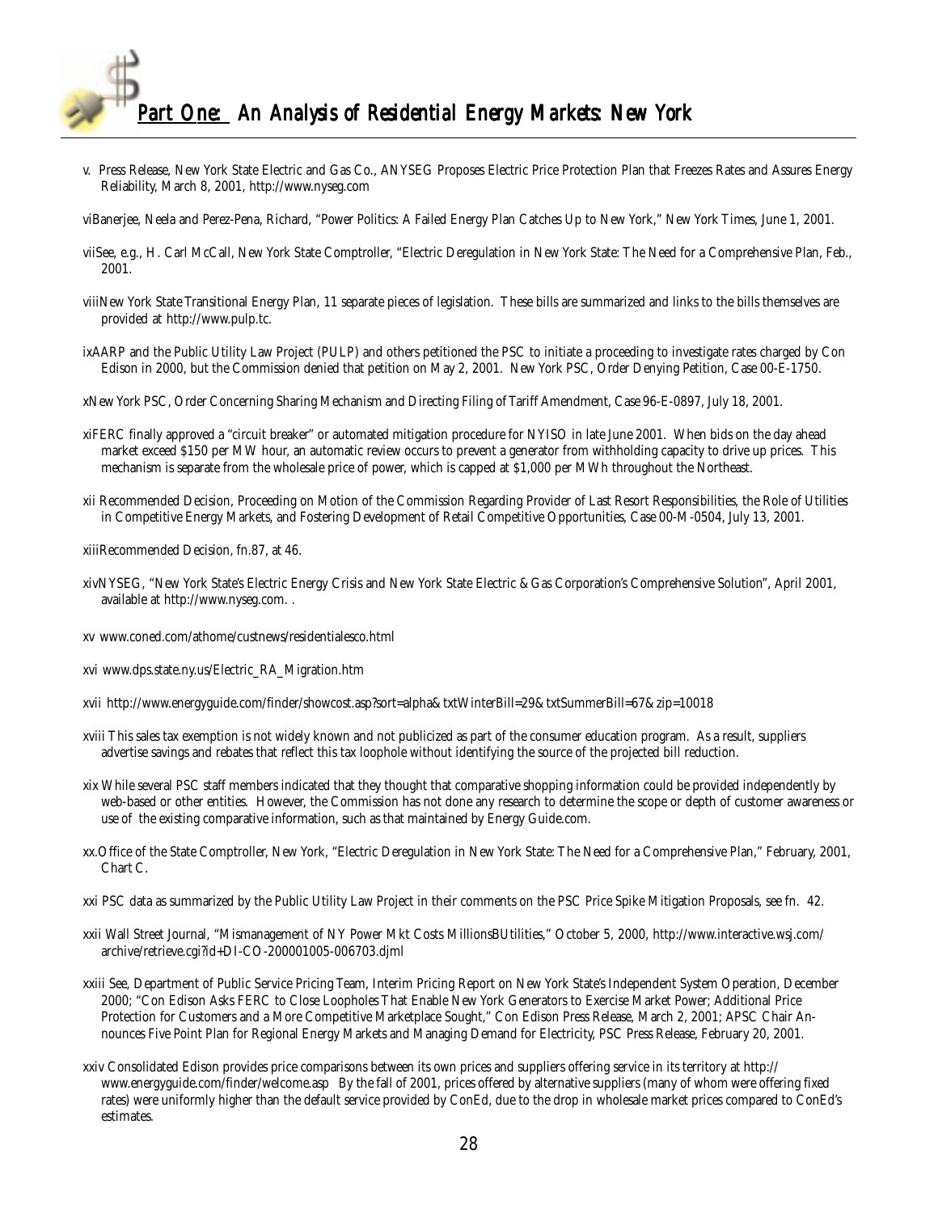v. Press Release, New York State Electric and Gas Co., ANYSEG Proposes Electric Price Protection Plan that Freezes Rates and Assures Energy Reliability, March 8, 2001, http://www.nyseg.com

viBanerjee, Neela and Perez-Pena, Richard, "Power Politics: A Failed Energy Plan Catches Up to New York," New York Times, June 1, 2001.

viiSee, e.g., H. Carl McCall, New York State Comptroller, "Electric Deregulation in New York State: The Need for a Comprehensive Plan, Feb., 2001.

viiiNew York State Transitional Energy Plan, 11 separate pieces of legislation. These bills are summarized and links to the bills themselves are provided at http://www.pulp.tc.

ixAARP and the Public Utility Law Project (PULP) and others petitioned the PSC to initiate a proceeding to investigate rates charged by Con Edison in 2000, but the Commission denied that petition on May 2, 2001. New York PSC, Order Denying Petition, Case 00-E-1750.

xNew York PSC, Order Concerning Sharing Mechanism and Directing Filing of Tariff Amendment, Case 96-E-0897, July 18, 2001.

xiFERC finally approved a "circuit breaker" or automated mitigation procedure for NYISO in late June 2001. When bids on the day ahead market exceed $150 per MW hour, an automatic review occurs to prevent a generator from withholding capacity to drive up prices. This mechanism is separate from the wholesale price of power, which is capped at $1,000 per MWh throughout the Northeast.

xii Recommended Decision, Proceeding on Motion of the Commission Regarding Provider of Last Resort Responsibilities, the Role of Utilities in Competitive Energy Markets, and Fostering Development of Retail Competitive Opportunities, Case 00-M-0504, July 13, 2001.

xiiiRecommended Decision, fn.87, at 46.

xivNYSEG, "New York State's Electric Energy Crisis and New York State Electric & Gas Corporation's Comprehensive Solution", April 2001, available at http://www.nyseg.com. .

xv www.coned.com/athome/custnews/residentialesco.html

xvi www.dps.state.ny.us/Electric_RA_Migration.htm

xvii http://www.energyguide.com/finder/showcost.asp?sort=alpha&txtWinterBill=29&txtSummerBill=67&zip=10018

xviii This sales tax exemption is not widely known and not publicized as part of the consumer education program. As a result, suppliers advertise savings and rebates that reflect this tax loophole without identifying the source of the projected bill reduction.

xix While several PSC staff members indicated that they thought that comparative shopping information could be provided independently by web-based or other entities. However, the Commission has not done any research to determine the scope or depth of customer awareness or use of the existing comparative information, such as that maintained by Energy Guide.com.

xx.Office of the State Comptroller, New York, "Electric Deregulation in New York State: The Need for a Comprehensive Plan," February, 2001, Chart C.

xxi PSC data as summarized by the Public Utility Law Project in their comments on the PSC Price Spike Mitigation Proposals, see fn. 42.

xxii Wall Street Journal, "Mismanagement of NY Power Mkt Costs MillionsBUtilities," October 5, 2000, http://www.interactive.wsj.com/archive/retrieve.cgi?id+DI-CO-200001005-006703.djml

xxiii See, Department of Public Service Pricing Team, Interim Pricing Report on New York State's Independent System Operation, December 2000; "Con Edison Asks FERC to Close Loopholes That Enable New York Generators to Exercise Market Power; Additional Price Protection for Customers and a More Competitive Marketplace Sought," Con Edison Press Release, March 2, 2001; APSC Chair Announces Five Point Plan for Regional Energy Markets and Managing Demand for Electricity, PSC Press Release, February 20, 2001.

xxiv Consolidated Edison provides price comparisons between its own prices and suppliers offering service in its territory at http://www.energyguide.com/finder/welcome.asp By the fall of 2001, prices offered by alternative suppliers (many of whom were offering fixed rates) were uniformly higher than the default service provided by ConEd, due to the drop in wholesale market prices compared to ConEd's estimates.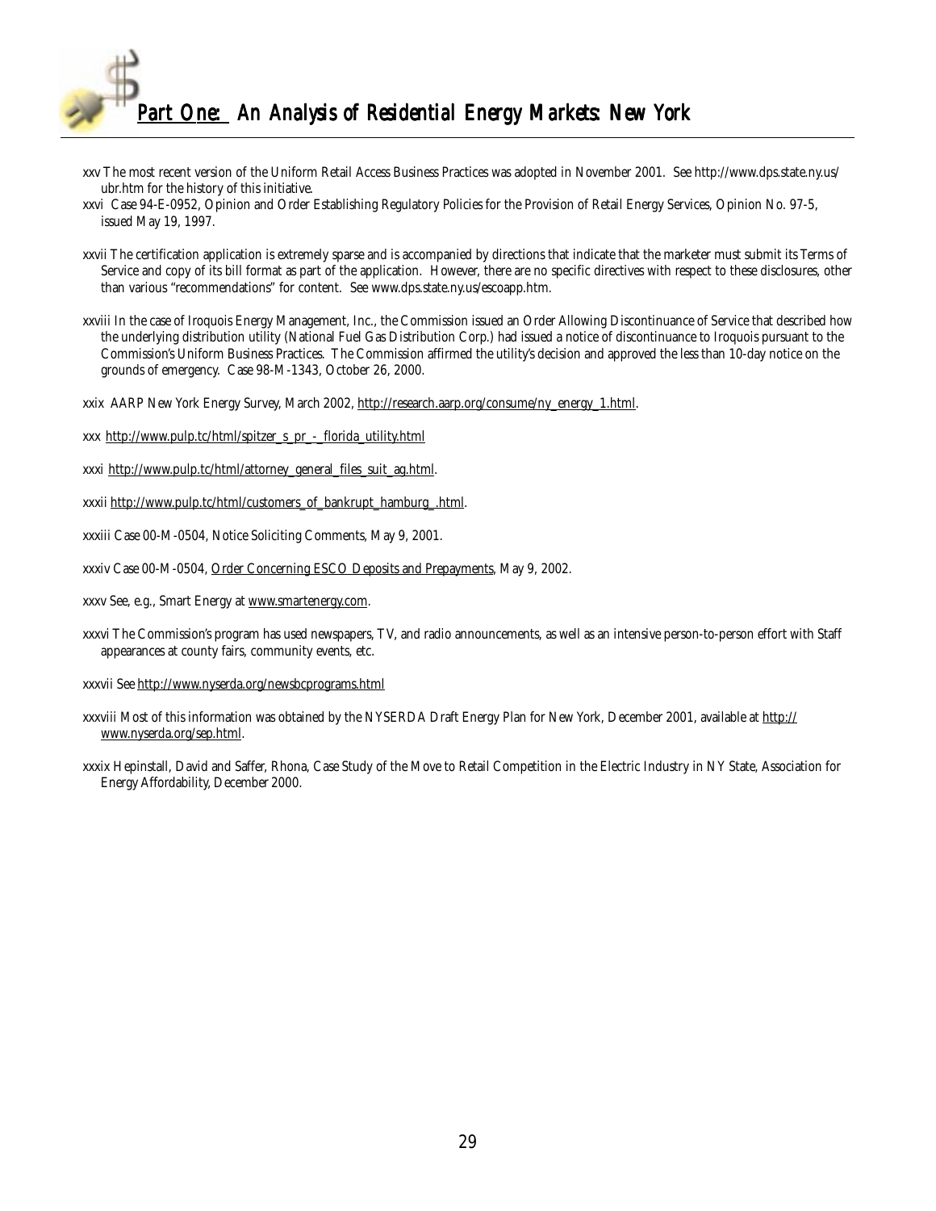xxv The most recent version of the Uniform Retail Access Business Practices was adopted in November 2001. See http://www.dps.state.ny.us/ubr.htm for the history of this initiative.

xxvi Case 94-E-0952, Opinion and Order Establishing Regulatory Policies for the Provision of Retail Energy Services, Opinion No. 97-5, issued May 19, 1997.

xxvii The certification application is extremely sparse and is accompanied by directions that indicate that the marketer must submit its Terms of Service and copy of its bill format as part of the application. However, there are no specific directives with respect to these disclosures, other than various "recommendations" for content. See www.dps.state.ny.us/escoapp.htm.

xxviii In the case of Iroquois Energy Management, Inc., the Commission issued an Order Allowing Discontinuance of Service that described how the underlying distribution utility (National Fuel Gas Distribution Corp.) had issued a notice of discontinuance to Iroquois pursuant to the Commission's Uniform Business Practices. The Commission affirmed the utility's decision and approved the less than 10-day notice on the grounds of emergency. Case 98-M-1343, October 26, 2000.

xxix AARP New York Energy Survey, March 2002, http://research.aarp.org/consume/ny_energy_1.html.

xxx http://www.pulp.tc/html/spitzer_s_pr_-_florida_utility.html

xxxi http://www.pulp.tc/html/attorney_general_files_suit_ag.html.

xxxii http://www.pulp.tc/html/customers_of_bankrupt_hamburg_.html.

xxxiii Case 00-M-0504, Notice Soliciting Comments, May 9, 2001.

xxxiv Case 00-M-0504, Order Concerning ESCO Deposits and Prepayments, May 9, 2002.

xxxv See, e.g., Smart Energy at www.smartenergy.com.

xxxvi The Commission's program has used newspapers, TV, and radio announcements, as well as an intensive person-to-person effort with Staff appearances at county fairs, community events, etc.

xxxvii See http://www.nyserda.org/newsbcprograms.html

xxxviii Most of this information was obtained by the NYSERDA Draft Energy Plan for New York, December 2001, available at http://www.nyserda.org/sep.html.

xxxix Hepinstall, David and Saffer, Rhona, Case Study of the Move to Retail Competition in the Electric Industry in NY State, Association for Energy Affordability, December 2000.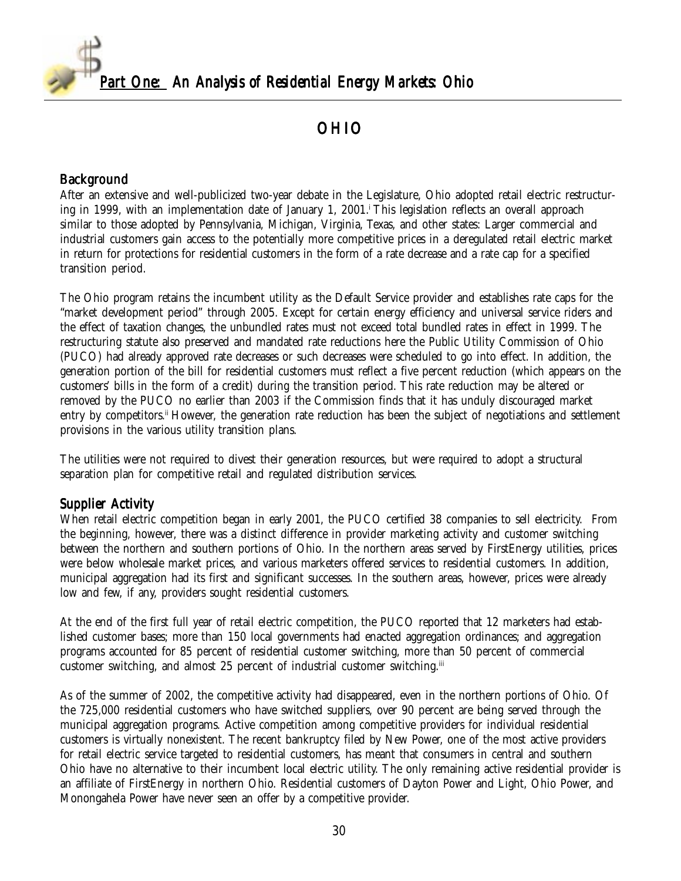# OHIO

## Background

After an extensive and well-publicized two-year debate in the Legislature, Ohio adopted retail electric restructuring in 1999, with an implementation date of January 1, 2001.[i] This legislation reflects an overall approach similar to those adopted by Pennsylvania, Michigan, Virginia, Texas, and other states: Larger commercial and industrial customers gain access to the potentially more competitive prices in a deregulated retail electric market in return for protections for residential customers in the form of a rate decrease and a rate cap for a specified transition period.

The Ohio program retains the incumbent utility as the Default Service provider and establishes rate caps for the "market development period" through 2005. Except for certain energy efficiency and universal service riders and the effect of taxation changes, the unbundled rates must not exceed total bundled rates in effect in 1999. The restructuring statute also preserved and mandated rate reductions here the Public Utility Commission of Ohio (PUCO) had already approved rate decreases or such decreases were scheduled to go into effect. In addition, the generation portion of the bill for residential customers must reflect a five percent reduction (which appears on the customers' bills in the form of a credit) during the transition period. This rate reduction may be altered or removed by the PUCO no earlier than 2003 if the Commission finds that it has unduly discouraged market entry by competitors.[ii] However, the generation rate reduction has been the subject of negotiations and settlement provisions in the various utility transition plans.

The utilities were not required to divest their generation resources, but were required to adopt a structural separation plan for competitive retail and regulated distribution services.

## Supplier Activity

When retail electric competition began in early 2001, the PUCO certified 38 companies to sell electricity. From the beginning, however, there was a distinct difference in provider marketing activity and customer switching between the northern and southern portions of Ohio. In the northern areas served by FirstEnergy utilities, prices were below wholesale market prices, and various marketers offered services to residential customers. In addition, municipal aggregation had its first and significant successes. In the southern areas, however, prices were already low and few, if any, providers sought residential customers.

At the end of the first full year of retail electric competition, the PUCO reported that 12 marketers had established customer bases; more than 150 local governments had enacted aggregation ordinances; and aggregation programs accounted for 85 percent of residential customer switching, more than 50 percent of commercial customer switching, and almost 25 percent of industrial customer switching.[iii]

As of the summer of 2002, the competitive activity had disappeared, even in the northern portions of Ohio. Of the 725,000 residential customers who have switched suppliers, over 90 percent are being served through the municipal aggregation programs. Active competition among competitive providers for individual residential customers is virtually nonexistent. The recent bankruptcy filed by New Power, one of the most active providers for retail electric service targeted to residential customers, has meant that consumers in central and southern Ohio have no alternative to their incumbent local electric utility. The only remaining active residential provider is an affiliate of FirstEnergy in northern Ohio. Residential customers of Dayton Power and Light, Ohio Power, and Monongahela Power have never seen an offer by a competitive provider.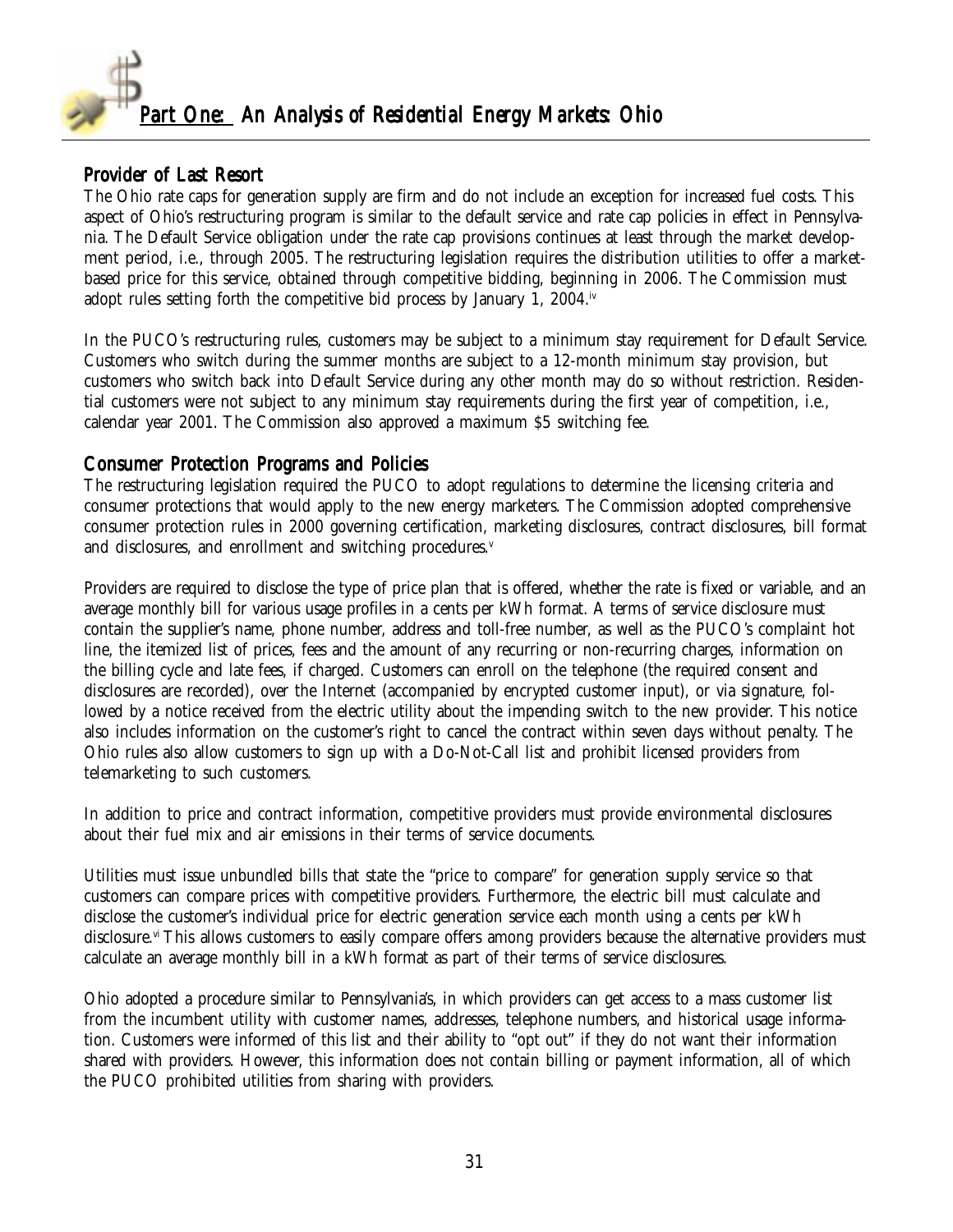## Provider of Last Resort

The Ohio rate caps for generation supply are firm and do not include an exception for increased fuel costs. This aspect of Ohio's restructuring program is similar to the default service and rate cap policies in effect in Pennsylvania. The Default Service obligation under the rate cap provisions continues at least through the market development period, i.e., through 2005. The restructuring legislation requires the distribution utilities to offer a market-based price for this service, obtained through competitive bidding, beginning in 2006. The Commission must adopt rules setting forth the competitive bid process by January 1, 2004.[iv]

In the PUCO's restructuring rules, customers may be subject to a minimum stay requirement for Default Service. Customers who switch during the summer months are subject to a 12-month minimum stay provision, but customers who switch back into Default Service during any other month may do so without restriction. Residential customers were not subject to any minimum stay requirements during the first year of competition, i.e., calendar year 2001. The Commission also approved a maximum $5 switching fee.

## Consumer Protection Programs and Policies

The restructuring legislation required the PUCO to adopt regulations to determine the licensing criteria and consumer protections that would apply to the new energy marketers. The Commission adopted comprehensive consumer protection rules in 2000 governing certification, marketing disclosures, contract disclosures, bill format and disclosures, and enrollment and switching procedures.[v]

Providers are required to disclose the type of price plan that is offered, whether the rate is fixed or variable, and an average monthly bill for various usage profiles in a cents per kWh format. A terms of service disclosure must contain the supplier's name, phone number, address and toll-free number, as well as the PUCO's complaint hot line, the itemized list of prices, fees and the amount of any recurring or non-recurring charges, information on the billing cycle and late fees, if charged. Customers can enroll on the telephone (the required consent and disclosures are recorded), over the Internet (accompanied by encrypted customer input), or via signature, followed by a notice received from the electric utility about the impending switch to the new provider. This notice also includes information on the customer's right to cancel the contract within seven days without penalty. The Ohio rules also allow customers to sign up with a Do-Not-Call list and prohibit licensed providers from telemarketing to such customers.

In addition to price and contract information, competitive providers must provide environmental disclosures about their fuel mix and air emissions in their terms of service documents.

Utilities must issue unbundled bills that state the "price to compare" for generation supply service so that customers can compare prices with competitive providers. Furthermore, the electric bill must calculate and disclose the customer's individual price for electric generation service each month using a cents per kWh disclosure.[vi] This allows customers to easily compare offers among providers because the alternative providers must calculate an average monthly bill in a kWh format as part of their terms of service disclosures.

Ohio adopted a procedure similar to Pennsylvania's, in which providers can get access to a mass customer list from the incumbent utility with customer names, addresses, telephone numbers, and historical usage information. Customers were informed of this list and their ability to "opt out" if they do not want their information shared with providers. However, this information does not contain billing or payment information, all of which the PUCO prohibited utilities from sharing with providers.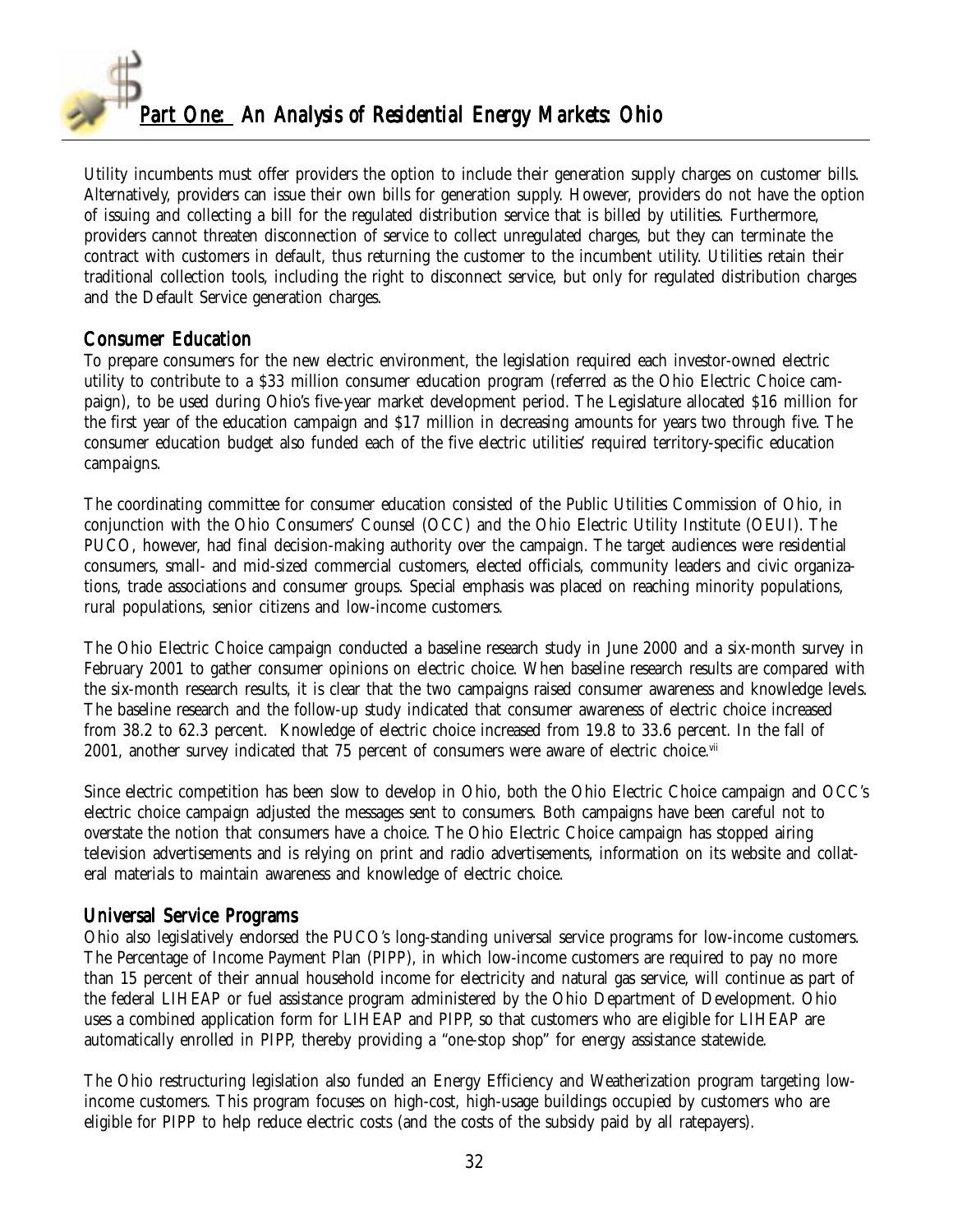Utility incumbents must offer providers the option to include their generation supply charges on customer bills. Alternatively, providers can issue their own bills for generation supply. However, providers do not have the option of issuing and collecting a bill for the regulated distribution service that is billed by utilities. Furthermore, providers cannot threaten disconnection of service to collect unregulated charges, but they can terminate the contract with customers in default, thus returning the customer to the incumbent utility. Utilities retain their traditional collection tools, including the right to disconnect service, but only for regulated distribution charges and the Default Service generation charges.

## Consumer Education

To prepare consumers for the new electric environment, the legislation required each investor-owned electric utility to contribute to a $33 million consumer education program (referred as the Ohio Electric Choice campaign), to be used during Ohio's five-year market development period. The Legislature allocated $16 million for the first year of the education campaign and $17 million in decreasing amounts for years two through five. The consumer education budget also funded each of the five electric utilities' required territory-specific education campaigns.

The coordinating committee for consumer education consisted of the Public Utilities Commission of Ohio, in conjunction with the Ohio Consumers' Counsel (OCC) and the Ohio Electric Utility Institute (OEUI). The PUCO, however, had final decision-making authority over the campaign. The target audiences were residential consumers, small- and mid-sized commercial customers, elected officials, community leaders and civic organizations, trade associations and consumer groups. Special emphasis was placed on reaching minority populations, rural populations, senior citizens and low-income customers.

The Ohio Electric Choice campaign conducted a baseline research study in June 2000 and a six-month survey in February 2001 to gather consumer opinions on electric choice. When baseline research results are compared with the six-month research results, it is clear that the two campaigns raised consumer awareness and knowledge levels. The baseline research and the follow-up study indicated that consumer awareness of electric choice increased from 38.2 to 62.3 percent. Knowledge of electric choice increased from 19.8 to 33.6 percent. In the fall of 2001, another survey indicated that 75 percent of consumers were aware of electric choice.[vii]

Since electric competition has been slow to develop in Ohio, both the Ohio Electric Choice campaign and OCC's electric choice campaign adjusted the messages sent to consumers. Both campaigns have been careful not to overstate the notion that consumers have a choice. The Ohio Electric Choice campaign has stopped airing television advertisements and is relying on print and radio advertisements, information on its website and collateral materials to maintain awareness and knowledge of electric choice.

## Universal Service Programs

Ohio also legislatively endorsed the PUCO's long-standing universal service programs for low-income customers. The Percentage of Income Payment Plan (PIPP), in which low-income customers are required to pay no more than 15 percent of their annual household income for electricity and natural gas service, will continue as part of the federal LIHEAP or fuel assistance program administered by the Ohio Department of Development. Ohio uses a combined application form for LIHEAP and PIPP, so that customers who are eligible for LIHEAP are automatically enrolled in PIPP, thereby providing a "one-stop shop" for energy assistance statewide.

The Ohio restructuring legislation also funded an Energy Efficiency and Weatherization program targeting low-income customers. This program focuses on high-cost, high-usage buildings occupied by customers who are eligible for PIPP to help reduce electric costs (and the costs of the subsidy paid by all ratepayers).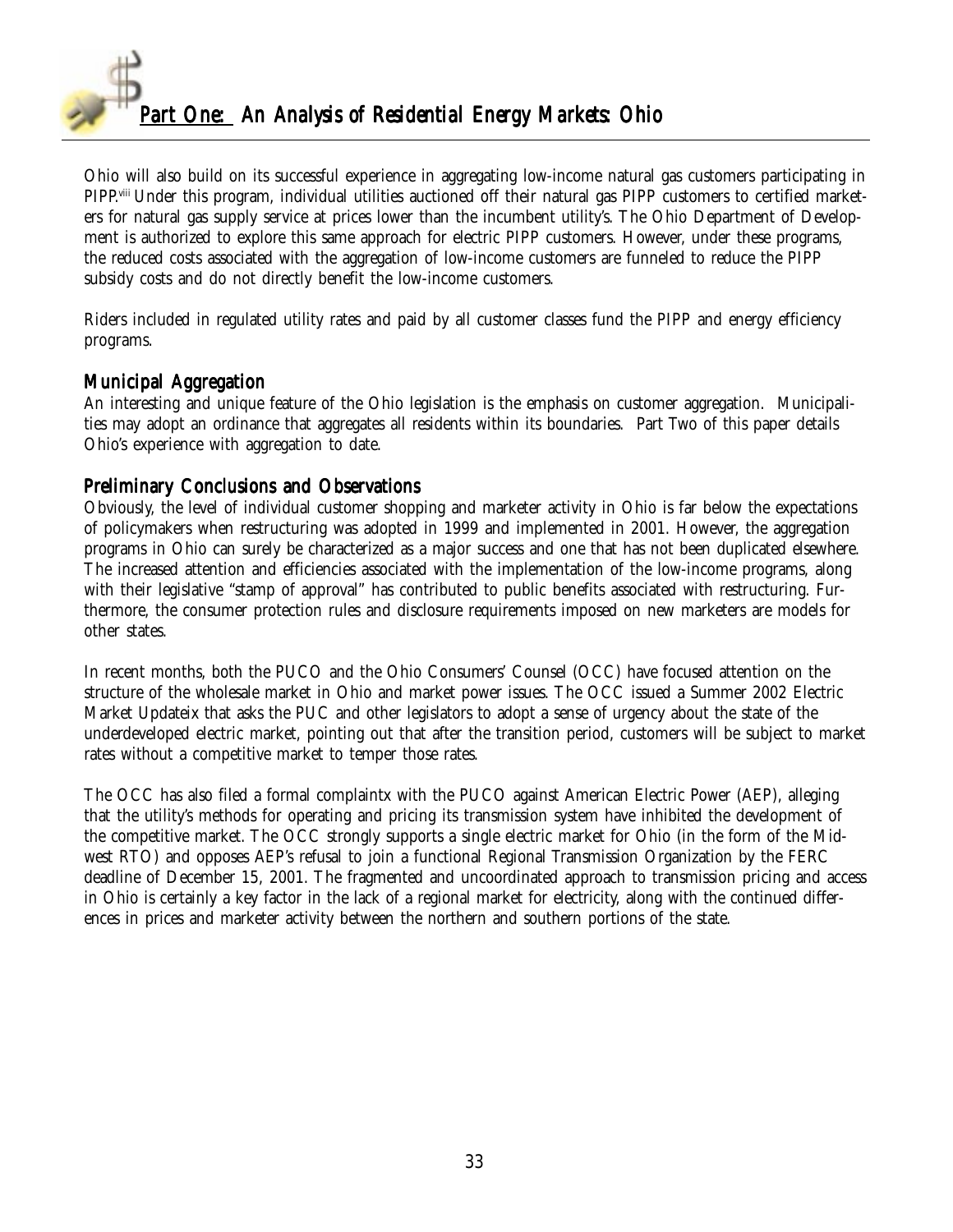Ohio will also build on its successful experience in aggregating low-income natural gas customers participating in PIPP.[viii] Under this program, individual utilities auctioned off their natural gas PIPP customers to certified marketers for natural gas supply service at prices lower than the incumbent utility's. The Ohio Department of Development is authorized to explore this same approach for electric PIPP customers. However, under these programs, the reduced costs associated with the aggregation of low-income customers are funneled to reduce the PIPP subsidy costs and do not directly benefit the low-income customers.

Riders included in regulated utility rates and paid by all customer classes fund the PIPP and energy efficiency programs.

### Municipal Aggregation

An interesting and unique feature of the Ohio legislation is the emphasis on customer aggregation. Municipalities may adopt an ordinance that aggregates all residents within its boundaries. Part Two of this paper details Ohio's experience with aggregation to date.

### Preliminary Conclusions and Observations

Obviously, the level of individual customer shopping and marketer activity in Ohio is far below the expectations of policymakers when restructuring was adopted in 1999 and implemented in 2001. However, the aggregation programs in Ohio can surely be characterized as a major success and one that has not been duplicated elsewhere. The increased attention and efficiencies associated with the implementation of the low-income programs, along with their legislative "stamp of approval" has contributed to public benefits associated with restructuring. Furthermore, the consumer protection rules and disclosure requirements imposed on new marketers are models for other states.

In recent months, both the PUCO and the Ohio Consumers' Counsel (OCC) have focused attention on the structure of the wholesale market in Ohio and market power issues. The OCC issued a Summer 2002 Electric Market Update[ix] that asks the PUC and other legislators to adopt a sense of urgency about the state of the underdeveloped electric market, pointing out that after the transition period, customers will be subject to market rates without a competitive market to temper those rates.

The OCC has also filed a formal complaint[x] with the PUCO against American Electric Power (AEP), alleging that the utility's methods for operating and pricing its transmission system have inhibited the development of the competitive market. The OCC strongly supports a single electric market for Ohio (in the form of the Midwest RTO) and opposes AEP's refusal to join a functional Regional Transmission Organization by the FERC deadline of December 15, 2001. The fragmented and uncoordinated approach to transmission pricing and access in Ohio is certainly a key factor in the lack of a regional market for electricity, along with the continued differences in prices and marketer activity between the northern and southern portions of the state.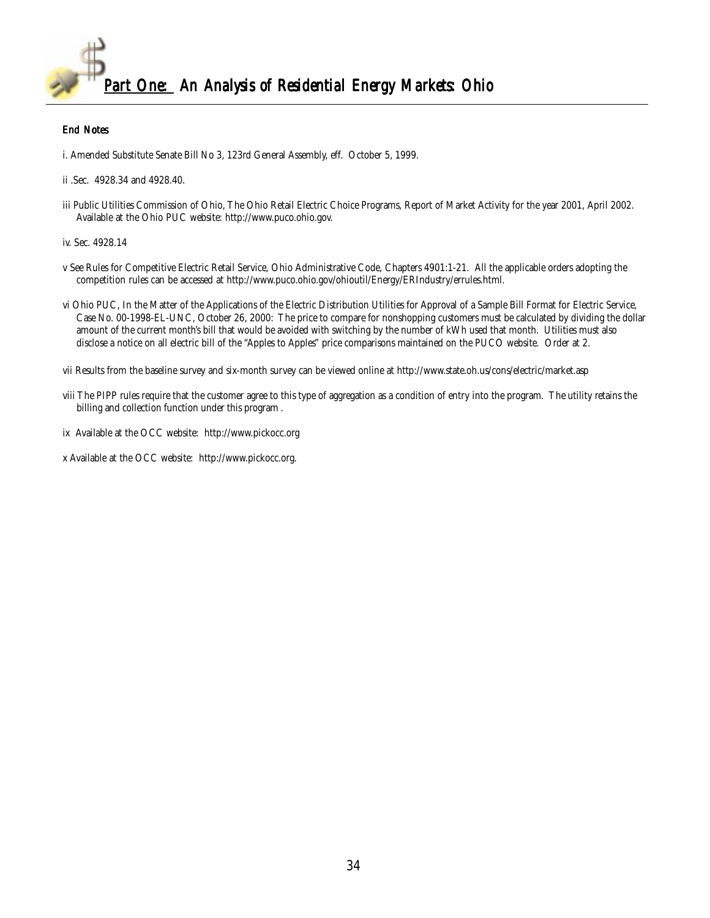## End Notes

i. Amended Substitute Senate Bill No 3, 123rd General Assembly, eff. October 5, 1999.

ii .Sec. 4928.34 and 4928.40.

iii Public Utilities Commission of Ohio, The Ohio Retail Electric Choice Programs, Report of Market Activity for the year 2001, April 2002. Available at the Ohio PUC website: http://www.puco.ohio.gov.

iv. Sec. 4928.14

v See Rules for Competitive Electric Retail Service, Ohio Administrative Code, Chapters 4901:1-21. All the applicable orders adopting the competition rules can be accessed at http://www.puco.ohio.gov/ohioutil/Energy/ERIndustry/errules.html.

vi Ohio PUC, In the Matter of the Applications of the Electric Distribution Utilities for Approval of a Sample Bill Format for Electric Service, Case No. 00-1998-EL-UNC, October 26, 2000: The price to compare for nonshopping customers must be calculated by dividing the dollar amount of the current month's bill that would be avoided with switching by the number of kWh used that month. Utilities must also disclose a notice on all electric bill of the "Apples to Apples" price comparisons maintained on the PUCO website. Order at 2.

vii Results from the baseline survey and six-month survey can be viewed online at http://www.state.oh.us/cons/electric/market.asp

viii The PIPP rules require that the customer agree to this type of aggregation as a condition of entry into the program. The utility retains the billing and collection function under this program .

ix Available at the OCC website: http://www.pickocc.org

x Available at the OCC website: http://www.pickocc.org.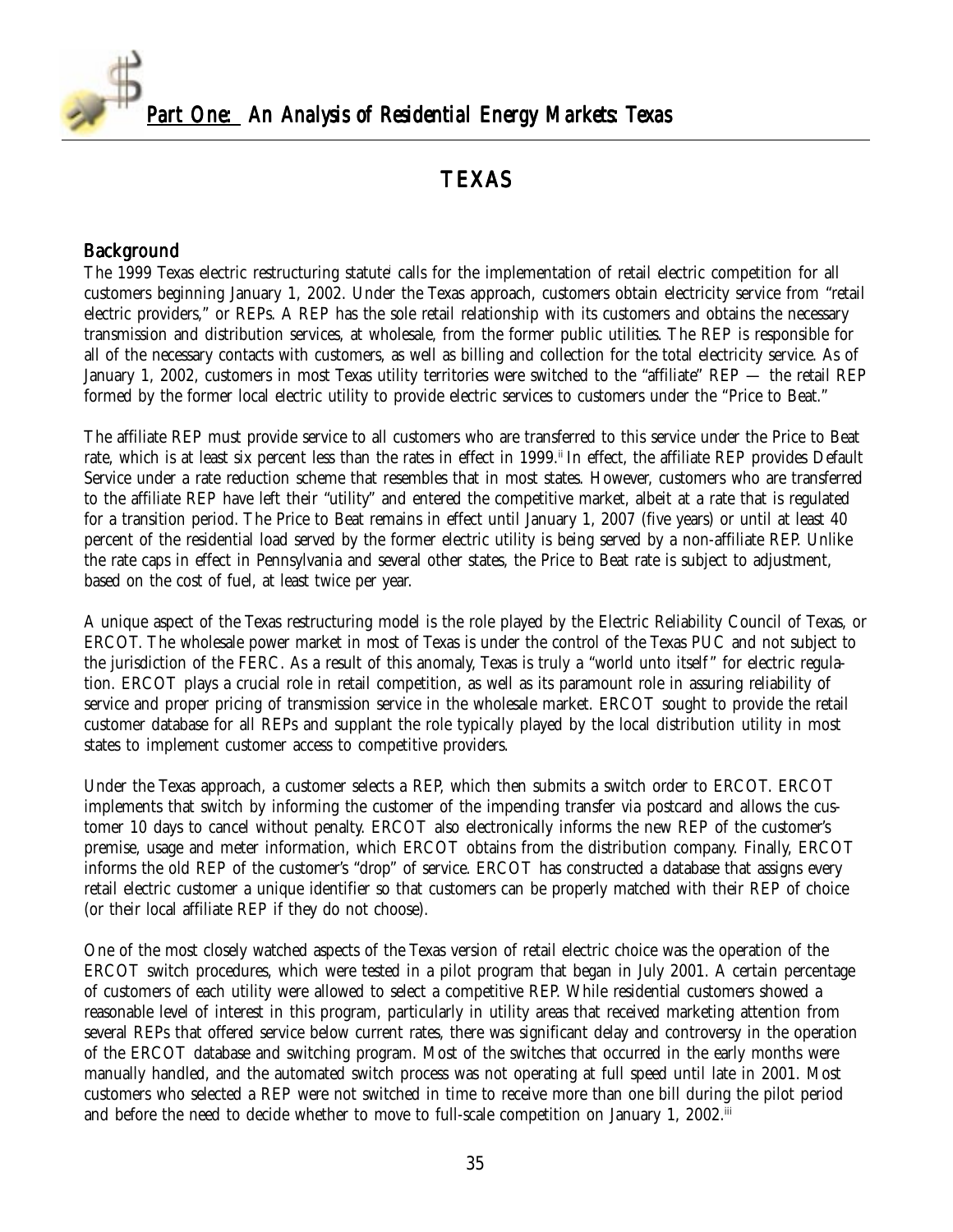# TEXAS

## Background

The 1999 Texas electric restructuring statute[i] calls for the implementation of retail electric competition for all customers beginning January 1, 2002. Under the Texas approach, customers obtain electricity service from "retail electric providers," or REPs. A REP has the sole retail relationship with its customers and obtains the necessary transmission and distribution services, at wholesale, from the former public utilities. The REP is responsible for all of the necessary contacts with customers, as well as billing and collection for the total electricity service. As of January 1, 2002, customers in most Texas utility territories were switched to the "affiliate" REP — the retail REP formed by the former local electric utility to provide electric services to customers under the "Price to Beat."

The affiliate REP must provide service to all customers who are transferred to this service under the Price to Beat rate, which is at least six percent less than the rates in effect in 1999.[ii] In effect, the affiliate REP provides Default Service under a rate reduction scheme that resembles that in most states. However, customers who are transferred to the affiliate REP have left their "utility" and entered the competitive market, albeit at a rate that is regulated for a transition period. The Price to Beat remains in effect until January 1, 2007 (five years) or until at least 40 percent of the residential load served by the former electric utility is being served by a non-affiliate REP. Unlike the rate caps in effect in Pennsylvania and several other states, the Price to Beat rate is subject to adjustment, based on the cost of fuel, at least twice per year.

A unique aspect of the Texas restructuring model is the role played by the Electric Reliability Council of Texas, or ERCOT. The wholesale power market in most of Texas is under the control of the Texas PUC and not subject to the jurisdiction of the FERC. As a result of this anomaly, Texas is truly a "world unto itself" for electric regulation. ERCOT plays a crucial role in retail competition, as well as its paramount role in assuring reliability of service and proper pricing of transmission service in the wholesale market. ERCOT sought to provide the retail customer database for all REPs and supplant the role typically played by the local distribution utility in most states to implement customer access to competitive providers.

Under the Texas approach, a customer selects a REP, which then submits a switch order to ERCOT. ERCOT implements that switch by informing the customer of the impending transfer via postcard and allows the customer 10 days to cancel without penalty. ERCOT also electronically informs the new REP of the customer's premise, usage and meter information, which ERCOT obtains from the distribution company. Finally, ERCOT informs the old REP of the customer's "drop" of service. ERCOT has constructed a database that assigns every retail electric customer a unique identifier so that customers can be properly matched with their REP of choice (or their local affiliate REP if they do not choose).

One of the most closely watched aspects of the Texas version of retail electric choice was the operation of the ERCOT switch procedures, which were tested in a pilot program that began in July 2001. A certain percentage of customers of each utility were allowed to select a competitive REP. While residential customers showed a reasonable level of interest in this program, particularly in utility areas that received marketing attention from several REPs that offered service below current rates, there was significant delay and controversy in the operation of the ERCOT database and switching program. Most of the switches that occurred in the early months were manually handled, and the automated switch process was not operating at full speed until late in 2001. Most customers who selected a REP were not switched in time to receive more than one bill during the pilot period and before the need to decide whether to move to full-scale competition on January 1, 2002.[iii]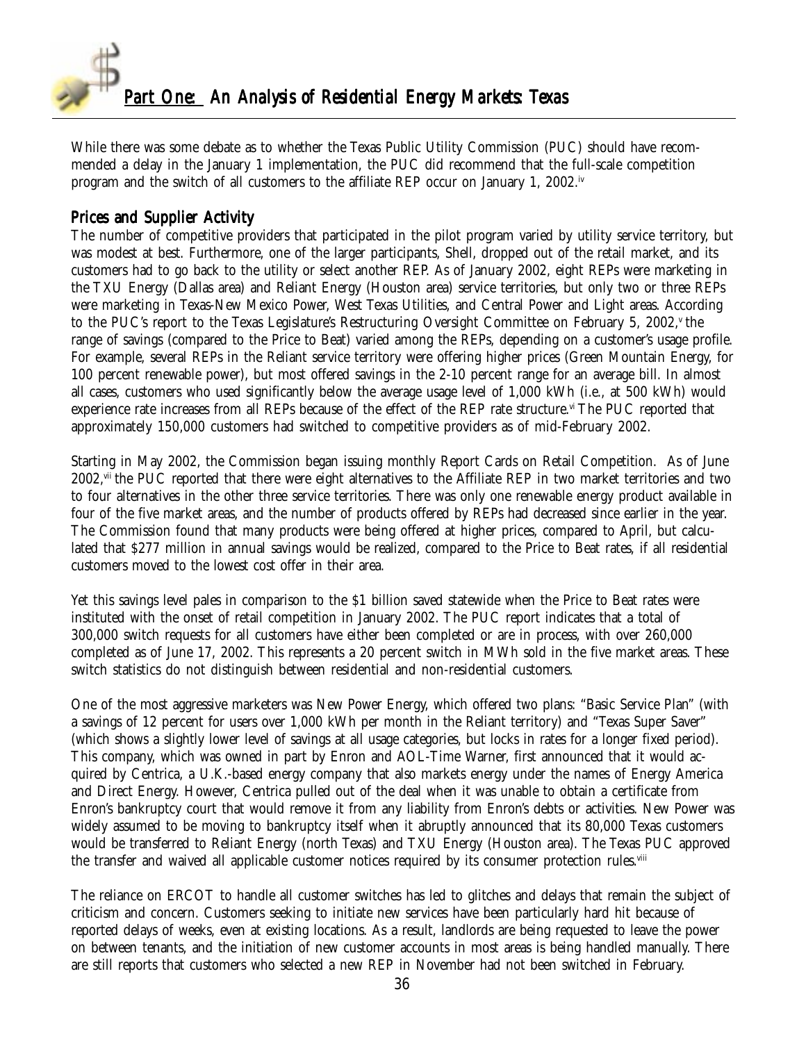While there was some debate as to whether the Texas Public Utility Commission (PUC) should have recommended a delay in the January 1 implementation, the PUC did recommend that the full-scale competition program and the switch of all customers to the affiliate REP occur on January 1, 2002.[iv]

## Prices and Supplier Activity

The number of competitive providers that participated in the pilot program varied by utility service territory, but was modest at best. Furthermore, one of the larger participants, Shell, dropped out of the retail market, and its customers had to go back to the utility or select another REP. As of January 2002, eight REPs were marketing in the TXU Energy (Dallas area) and Reliant Energy (Houston area) service territories, but only two or three REPs were marketing in Texas-New Mexico Power, West Texas Utilities, and Central Power and Light areas. According to the PUC's report to the Texas Legislature's Restructuring Oversight Committee on February 5, 2002,[v] the range of savings (compared to the Price to Beat) varied among the REPs, depending on a customer's usage profile. For example, several REPs in the Reliant service territory were offering higher prices (Green Mountain Energy, for 100 percent renewable power), but most offered savings in the 2-10 percent range for an average bill. In almost all cases, customers who used significantly below the average usage level of 1,000 kWh (i.e., at 500 kWh) would experience rate increases from all REPs because of the effect of the REP rate structure.[vi] The PUC reported that approximately 150,000 customers had switched to competitive providers as of mid-February 2002.

Starting in May 2002, the Commission began issuing monthly Report Cards on Retail Competition. As of June 2002,[vii] the PUC reported that there were eight alternatives to the Affiliate REP in two market territories and two to four alternatives in the other three service territories. There was only one renewable energy product available in four of the five market areas, and the number of products offered by REPs had decreased since earlier in the year. The Commission found that many products were being offered at higher prices, compared to April, but calculated that $277 million in annual savings would be realized, compared to the Price to Beat rates, if all residential customers moved to the lowest cost offer in their area.

Yet this savings level pales in comparison to the $1 billion saved statewide when the Price to Beat rates were instituted with the onset of retail competition in January 2002. The PUC report indicates that a total of 300,000 switch requests for all customers have either been completed or are in process, with over 260,000 completed as of June 17, 2002. This represents a 20 percent switch in MWh sold in the five market areas. These switch statistics do not distinguish between residential and non-residential customers.

One of the most aggressive marketers was New Power Energy, which offered two plans: "Basic Service Plan" (with a savings of 12 percent for users over 1,000 kWh per month in the Reliant territory) and "Texas Super Saver" (which shows a slightly lower level of savings at all usage categories, but locks in rates for a longer fixed period). This company, which was owned in part by Enron and AOL-Time Warner, first announced that it would acquired by Centrica, a U.K.-based energy company that also markets energy under the names of Energy America and Direct Energy. However, Centrica pulled out of the deal when it was unable to obtain a certificate from Enron's bankruptcy court that would remove it from any liability from Enron's debts or activities. New Power was widely assumed to be moving to bankruptcy itself when it abruptly announced that its 80,000 Texas customers would be transferred to Reliant Energy (north Texas) and TXU Energy (Houston area). The Texas PUC approved the transfer and waived all applicable customer notices required by its consumer protection rules.[viii]

The reliance on ERCOT to handle all customer switches has led to glitches and delays that remain the subject of criticism and concern. Customers seeking to initiate new services have been particularly hard hit because of reported delays of weeks, even at existing locations. As a result, landlords are being requested to leave the power on between tenants, and the initiation of new customer accounts in most areas is being handled manually. There are still reports that customers who selected a new REP in November had not been switched in February.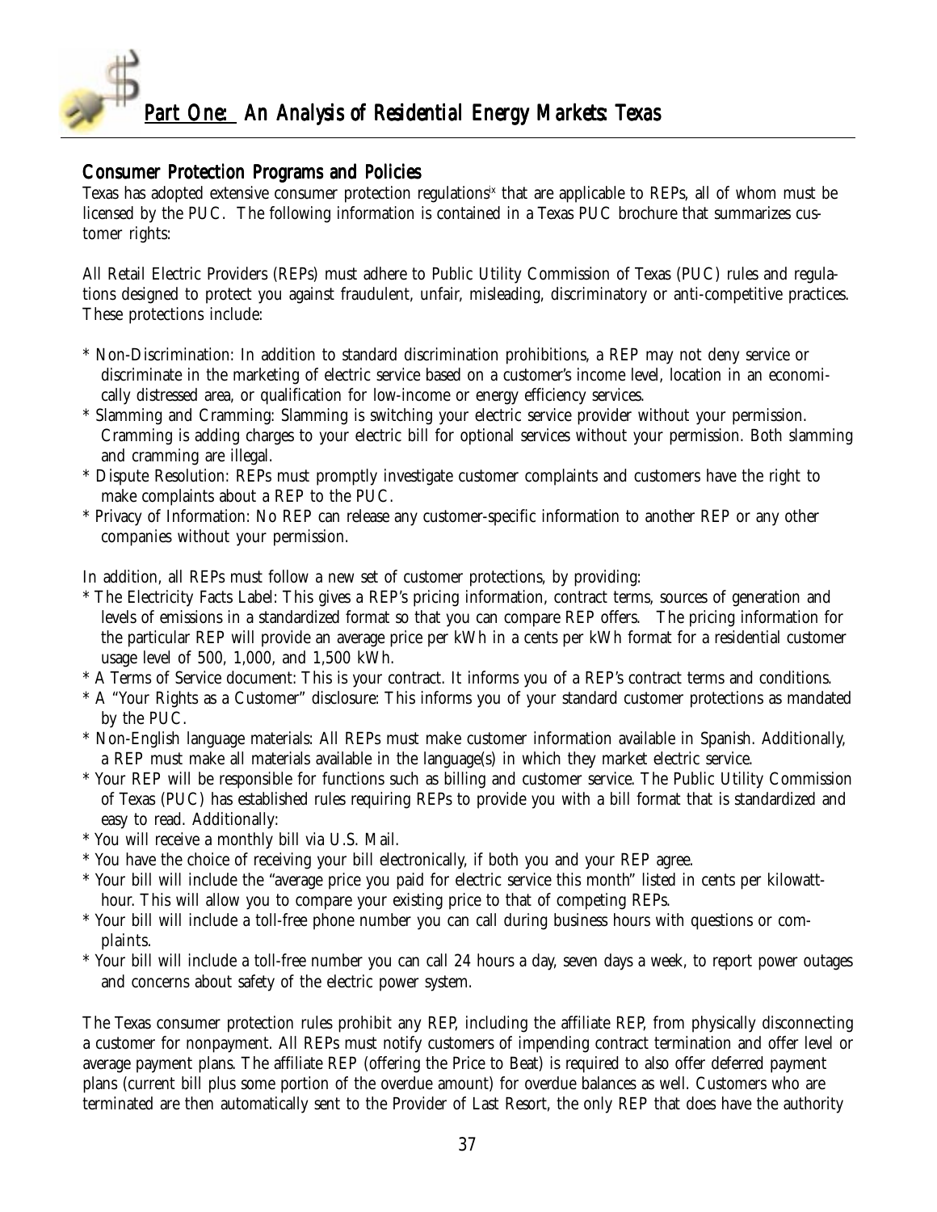## Consumer Protection Programs and Policies

Texas has adopted extensive consumer protection regulations[ix] that are applicable to REPs, all of whom must be licensed by the PUC. The following information is contained in a Texas PUC brochure that summarizes customer rights:

All Retail Electric Providers (REPs) must adhere to Public Utility Commission of Texas (PUC) rules and regulations designed to protect you against fraudulent, unfair, misleading, discriminatory or anti-competitive practices. These protections include:

* Non-Discrimination: In addition to standard discrimination prohibitions, a REP may not deny service or discriminate in the marketing of electric service based on a customer's income level, location in an economically distressed area, or qualification for low-income or energy efficiency services.
* Slamming and Cramming: Slamming is switching your electric service provider without your permission. Cramming is adding charges to your electric bill for optional services without your permission. Both slamming and cramming are illegal.
* Dispute Resolution: REPs must promptly investigate customer complaints and customers have the right to make complaints about a REP to the PUC.
* Privacy of Information: No REP can release any customer-specific information to another REP or any other companies without your permission.

In addition, all REPs must follow a new set of customer protections, by providing:

* The Electricity Facts Label: This gives a REP's pricing information, contract terms, sources of generation and levels of emissions in a standardized format so that you can compare REP offers. The pricing information for the particular REP will provide an average price per kWh in a cents per kWh format for a residential customer usage level of 500, 1,000, and 1,500 kWh.
* A Terms of Service document: This is your contract. It informs you of a REP's contract terms and conditions.
* A "Your Rights as a Customer" disclosure: This informs you of your standard customer protections as mandated by the PUC.
* Non-English language materials: All REPs must make customer information available in Spanish. Additionally, a REP must make all materials available in the language(s) in which they market electric service.
* Your REP will be responsible for functions such as billing and customer service. The Public Utility Commission of Texas (PUC) has established rules requiring REPs to provide you with a bill format that is standardized and easy to read. Additionally:
* You will receive a monthly bill via U.S. Mail.
* You have the choice of receiving your bill electronically, if both you and your REP agree.
* Your bill will include the "average price you paid for electric service this month" listed in cents per kilowatt-hour. This will allow you to compare your existing price to that of competing REPs.
* Your bill will include a toll-free phone number you can call during business hours with questions or complaints.
* Your bill will include a toll-free number you can call 24 hours a day, seven days a week, to report power outages and concerns about safety of the electric power system.

The Texas consumer protection rules prohibit any REP, including the affiliate REP, from physically disconnecting a customer for nonpayment. All REPs must notify customers of impending contract termination and offer level or average payment plans. The affiliate REP (offering the Price to Beat) is required to also offer deferred payment plans (current bill plus some portion of the overdue amount) for overdue balances as well. Customers who are terminated are then automatically sent to the Provider of Last Resort, the only REP that does have the authority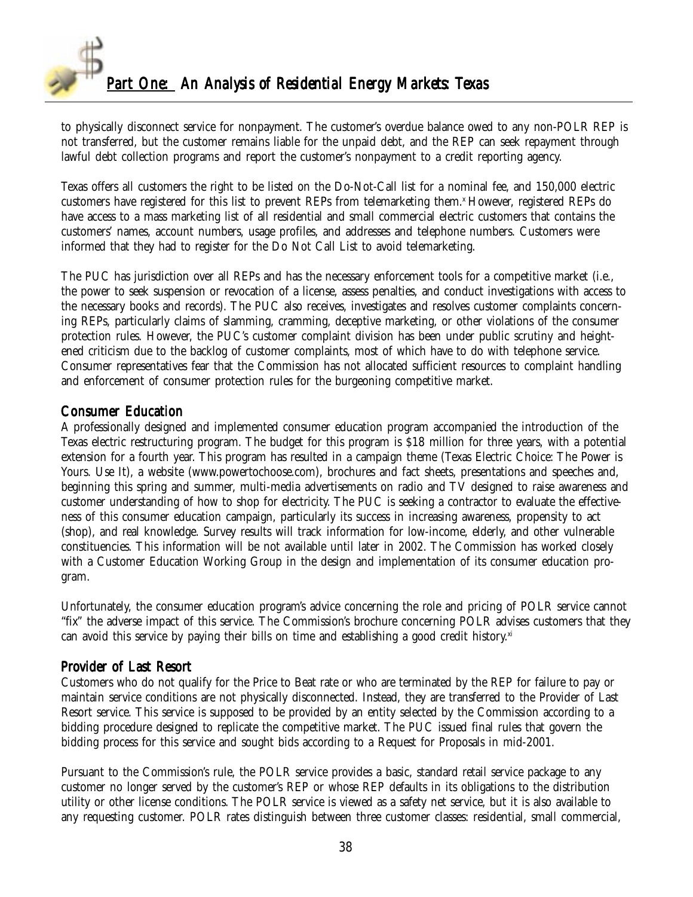to physically disconnect service for nonpayment. The customer's overdue balance owed to any non-POLR REP is not transferred, but the customer remains liable for the unpaid debt, and the REP can seek repayment through lawful debt collection programs and report the customer's nonpayment to a credit reporting agency.

Texas offers all customers the right to be listed on the Do-Not-Call list for a nominal fee, and 150,000 electric customers have registered for this list to prevent REPs from telemarketing them.[x] However, registered REPs do have access to a mass marketing list of all residential and small commercial electric customers that contains the customers' names, account numbers, usage profiles, and addresses and telephone numbers. Customers were informed that they had to register for the Do Not Call List to avoid telemarketing.

The PUC has jurisdiction over all REPs and has the necessary enforcement tools for a competitive market (i.e., the power to seek suspension or revocation of a license, assess penalties, and conduct investigations with access to the necessary books and records). The PUC also receives, investigates and resolves customer complaints concerning REPs, particularly claims of slamming, cramming, deceptive marketing, or other violations of the consumer protection rules. However, the PUC's customer complaint division has been under public scrutiny and heightened criticism due to the backlog of customer complaints, most of which have to do with telephone service. Consumer representatives fear that the Commission has not allocated sufficient resources to complaint handling and enforcement of consumer protection rules for the burgeoning competitive market.

## Consumer Education

A professionally designed and implemented consumer education program accompanied the introduction of the Texas electric restructuring program. The budget for this program is $18 million for three years, with a potential extension for a fourth year. This program has resulted in a campaign theme (Texas Electric Choice: The Power is Yours. Use It), a website (www.powertochoose.com), brochures and fact sheets, presentations and speeches and, beginning this spring and summer, multi-media advertisements on radio and TV designed to raise awareness and customer understanding of how to shop for electricity. The PUC is seeking a contractor to evaluate the effectiveness of this consumer education campaign, particularly its success in increasing awareness, propensity to act (shop), and real knowledge. Survey results will track information for low-income, elderly, and other vulnerable constituencies. This information will be not available until later in 2002. The Commission has worked closely with a Customer Education Working Group in the design and implementation of its consumer education program.

Unfortunately, the consumer education program's advice concerning the role and pricing of POLR service cannot "fix" the adverse impact of this service. The Commission's brochure concerning POLR advises customers that they can avoid this service by paying their bills on time and establishing a good credit history.[xi]

## Provider of Last Resort

Customers who do not qualify for the Price to Beat rate or who are terminated by the REP for failure to pay or maintain service conditions are not physically disconnected. Instead, they are transferred to the Provider of Last Resort service. This service is supposed to be provided by an entity selected by the Commission according to a bidding procedure designed to replicate the competitive market. The PUC issued final rules that govern the bidding process for this service and sought bids according to a Request for Proposals in mid-2001.

Pursuant to the Commission's rule, the POLR service provides a basic, standard retail service package to any customer no longer served by the customer's REP or whose REP defaults in its obligations to the distribution utility or other license conditions. The POLR service is viewed as a safety net service, but it is also available to any requesting customer. POLR rates distinguish between three customer classes: residential, small commercial,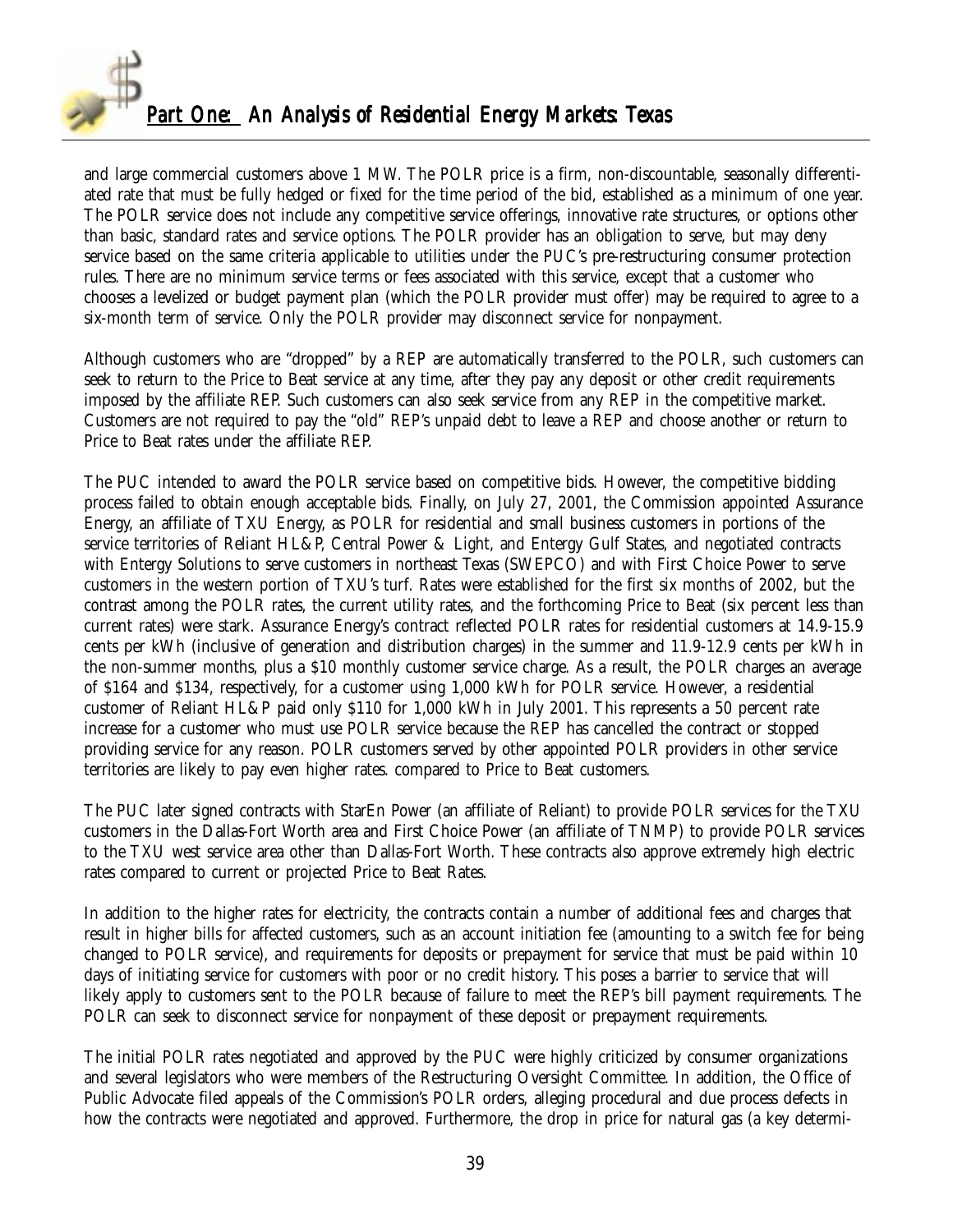and large commercial customers above 1 MW. The POLR price is a firm, non-discountable, seasonally differentiated rate that must be fully hedged or fixed for the time period of the bid, established as a minimum of one year. The POLR service does not include any competitive service offerings, innovative rate structures, or options other than basic, standard rates and service options. The POLR provider has an obligation to serve, but may deny service based on the same criteria applicable to utilities under the PUC's pre-restructuring consumer protection rules. There are no minimum service terms or fees associated with this service, except that a customer who chooses a levelized or budget payment plan (which the POLR provider must offer) may be required to agree to a six-month term of service. Only the POLR provider may disconnect service for nonpayment.

Although customers who are "dropped" by a REP are automatically transferred to the POLR, such customers can seek to return to the Price to Beat service at any time, after they pay any deposit or other credit requirements imposed by the affiliate REP. Such customers can also seek service from any REP in the competitive market. Customers are not required to pay the "old" REP's unpaid debt to leave a REP and choose another or return to Price to Beat rates under the affiliate REP.

The PUC intended to award the POLR service based on competitive bids. However, the competitive bidding process failed to obtain enough acceptable bids. Finally, on July 27, 2001, the Commission appointed Assurance Energy, an affiliate of TXU Energy, as POLR for residential and small business customers in portions of the service territories of Reliant HL&P, Central Power & Light, and Entergy Gulf States, and negotiated contracts with Entergy Solutions to serve customers in northeast Texas (SWEPCO) and with First Choice Power to serve customers in the western portion of TXU's turf. Rates were established for the first six months of 2002, but the contrast among the POLR rates, the current utility rates, and the forthcoming Price to Beat (six percent less than current rates) were stark. Assurance Energy's contract reflected POLR rates for residential customers at 14.9-15.9 cents per kWh (inclusive of generation and distribution charges) in the summer and 11.9-12.9 cents per kWh in the non-summer months, plus a $10 monthly customer service charge. As a result, the POLR charges an average of $164 and $134, respectively, for a customer using 1,000 kWh for POLR service. However, a residential customer of Reliant HL&P paid only $110 for 1,000 kWh in July 2001. This represents a 50 percent rate increase for a customer who must use POLR service because the REP has cancelled the contract or stopped providing service for any reason. POLR customers served by other appointed POLR providers in other service territories are likely to pay even higher rates. compared to Price to Beat customers.

The PUC later signed contracts with StarEn Power (an affiliate of Reliant) to provide POLR services for the TXU customers in the Dallas-Fort Worth area and First Choice Power (an affiliate of TNMP) to provide POLR services to the TXU west service area other than Dallas-Fort Worth. These contracts also approve extremely high electric rates compared to current or projected Price to Beat Rates.

In addition to the higher rates for electricity, the contracts contain a number of additional fees and charges that result in higher bills for affected customers, such as an account initiation fee (amounting to a switch fee for being changed to POLR service), and requirements for deposits or prepayment for service that must be paid within 10 days of initiating service for customers with poor or no credit history. This poses a barrier to service that will likely apply to customers sent to the POLR because of failure to meet the REP's bill payment requirements. The POLR can seek to disconnect service for nonpayment of these deposit or prepayment requirements.

The initial POLR rates negotiated and approved by the PUC were highly criticized by consumer organizations and several legislators who were members of the Restructuring Oversight Committee. In addition, the Office of Public Advocate filed appeals of the Commission's POLR orders, alleging procedural and due process defects in how the contracts were negotiated and approved. Furthermore, the drop in price for natural gas (a key determi-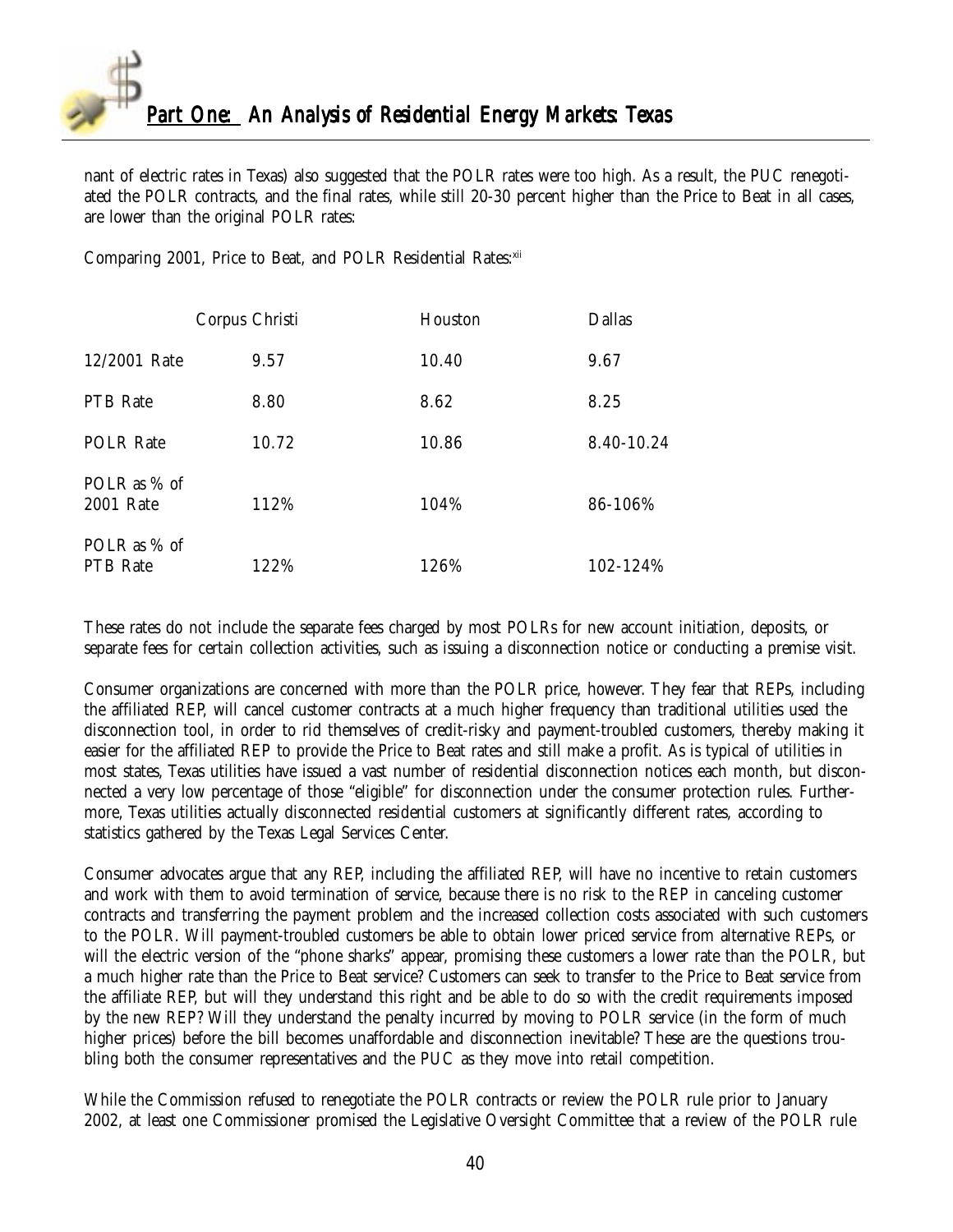nant of electric rates in Texas) also suggested that the POLR rates were too high. As a result, the PUC renegotiated the POLR contracts, and the final rates, while still 20-30 percent higher than the Price to Beat in all cases, are lower than the original POLR rates:

Comparing 2001, Price to Beat, and POLR Residential Rates:[xii]

| | Corpus Christi | Houston | Dallas |
|---|---|---|---|
| 12/2001 Rate | 9.57 | 10.40 | 9.67 |
| PTB Rate | 8.80 | 8.62 | 8.25 |
| POLR Rate | 10.72 | 10.86 | 8.40-10.24 |
| POLR as % of 2001 Rate | 112% | 104% | 86-106% |
| POLR as % of PTB Rate | 122% | 126% | 102-124% |

These rates do not include the separate fees charged by most POLRs for new account initiation, deposits, or separate fees for certain collection activities, such as issuing a disconnection notice or conducting a premise visit.

Consumer organizations are concerned with more than the POLR price, however. They fear that REPs, including the affiliated REP, will cancel customer contracts at a much higher frequency than traditional utilities used the disconnection tool, in order to rid themselves of credit-risky and payment-troubled customers, thereby making it easier for the affiliated REP to provide the Price to Beat rates and still make a profit. As is typical of utilities in most states, Texas utilities have issued a vast number of residential disconnection notices each month, but disconnected a very low percentage of those "eligible" for disconnection under the consumer protection rules. Furthermore, Texas utilities actually disconnected residential customers at significantly different rates, according to statistics gathered by the Texas Legal Services Center.

Consumer advocates argue that any REP, including the affiliated REP, will have no incentive to retain customers and work with them to avoid termination of service, because there is no risk to the REP in canceling customer contracts and transferring the payment problem and the increased collection costs associated with such customers to the POLR. Will payment-troubled customers be able to obtain lower priced service from alternative REPs, or will the electric version of the "phone sharks" appear, promising these customers a lower rate than the POLR, but a much higher rate than the Price to Beat service? Customers can seek to transfer to the Price to Beat service from the affiliate REP, but will they understand this right and be able to do so with the credit requirements imposed by the new REP? Will they understand the penalty incurred by moving to POLR service (in the form of much higher prices) before the bill becomes unaffordable and disconnection inevitable? These are the questions troubling both the consumer representatives and the PUC as they move into retail competition.

While the Commission refused to renegotiate the POLR contracts or review the POLR rule prior to January 2002, at least one Commissioner promised the Legislative Oversight Committee that a review of the POLR rule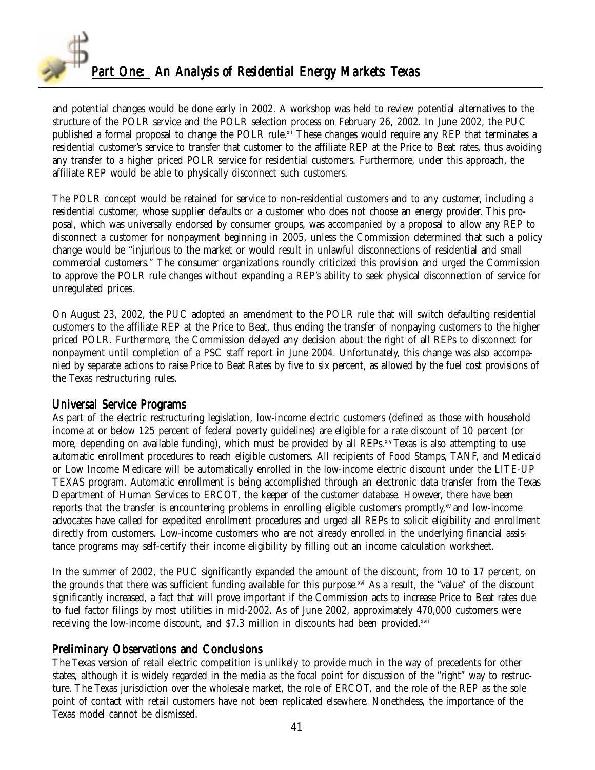and potential changes would be done early in 2002. A workshop was held to review potential alternatives to the structure of the POLR service and the POLR selection process on February 26, 2002. In June 2002, the PUC published a formal proposal to change the POLR rule.[xiii] These changes would require any REP that terminates a residential customer's service to transfer that customer to the affiliate REP at the Price to Beat rates, thus avoiding any transfer to a higher priced POLR service for residential customers. Furthermore, under this approach, the affiliate REP would be able to physically disconnect such customers.

The POLR concept would be retained for service to non-residential customers and to any customer, including a residential customer, whose supplier defaults or a customer who does not choose an energy provider. This proposal, which was universally endorsed by consumer groups, was accompanied by a proposal to allow any REP to disconnect a customer for nonpayment beginning in 2005, unless the Commission determined that such a policy change would be "injurious to the market or would result in unlawful disconnections of residential and small commercial customers." The consumer organizations roundly criticized this provision and urged the Commission to approve the POLR rule changes without expanding a REP's ability to seek physical disconnection of service for unregulated prices.

On August 23, 2002, the PUC adopted an amendment to the POLR rule that will switch defaulting residential customers to the affiliate REP at the Price to Beat, thus ending the transfer of nonpaying customers to the higher priced POLR. Furthermore, the Commission delayed any decision about the right of all REPs to disconnect for nonpayment until completion of a PSC staff report in June 2004. Unfortunately, this change was also accompanied by separate actions to raise Price to Beat Rates by five to six percent, as allowed by the fuel cost provisions of the Texas restructuring rules.

## Universal Service Programs

As part of the electric restructuring legislation, low-income electric customers (defined as those with household income at or below 125 percent of federal poverty guidelines) are eligible for a rate discount of 10 percent (or more, depending on available funding), which must be provided by all REPs.[xiv] Texas is also attempting to use automatic enrollment procedures to reach eligible customers. All recipients of Food Stamps, TANF, and Medicaid or Low Income Medicare will be automatically enrolled in the low-income electric discount under the LITE-UP TEXAS program. Automatic enrollment is being accomplished through an electronic data transfer from the Texas Department of Human Services to ERCOT, the keeper of the customer database. However, there have been reports that the transfer is encountering problems in enrolling eligible customers promptly,[xv] and low-income advocates have called for expedited enrollment procedures and urged all REPs to solicit eligibility and enrollment directly from customers. Low-income customers who are not already enrolled in the underlying financial assistance programs may self-certify their income eligibility by filling out an income calculation worksheet.

In the summer of 2002, the PUC significantly expanded the amount of the discount, from 10 to 17 percent, on the grounds that there was sufficient funding available for this purpose.[xvi] As a result, the "value" of the discount significantly increased, a fact that will prove important if the Commission acts to increase Price to Beat rates due to fuel factor filings by most utilities in mid-2002. As of June 2002, approximately 470,000 customers were receiving the low-income discount, and $7.3 million in discounts had been provided.[xvii]

## Preliminary Observations and Conclusions

The Texas version of retail electric competition is unlikely to provide much in the way of precedents for other states, although it is widely regarded in the media as the focal point for discussion of the "right" way to restructure. The Texas jurisdiction over the wholesale market, the role of ERCOT, and the role of the REP as the sole point of contact with retail customers have not been replicated elsewhere. Nonetheless, the importance of the Texas model cannot be dismissed.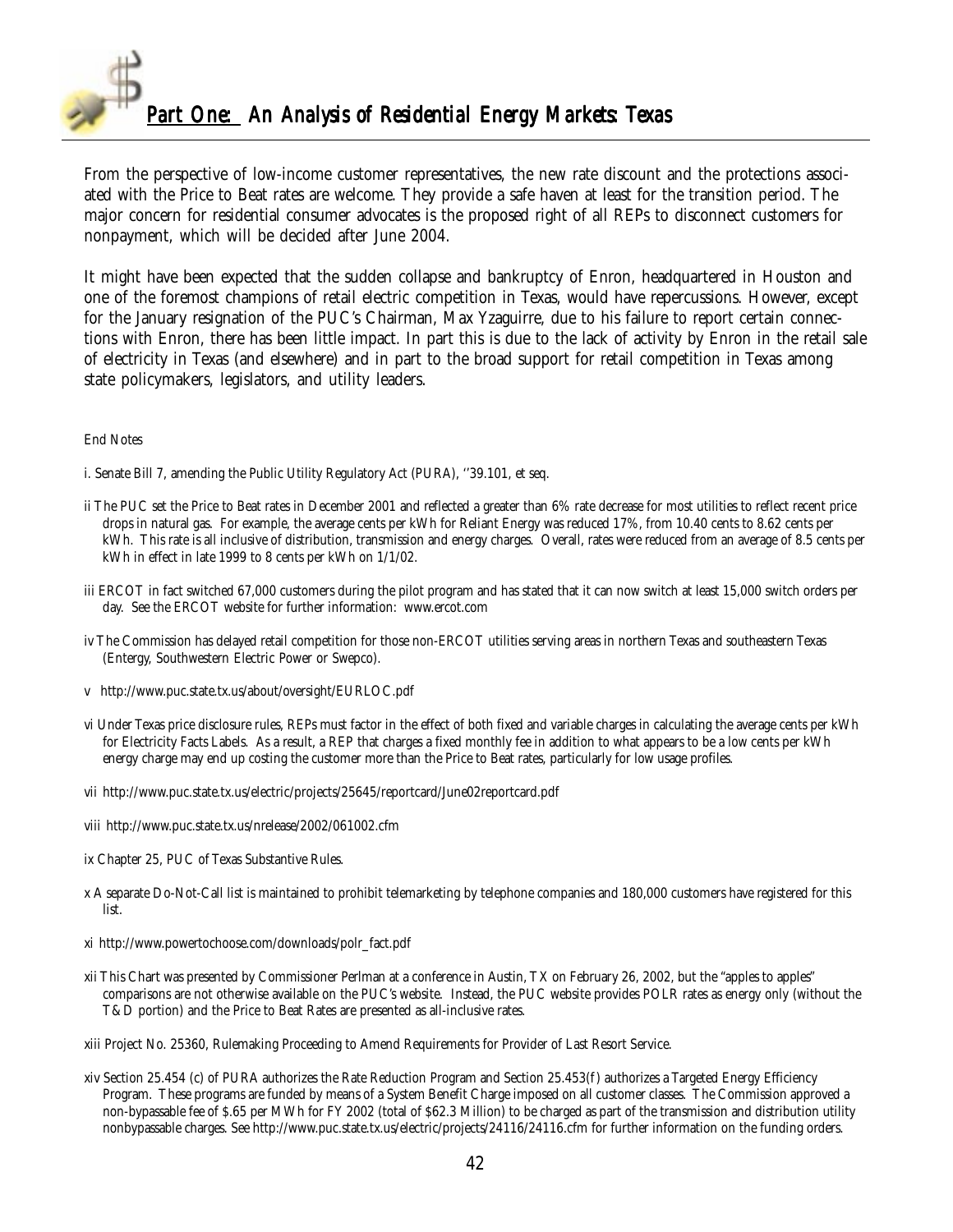From the perspective of low-income customer representatives, the new rate discount and the protections associated with the Price to Beat rates are welcome. They provide a safe haven at least for the transition period. The major concern for residential consumer advocates is the proposed right of all REPs to disconnect customers for nonpayment, which will be decided after June 2004.

It might have been expected that the sudden collapse and bankruptcy of Enron, headquartered in Houston and one of the foremost champions of retail electric competition in Texas, would have repercussions. However, except for the January resignation of the PUC's Chairman, Max Yzaguirre, due to his failure to report certain connections with Enron, there has been little impact. In part this is due to the lack of activity by Enron in the retail sale of electricity in Texas (and elsewhere) and in part to the broad support for retail competition in Texas among state policymakers, legislators, and utility leaders.

End Notes

i. Senate Bill 7, amending the Public Utility Regulatory Act (PURA), ''39.101, et seq.

ii The PUC set the Price to Beat rates in December 2001 and reflected a greater than 6% rate decrease for most utilities to reflect recent price drops in natural gas. For example, the average cents per kWh for Reliant Energy was reduced 17%, from 10.40 cents to 8.62 cents per kWh. This rate is all inclusive of distribution, transmission and energy charges. Overall, rates were reduced from an average of 8.5 cents per kWh in effect in late 1999 to 8 cents per kWh on 1/1/02.

iii ERCOT in fact switched 67,000 customers during the pilot program and has stated that it can now switch at least 15,000 switch orders per day. See the ERCOT website for further information: www.ercot.com

iv The Commission has delayed retail competition for those non-ERCOT utilities serving areas in northern Texas and southeastern Texas (Entergy, Southwestern Electric Power or Swepco).

v http://www.puc.state.tx.us/about/oversight/EURLOC.pdf

vi Under Texas price disclosure rules, REPs must factor in the effect of both fixed and variable charges in calculating the average cents per kWh for Electricity Facts Labels. As a result, a REP that charges a fixed monthly fee in addition to what appears to be a low cents per kWh energy charge may end up costing the customer more than the Price to Beat rates, particularly for low usage profiles.

vii http://www.puc.state.tx.us/electric/projects/25645/reportcard/June02reportcard.pdf

viii http://www.puc.state.tx.us/nrelease/2002/061002.cfm

ix Chapter 25, PUC of Texas Substantive Rules.

x A separate Do-Not-Call list is maintained to prohibit telemarketing by telephone companies and 180,000 customers have registered for this list.

xi http://www.powertochoose.com/downloads/polr_fact.pdf

xii This Chart was presented by Commissioner Perlman at a conference in Austin, TX on February 26, 2002, but the "apples to apples" comparisons are not otherwise available on the PUC's website. Instead, the PUC website provides POLR rates as energy only (without the T&D portion) and the Price to Beat Rates are presented as all-inclusive rates.

xiii Project No. 25360, Rulemaking Proceeding to Amend Requirements for Provider of Last Resort Service.

xiv Section 25.454 (c) of PURA authorizes the Rate Reduction Program and Section 25.453(f) authorizes a Targeted Energy Efficiency Program. These programs are funded by means of a System Benefit Charge imposed on all customer classes. The Commission approved a non-bypassable fee of $.65 per MWh for FY 2002 (total of $62.3 Million) to be charged as part of the transmission and distribution utility nonbypassable charges. See http://www.puc.state.tx.us/electric/projects/24116/24116.cfm for further information on the funding orders.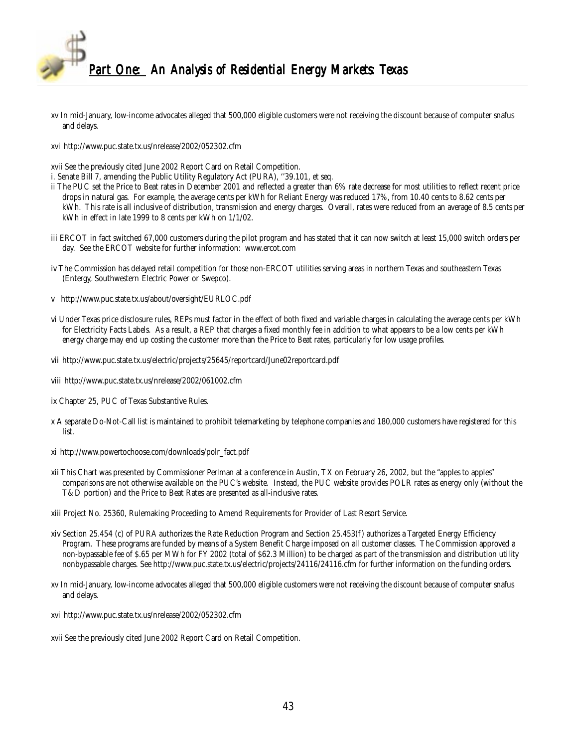xv In mid-January, low-income advocates alleged that 500,000 eligible customers were not receiving the discount because of computer snafus and delays.

xvi http://www.puc.state.tx.us/nrelease/2002/052302.cfm

xvii See the previously cited June 2002 Report Card on Retail Competition.

i. Senate Bill 7, amending the Public Utility Regulatory Act (PURA), ''39.101, et seq.

ii The PUC set the Price to Beat rates in December 2001 and reflected a greater than 6% rate decrease for most utilities to reflect recent price drops in natural gas. For example, the average cents per kWh for Reliant Energy was reduced 17%, from 10.40 cents to 8.62 cents per kWh. This rate is all inclusive of distribution, transmission and energy charges. Overall, rates were reduced from an average of 8.5 cents per kWh in effect in late 1999 to 8 cents per kWh on 1/1/02.

iii ERCOT in fact switched 67,000 customers during the pilot program and has stated that it can now switch at least 15,000 switch orders per day. See the ERCOT website for further information: www.ercot.com

iv The Commission has delayed retail competition for those non-ERCOT utilities serving areas in northern Texas and southeastern Texas (Entergy, Southwestern Electric Power or Swepco).

v http://www.puc.state.tx.us/about/oversight/EURLOC.pdf

vi Under Texas price disclosure rules, REPs must factor in the effect of both fixed and variable charges in calculating the average cents per kWh for Electricity Facts Labels. As a result, a REP that charges a fixed monthly fee in addition to what appears to be a low cents per kWh energy charge may end up costing the customer more than the Price to Beat rates, particularly for low usage profiles.

vii http://www.puc.state.tx.us/electric/projects/25645/reportcard/June02reportcard.pdf

viii http://www.puc.state.tx.us/nrelease/2002/061002.cfm

ix Chapter 25, PUC of Texas Substantive Rules.

x A separate Do-Not-Call list is maintained to prohibit telemarketing by telephone companies and 180,000 customers have registered for this list.

xi http://www.powertochoose.com/downloads/polr_fact.pdf

xii This Chart was presented by Commissioner Perlman at a conference in Austin, TX on February 26, 2002, but the "apples to apples" comparisons are not otherwise available on the PUC's website. Instead, the PUC website provides POLR rates as energy only (without the T&D portion) and the Price to Beat Rates are presented as all-inclusive rates.

xiii Project No. 25360, Rulemaking Proceeding to Amend Requirements for Provider of Last Resort Service.

xiv Section 25.454 (c) of PURA authorizes the Rate Reduction Program and Section 25.453(f) authorizes a Targeted Energy Efficiency Program. These programs are funded by means of a System Benefit Charge imposed on all customer classes. The Commission approved a non-bypassable fee of $.65 per MWh for FY 2002 (total of $62.3 Million) to be charged as part of the transmission and distribution utility nonbypassable charges. See http://www.puc.state.tx.us/electric/projects/24116/24116.cfm for further information on the funding orders.

xv In mid-January, low-income advocates alleged that 500,000 eligible customers were not receiving the discount because of computer snafus and delays.

xvi http://www.puc.state.tx.us/nrelease/2002/052302.cfm

xvii See the previously cited June 2002 Report Card on Retail Competition.